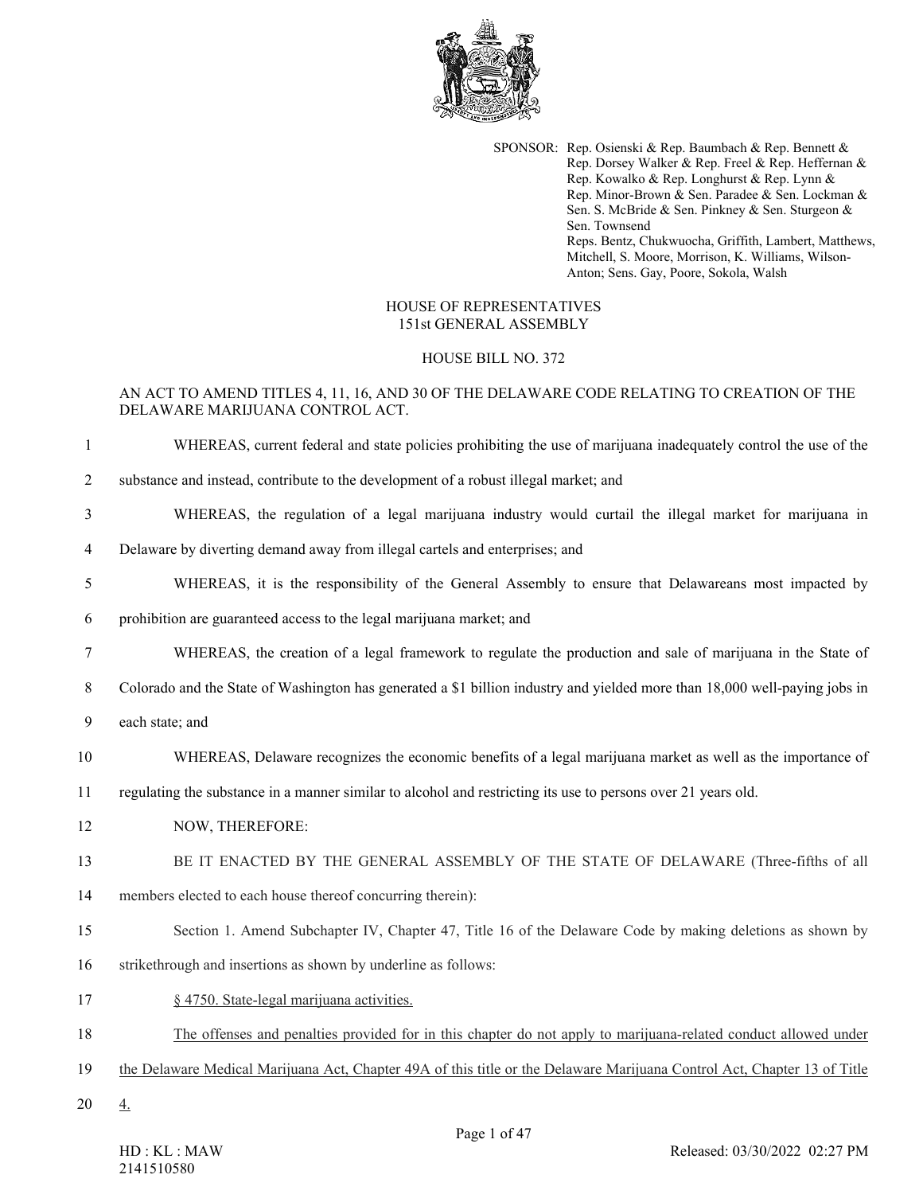SPONSOR: Rep. Osienski & Rep. Baumbach & Rep. Bennett & Rep. Dorsey Walker & Rep. Freel & Rep. Heffernan & Rep. Kowalko & Rep. Longhurst & Rep. Lynn & Rep. Minor-Brown & Sen. Paradee & Sen. Lockman & Sen. S. McBride & Sen. Pinkney & Sen. Sturgeon & Sen. Townsend
Reps. Bentz, Chukwuocha, Griffith, Lambert, Matthews, Mitchell, S. Moore, Morrison, K. Williams, Wilson-Anton; Sens. Gay, Poore, Sokola, Walsh

HOUSE OF REPRESENTATIVES
151st GENERAL ASSEMBLY

HOUSE BILL NO. 372

AN ACT TO AMEND TITLES 4, 11, 16, AND 30 OF THE DELAWARE CODE RELATING TO CREATION OF THE DELAWARE MARIJUANA CONTROL ACT.

1 WHEREAS, current federal and state policies prohibiting the use of marijuana inadequately control the use of the
2 substance and instead, contribute to the development of a robust illegal market; and
3 WHEREAS, the regulation of a legal marijuana industry would curtail the illegal market for marijuana in
4 Delaware by diverting demand away from illegal cartels and enterprises; and
5 WHEREAS, it is the responsibility of the General Assembly to ensure that Delawareans most impacted by
6 prohibition are guaranteed access to the legal marijuana market; and
7 WHEREAS, the creation of a legal framework to regulate the production and sale of marijuana in the State of
8 Colorado and the State of Washington has generated a $1 billion industry and yielded more than 18,000 well-paying jobs in
9 each state; and
10 WHEREAS, Delaware recognizes the economic benefits of a legal marijuana market as well as the importance of
11 regulating the substance in a manner similar to alcohol and restricting its use to persons over 21 years old.
12 NOW, THEREFORE:
13 BE IT ENACTED BY THE GENERAL ASSEMBLY OF THE STATE OF DELAWARE (Three-fifths of all
14 members elected to each house thereof concurring therein):
15 Section 1. Amend Subchapter IV, Chapter 47, Title 16 of the Delaware Code by making deletions as shown by
16 strikethrough and insertions as shown by underline as follows:
17 <u>§ 4750. State-legal marijuana activities.</u>
18 <u>The offenses and penalties provided for in this chapter do not apply to marijuana-related conduct allowed under</u>
19 <u>the Delaware Medical Marijuana Act, Chapter 49A of this title or the Delaware Marijuana Control Act, Chapter 13 of Title</u>
20 <u>4.</u>

HD : KL : MAW
2141510580

Released: 03/30/2022 02:27 PM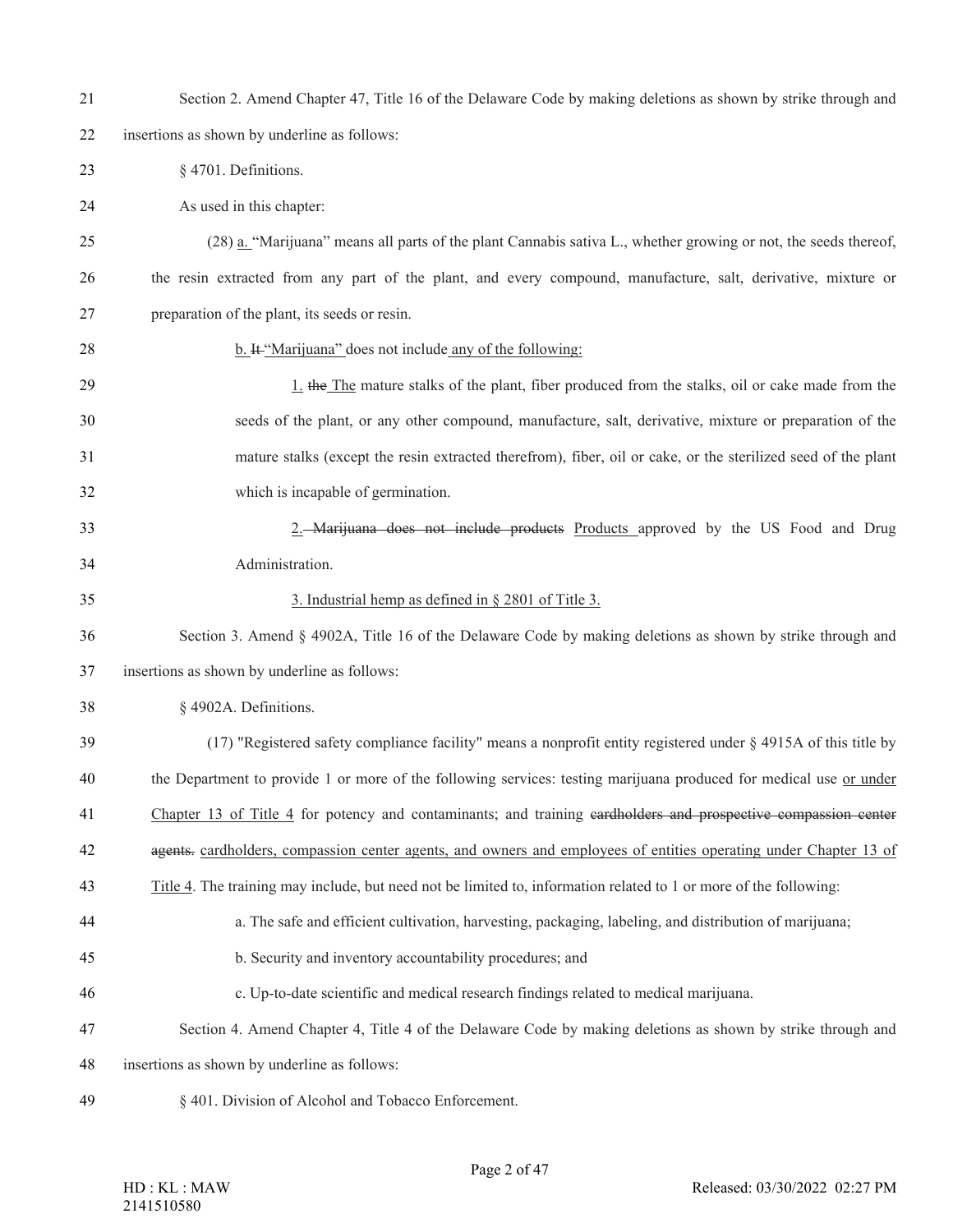Section 2. Amend Chapter 47, Title 16 of the Delaware Code by making deletions as shown by strike through and insertions as shown by underline as follows:

§ 4701. Definitions.

As used in this chapter:

(28) <u>a.</u> "Marijuana" means all parts of the plant Cannabis sativa L., whether growing or not, the seeds thereof, the resin extracted from any part of the plant, and every compound, manufacture, salt, derivative, mixture or preparation of the plant, its seeds or resin.

<u>b.</u> ~~It~~ <u>"Marijuana"</u> does not include <u>any of the following:</u>

<u>1.</u> ~~the~~ <u>The</u> mature stalks of the plant, fiber produced from the stalks, oil or cake made from the seeds of the plant, or any other compound, manufacture, salt, derivative, mixture or preparation of the mature stalks (except the resin extracted therefrom), fiber, oil or cake, or the sterilized seed of the plant which is incapable of germination.

<u>2.</u> ~~Marijuana does not include products~~ <u>Products</u> approved by the US Food and Drug Administration.

<u>3. Industrial hemp as defined in § 2801 of Title 3.</u>

Section 3. Amend § 4902A, Title 16 of the Delaware Code by making deletions as shown by strike through and insertions as shown by underline as follows:

§ 4902A. Definitions.

(17) "Registered safety compliance facility" means a nonprofit entity registered under § 4915A of this title by the Department to provide 1 or more of the following services: testing marijuana produced for medical use <u>or under Chapter 13 of Title 4</u> for potency and contaminants; and training ~~cardholders and prospective compassion center agents.~~ <u>cardholders, compassion center agents, and owners and employees of entities operating under Chapter 13 of Title 4</u>. The training may include, but need not be limited to, information related to 1 or more of the following:

a. The safe and efficient cultivation, harvesting, packaging, labeling, and distribution of marijuana;

b. Security and inventory accountability procedures; and

c. Up-to-date scientific and medical research findings related to medical marijuana.

Section 4. Amend Chapter 4, Title 4 of the Delaware Code by making deletions as shown by strike through and insertions as shown by underline as follows:

§ 401. Division of Alcohol and Tobacco Enforcement.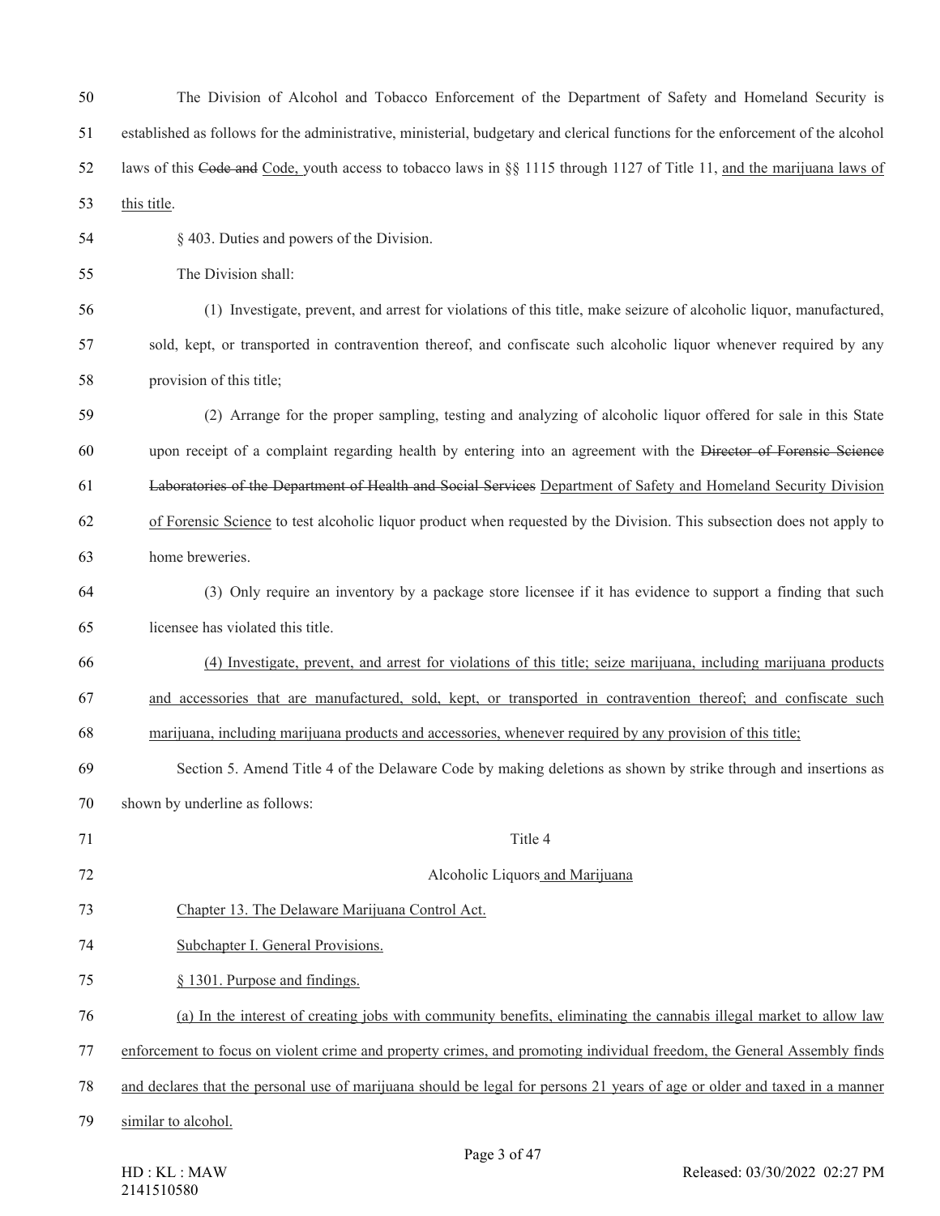The Division of Alcohol and Tobacco Enforcement of the Department of Safety and Homeland Security is established as follows for the administrative, ministerial, budgetary and clerical functions for the enforcement of the alcohol laws of this ~~Code and~~ <u>Code,</u> youth access to tobacco laws in §§ 1115 through 1127 of Title 11, <u>and the marijuana laws of this title</u>.

§ 403. Duties and powers of the Division.

The Division shall:

(1) Investigate, prevent, and arrest for violations of this title, make seizure of alcoholic liquor, manufactured, sold, kept, or transported in contravention thereof, and confiscate such alcoholic liquor whenever required by any provision of this title;

(2) Arrange for the proper sampling, testing and analyzing of alcoholic liquor offered for sale in this State upon receipt of a complaint regarding health by entering into an agreement with the ~~Director of Forensic Science Laboratories of the Department of Health and Social Services~~ <u>Department of Safety and Homeland Security Division of Forensic Science</u> to test alcoholic liquor product when requested by the Division. This subsection does not apply to home breweries.

(3) Only require an inventory by a package store licensee if it has evidence to support a finding that such licensee has violated this title.

<u>(4) Investigate, prevent, and arrest for violations of this title; seize marijuana, including marijuana products and accessories that are manufactured, sold, kept, or transported in contravention thereof; and confiscate such marijuana, including marijuana products and accessories, whenever required by any provision of this title;</u>

Section 5. Amend Title 4 of the Delaware Code by making deletions as shown by strike through and insertions as shown by underline as follows:

Title 4

Alcoholic Liquors<u> and Marijuana</u>

<u>Chapter 13. The Delaware Marijuana Control Act.</u>

<u>Subchapter I. General Provisions.</u>

<u>§ 1301. Purpose and findings.</u>

<u>(a) In the interest of creating jobs with community benefits, eliminating the cannabis illegal market to allow law enforcement to focus on violent crime and property crimes, and promoting individual freedom, the General Assembly finds and declares that the personal use of marijuana should be legal for persons 21 years of age or older and taxed in a manner similar to alcohol.</u>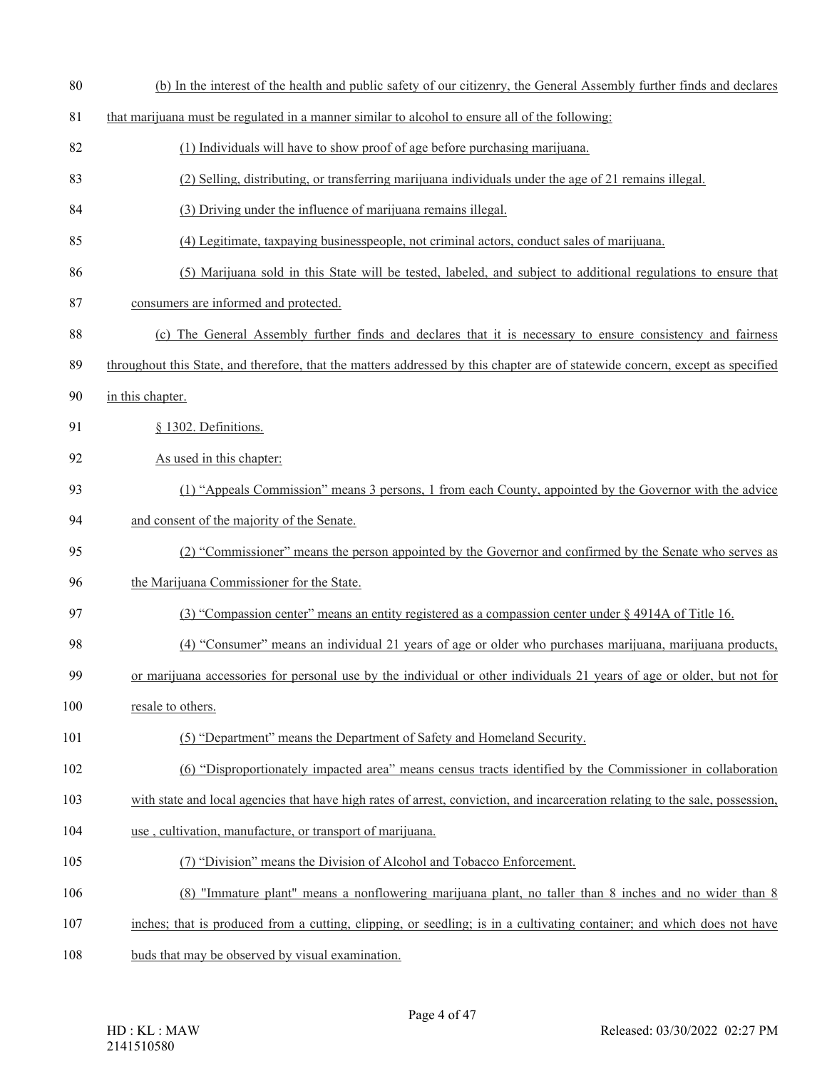(b) In the interest of the health and public safety of our citizenry, the General Assembly further finds and declares that marijuana must be regulated in a manner similar to alcohol to ensure all of the following:

(1) Individuals will have to show proof of age before purchasing marijuana.

(2) Selling, distributing, or transferring marijuana individuals under the age of 21 remains illegal.

(3) Driving under the influence of marijuana remains illegal.

(4) Legitimate, taxpaying businesspeople, not criminal actors, conduct sales of marijuana.

(5) Marijuana sold in this State will be tested, labeled, and subject to additional regulations to ensure that consumers are informed and protected.

(c) The General Assembly further finds and declares that it is necessary to ensure consistency and fairness throughout this State, and therefore, that the matters addressed by this chapter are of statewide concern, except as specified in this chapter.

§ 1302. Definitions.

As used in this chapter:

(1) "Appeals Commission" means 3 persons, 1 from each County, appointed by the Governor with the advice and consent of the majority of the Senate.

(2) "Commissioner" means the person appointed by the Governor and confirmed by the Senate who serves as the Marijuana Commissioner for the State.

(3) "Compassion center" means an entity registered as a compassion center under § 4914A of Title 16.

(4) "Consumer" means an individual 21 years of age or older who purchases marijuana, marijuana products, or marijuana accessories for personal use by the individual or other individuals 21 years of age or older, but not for resale to others.

(5) "Department" means the Department of Safety and Homeland Security.

(6) "Disproportionately impacted area" means census tracts identified by the Commissioner in collaboration with state and local agencies that have high rates of arrest, conviction, and incarceration relating to the sale, possession, use , cultivation, manufacture, or transport of marijuana.

(7) "Division" means the Division of Alcohol and Tobacco Enforcement.

(8) "Immature plant" means a nonflowering marijuana plant, no taller than 8 inches and no wider than 8 inches; that is produced from a cutting, clipping, or seedling; is in a cultivating container; and which does not have buds that may be observed by visual examination.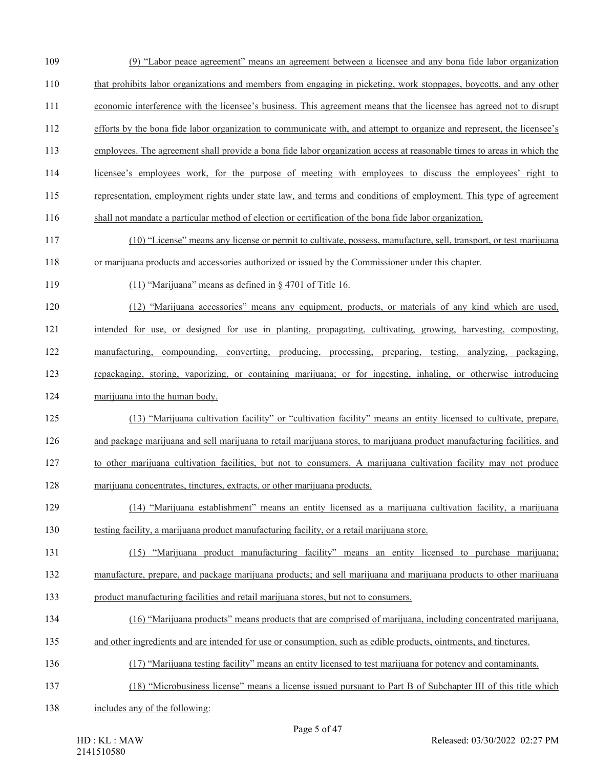(9) "Labor peace agreement" means an agreement between a licensee and any bona fide labor organization that prohibits labor organizations and members from engaging in picketing, work stoppages, boycotts, and any other economic interference with the licensee's business. This agreement means that the licensee has agreed not to disrupt efforts by the bona fide labor organization to communicate with, and attempt to organize and represent, the licensee's employees. The agreement shall provide a bona fide labor organization access at reasonable times to areas in which the licensee's employees work, for the purpose of meeting with employees to discuss the employees' right to representation, employment rights under state law, and terms and conditions of employment. This type of agreement shall not mandate a particular method of election or certification of the bona fide labor organization.

(10) "License" means any license or permit to cultivate, possess, manufacture, sell, transport, or test marijuana or marijuana products and accessories authorized or issued by the Commissioner under this chapter.

(11) "Marijuana" means as defined in § 4701 of Title 16.

(12) "Marijuana accessories" means any equipment, products, or materials of any kind which are used, intended for use, or designed for use in planting, propagating, cultivating, growing, harvesting, composting, manufacturing, compounding, converting, producing, processing, preparing, testing, analyzing, packaging, repackaging, storing, vaporizing, or containing marijuana; or for ingesting, inhaling, or otherwise introducing marijuana into the human body.

(13) "Marijuana cultivation facility" or "cultivation facility" means an entity licensed to cultivate, prepare, and package marijuana and sell marijuana to retail marijuana stores, to marijuana product manufacturing facilities, and to other marijuana cultivation facilities, but not to consumers. A marijuana cultivation facility may not produce marijuana concentrates, tinctures, extracts, or other marijuana products.

(14) "Marijuana establishment" means an entity licensed as a marijuana cultivation facility, a marijuana testing facility, a marijuana product manufacturing facility, or a retail marijuana store.

(15) "Marijuana product manufacturing facility" means an entity licensed to purchase marijuana; manufacture, prepare, and package marijuana products; and sell marijuana and marijuana products to other marijuana product manufacturing facilities and retail marijuana stores, but not to consumers.

(16) "Marijuana products" means products that are comprised of marijuana, including concentrated marijuana, and other ingredients and are intended for use or consumption, such as edible products, ointments, and tinctures.

(17) "Marijuana testing facility" means an entity licensed to test marijuana for potency and contaminants.

(18) "Microbusiness license" means a license issued pursuant to Part B of Subchapter III of this title which includes any of the following: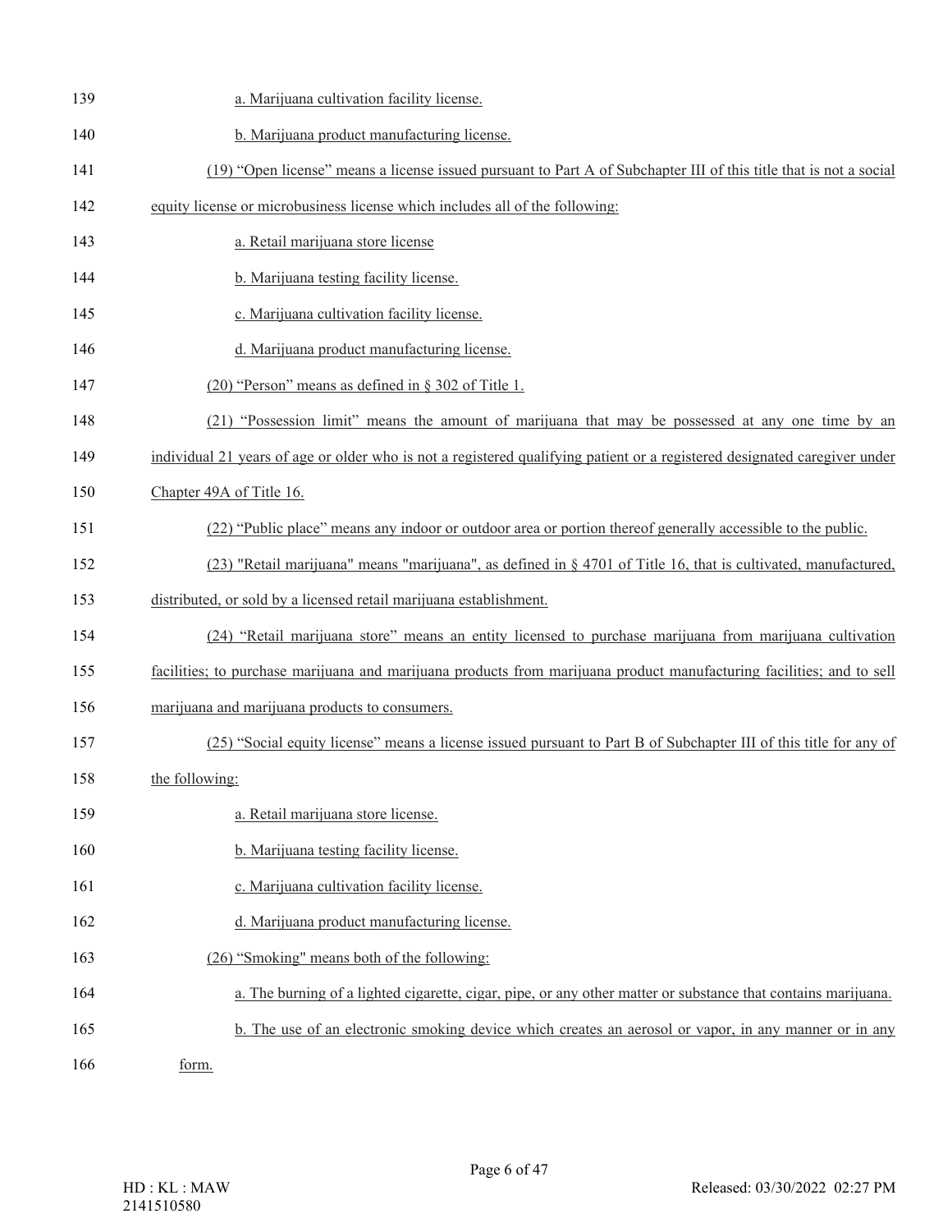a. Marijuana cultivation facility license.

b. Marijuana product manufacturing license.

(19) "Open license" means a license issued pursuant to Part A of Subchapter III of this title that is not a social equity license or microbusiness license which includes all of the following:

a. Retail marijuana store license

b. Marijuana testing facility license.

c. Marijuana cultivation facility license.

d. Marijuana product manufacturing license.

(20) "Person" means as defined in § 302 of Title 1.

(21) "Possession limit" means the amount of marijuana that may be possessed at any one time by an individual 21 years of age or older who is not a registered qualifying patient or a registered designated caregiver under Chapter 49A of Title 16.

(22) "Public place" means any indoor or outdoor area or portion thereof generally accessible to the public.

(23) "Retail marijuana" means "marijuana", as defined in § 4701 of Title 16, that is cultivated, manufactured, distributed, or sold by a licensed retail marijuana establishment.

(24) "Retail marijuana store" means an entity licensed to purchase marijuana from marijuana cultivation facilities; to purchase marijuana and marijuana products from marijuana product manufacturing facilities; and to sell marijuana and marijuana products to consumers.

(25) "Social equity license" means a license issued pursuant to Part B of Subchapter III of this title for any of the following:

a. Retail marijuana store license.

b. Marijuana testing facility license.

c. Marijuana cultivation facility license.

d. Marijuana product manufacturing license.

(26) "Smoking" means both of the following:

a. The burning of a lighted cigarette, cigar, pipe, or any other matter or substance that contains marijuana.

b. The use of an electronic smoking device which creates an aerosol or vapor, in any manner or in any form.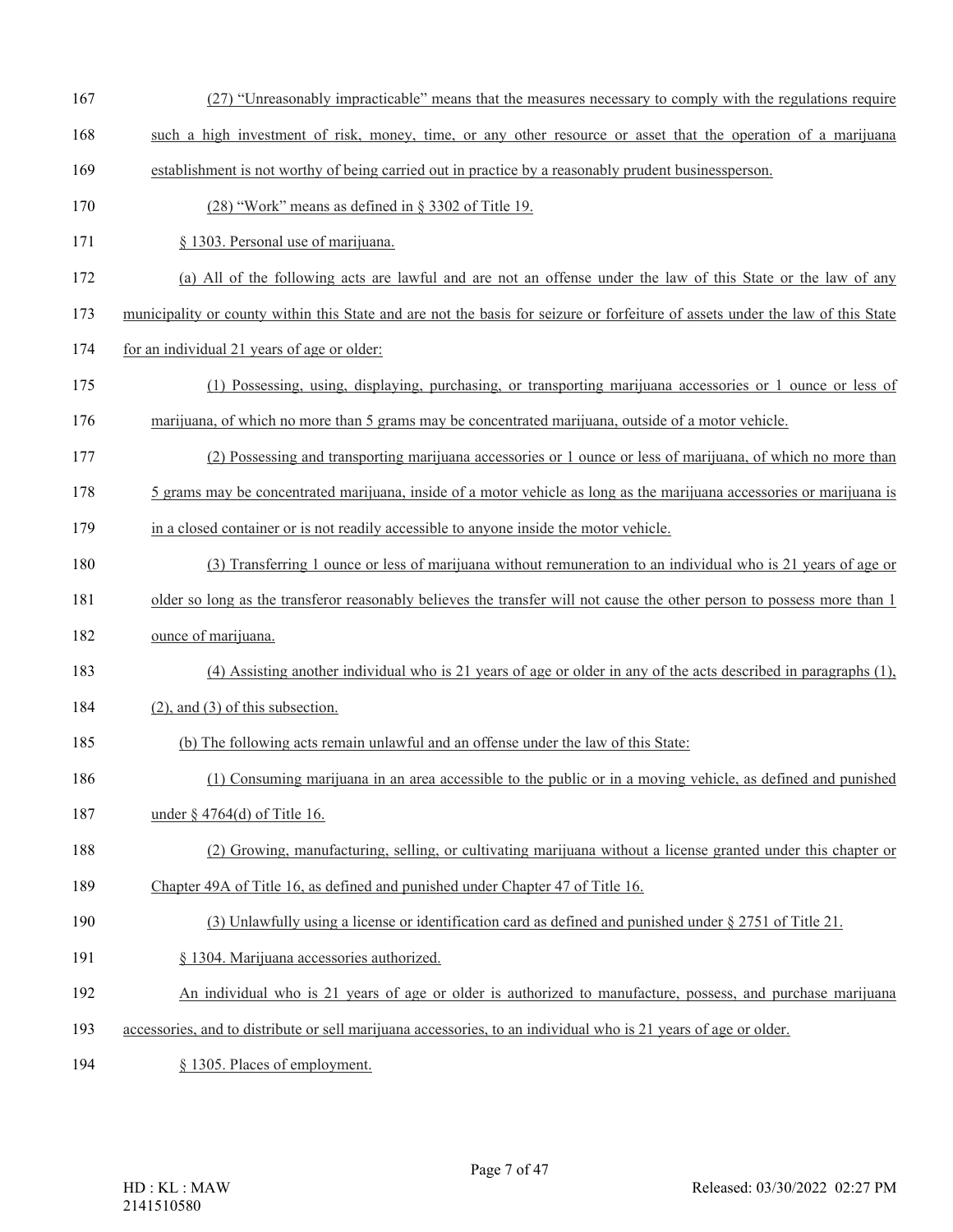(27) "Unreasonably impracticable" means that the measures necessary to comply with the regulations require such a high investment of risk, money, time, or any other resource or asset that the operation of a marijuana establishment is not worthy of being carried out in practice by a reasonably prudent businessperson.

(28) "Work" means as defined in § 3302 of Title 19.

§ 1303. Personal use of marijuana.

(a) All of the following acts are lawful and are not an offense under the law of this State or the law of any municipality or county within this State and are not the basis for seizure or forfeiture of assets under the law of this State for an individual 21 years of age or older:

(1) Possessing, using, displaying, purchasing, or transporting marijuana accessories or 1 ounce or less of marijuana, of which no more than 5 grams may be concentrated marijuana, outside of a motor vehicle.

(2) Possessing and transporting marijuana accessories or 1 ounce or less of marijuana, of which no more than 5 grams may be concentrated marijuana, inside of a motor vehicle as long as the marijuana accessories or marijuana is in a closed container or is not readily accessible to anyone inside the motor vehicle.

(3) Transferring 1 ounce or less of marijuana without remuneration to an individual who is 21 years of age or older so long as the transferor reasonably believes the transfer will not cause the other person to possess more than 1 ounce of marijuana.

(4) Assisting another individual who is 21 years of age or older in any of the acts described in paragraphs (1), (2), and (3) of this subsection.

(b) The following acts remain unlawful and an offense under the law of this State:

(1) Consuming marijuana in an area accessible to the public or in a moving vehicle, as defined and punished under § 4764(d) of Title 16.

(2) Growing, manufacturing, selling, or cultivating marijuana without a license granted under this chapter or Chapter 49A of Title 16, as defined and punished under Chapter 47 of Title 16.

(3) Unlawfully using a license or identification card as defined and punished under § 2751 of Title 21.

§ 1304. Marijuana accessories authorized.

An individual who is 21 years of age or older is authorized to manufacture, possess, and purchase marijuana accessories, and to distribute or sell marijuana accessories, to an individual who is 21 years of age or older.

§ 1305. Places of employment.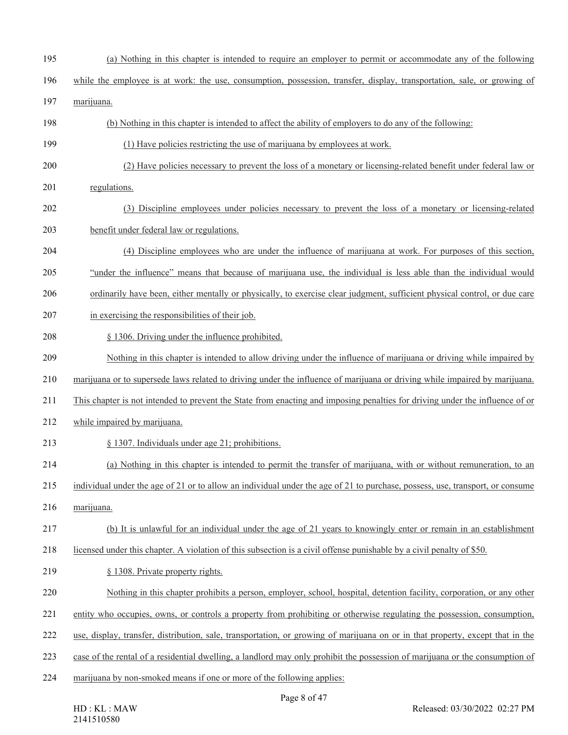(a) Nothing in this chapter is intended to require an employer to permit or accommodate any of the following while the employee is at work: the use, consumption, possession, transfer, display, transportation, sale, or growing of marijuana.

(b) Nothing in this chapter is intended to affect the ability of employers to do any of the following:

(1) Have policies restricting the use of marijuana by employees at work.

(2) Have policies necessary to prevent the loss of a monetary or licensing-related benefit under federal law or regulations.

(3) Discipline employees under policies necessary to prevent the loss of a monetary or licensing-related benefit under federal law or regulations.

(4) Discipline employees who are under the influence of marijuana at work. For purposes of this section, "under the influence" means that because of marijuana use, the individual is less able than the individual would ordinarily have been, either mentally or physically, to exercise clear judgment, sufficient physical control, or due care in exercising the responsibilities of their job.

§ 1306. Driving under the influence prohibited.

Nothing in this chapter is intended to allow driving under the influence of marijuana or driving while impaired by marijuana or to supersede laws related to driving under the influence of marijuana or driving while impaired by marijuana. This chapter is not intended to prevent the State from enacting and imposing penalties for driving under the influence of or while impaired by marijuana.

§ 1307. Individuals under age 21; prohibitions.

(a) Nothing in this chapter is intended to permit the transfer of marijuana, with or without remuneration, to an individual under the age of 21 or to allow an individual under the age of 21 to purchase, possess, use, transport, or consume marijuana.

(b) It is unlawful for an individual under the age of 21 years to knowingly enter or remain in an establishment licensed under this chapter. A violation of this subsection is a civil offense punishable by a civil penalty of $50.

§ 1308. Private property rights.

Nothing in this chapter prohibits a person, employer, school, hospital, detention facility, corporation, or any other entity who occupies, owns, or controls a property from prohibiting or otherwise regulating the possession, consumption, use, display, transfer, distribution, sale, transportation, or growing of marijuana on or in that property, except that in the case of the rental of a residential dwelling, a landlord may only prohibit the possession of marijuana or the consumption of marijuana by non-smoked means if one or more of the following applies: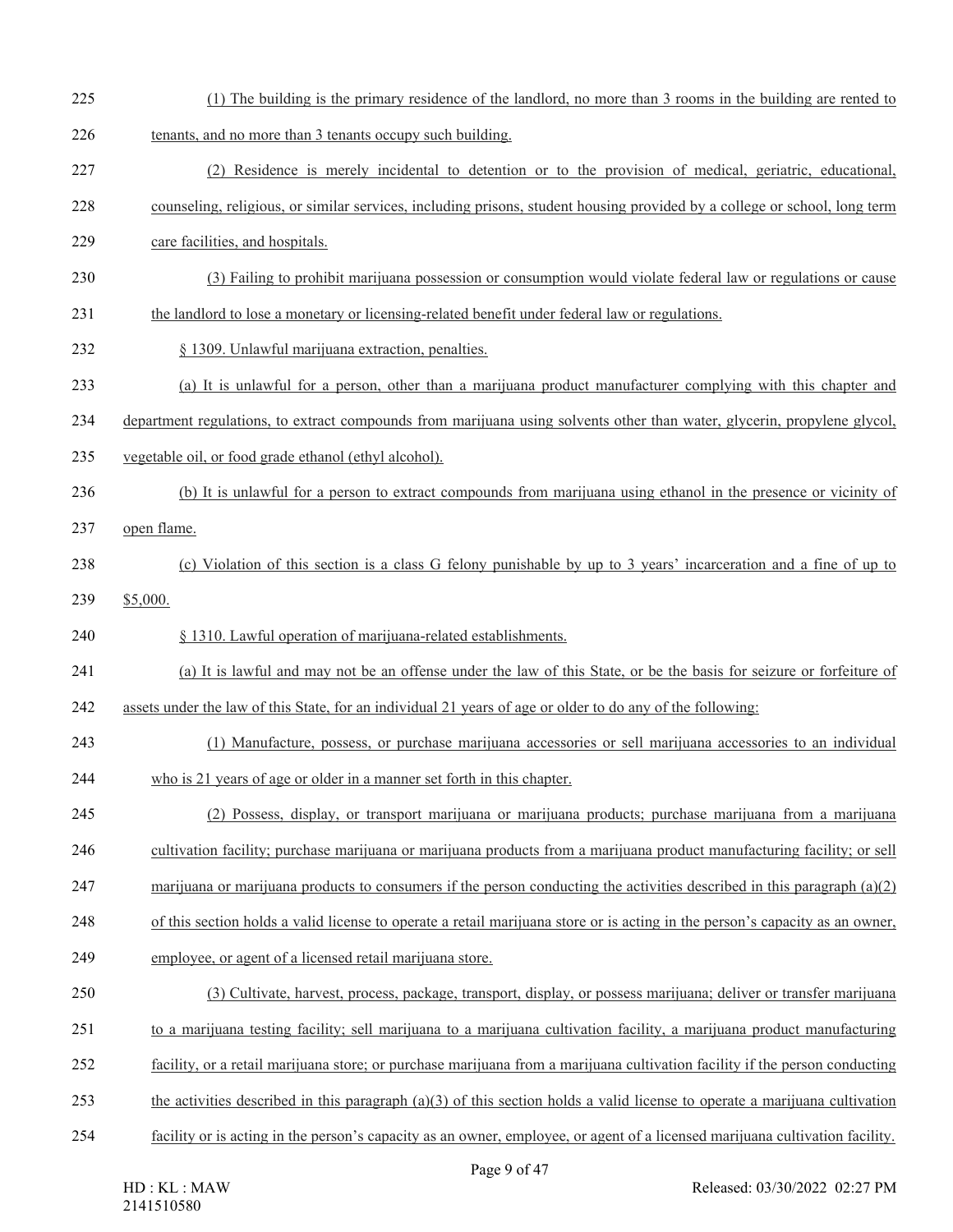(1) The building is the primary residence of the landlord, no more than 3 rooms in the building are rented to tenants, and no more than 3 tenants occupy such building.

(2) Residence is merely incidental to detention or to the provision of medical, geriatric, educational, counseling, religious, or similar services, including prisons, student housing provided by a college or school, long term care facilities, and hospitals.

(3) Failing to prohibit marijuana possession or consumption would violate federal law or regulations or cause the landlord to lose a monetary or licensing-related benefit under federal law or regulations.

§ 1309. Unlawful marijuana extraction, penalties.

(a) It is unlawful for a person, other than a marijuana product manufacturer complying with this chapter and department regulations, to extract compounds from marijuana using solvents other than water, glycerin, propylene glycol, vegetable oil, or food grade ethanol (ethyl alcohol).

(b) It is unlawful for a person to extract compounds from marijuana using ethanol in the presence or vicinity of open flame.

(c) Violation of this section is a class G felony punishable by up to 3 years' incarceration and a fine of up to $5,000.

§ 1310. Lawful operation of marijuana-related establishments.

(a) It is lawful and may not be an offense under the law of this State, or be the basis for seizure or forfeiture of assets under the law of this State, for an individual 21 years of age or older to do any of the following:

(1) Manufacture, possess, or purchase marijuana accessories or sell marijuana accessories to an individual who is 21 years of age or older in a manner set forth in this chapter.

(2) Possess, display, or transport marijuana or marijuana products; purchase marijuana from a marijuana cultivation facility; purchase marijuana or marijuana products from a marijuana product manufacturing facility; or sell marijuana or marijuana products to consumers if the person conducting the activities described in this paragraph (a)(2) of this section holds a valid license to operate a retail marijuana store or is acting in the person's capacity as an owner, employee, or agent of a licensed retail marijuana store.

(3) Cultivate, harvest, process, package, transport, display, or possess marijuana; deliver or transfer marijuana to a marijuana testing facility; sell marijuana to a marijuana cultivation facility, a marijuana product manufacturing facility, or a retail marijuana store; or purchase marijuana from a marijuana cultivation facility if the person conducting the activities described in this paragraph (a)(3) of this section holds a valid license to operate a marijuana cultivation facility or is acting in the person's capacity as an owner, employee, or agent of a licensed marijuana cultivation facility.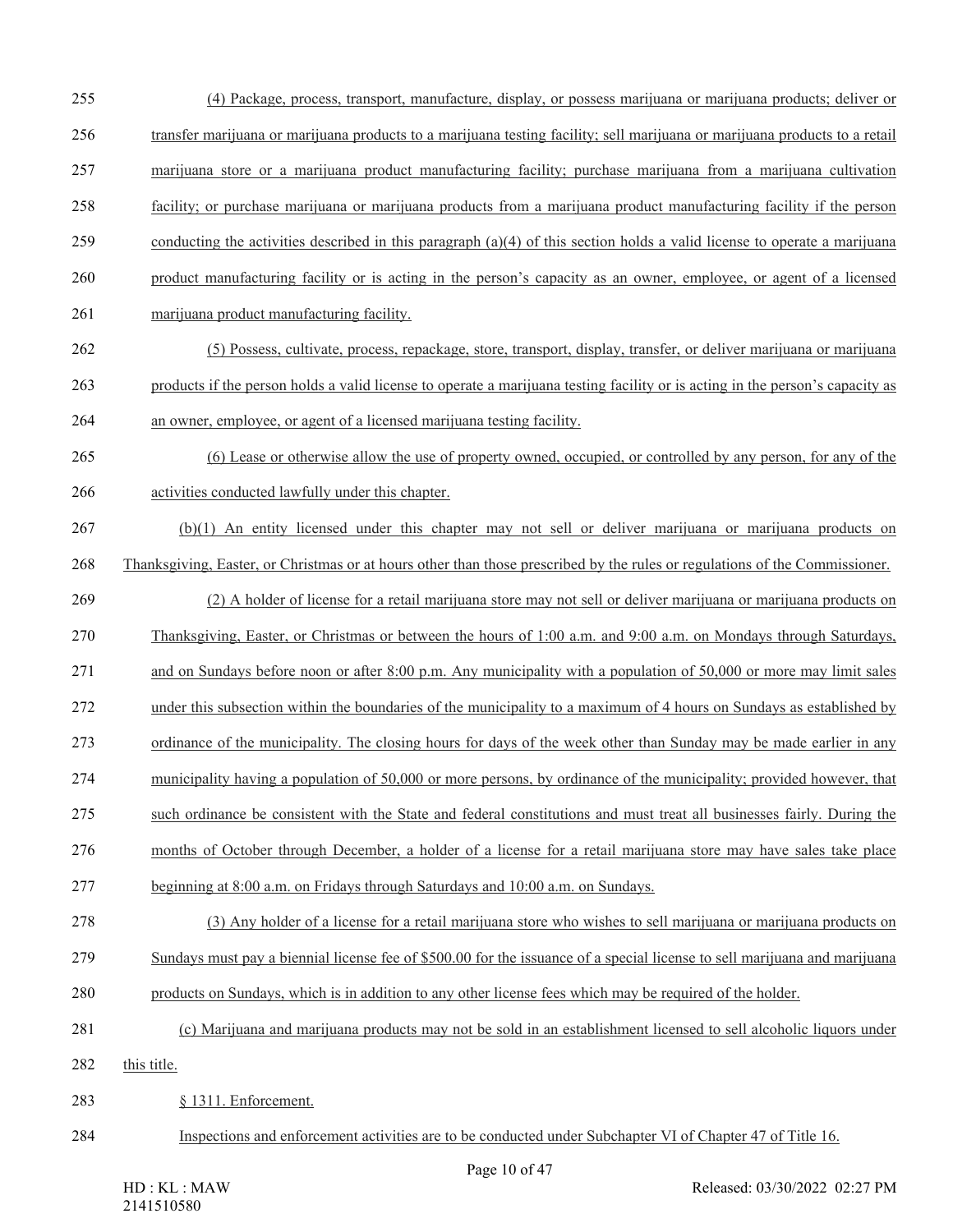(4) Package, process, transport, manufacture, display, or possess marijuana or marijuana products; deliver or transfer marijuana or marijuana products to a marijuana testing facility; sell marijuana or marijuana products to a retail marijuana store or a marijuana product manufacturing facility; purchase marijuana from a marijuana cultivation facility; or purchase marijuana or marijuana products from a marijuana product manufacturing facility if the person conducting the activities described in this paragraph (a)(4) of this section holds a valid license to operate a marijuana product manufacturing facility or is acting in the person's capacity as an owner, employee, or agent of a licensed marijuana product manufacturing facility.

(5) Possess, cultivate, process, repackage, store, transport, display, transfer, or deliver marijuana or marijuana products if the person holds a valid license to operate a marijuana testing facility or is acting in the person's capacity as an owner, employee, or agent of a licensed marijuana testing facility.

(6) Lease or otherwise allow the use of property owned, occupied, or controlled by any person, for any of the activities conducted lawfully under this chapter.

(b)(1) An entity licensed under this chapter may not sell or deliver marijuana or marijuana products on Thanksgiving, Easter, or Christmas or at hours other than those prescribed by the rules or regulations of the Commissioner.

(2) A holder of license for a retail marijuana store may not sell or deliver marijuana or marijuana products on Thanksgiving, Easter, or Christmas or between the hours of 1:00 a.m. and 9:00 a.m. on Mondays through Saturdays, and on Sundays before noon or after 8:00 p.m. Any municipality with a population of 50,000 or more may limit sales under this subsection within the boundaries of the municipality to a maximum of 4 hours on Sundays as established by ordinance of the municipality. The closing hours for days of the week other than Sunday may be made earlier in any municipality having a population of 50,000 or more persons, by ordinance of the municipality; provided however, that such ordinance be consistent with the State and federal constitutions and must treat all businesses fairly. During the months of October through December, a holder of a license for a retail marijuana store may have sales take place beginning at 8:00 a.m. on Fridays through Saturdays and 10:00 a.m. on Sundays.

(3) Any holder of a license for a retail marijuana store who wishes to sell marijuana or marijuana products on Sundays must pay a biennial license fee of $500.00 for the issuance of a special license to sell marijuana and marijuana products on Sundays, which is in addition to any other license fees which may be required of the holder.

(c) Marijuana and marijuana products may not be sold in an establishment licensed to sell alcoholic liquors under this title.

§ 1311. Enforcement.

Inspections and enforcement activities are to be conducted under Subchapter VI of Chapter 47 of Title 16.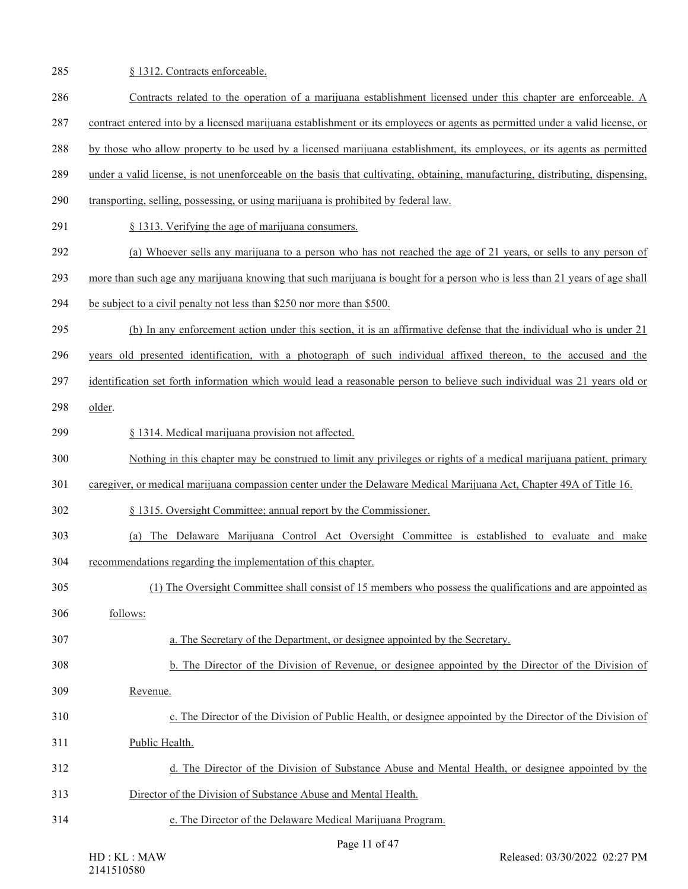§ 1312. Contracts enforceable.

Contracts related to the operation of a marijuana establishment licensed under this chapter are enforceable. A contract entered into by a licensed marijuana establishment or its employees or agents as permitted under a valid license, or by those who allow property to be used by a licensed marijuana establishment, its employees, or its agents as permitted under a valid license, is not unenforceable on the basis that cultivating, obtaining, manufacturing, distributing, dispensing, transporting, selling, possessing, or using marijuana is prohibited by federal law.

§ 1313. Verifying the age of marijuana consumers.

(a) Whoever sells any marijuana to a person who has not reached the age of 21 years, or sells to any person of more than such age any marijuana knowing that such marijuana is bought for a person who is less than 21 years of age shall be subject to a civil penalty not less than $250 nor more than $500.

(b) In any enforcement action under this section, it is an affirmative defense that the individual who is under 21 years old presented identification, with a photograph of such individual affixed thereon, to the accused and the identification set forth information which would lead a reasonable person to believe such individual was 21 years old or older.

§ 1314. Medical marijuana provision not affected.

Nothing in this chapter may be construed to limit any privileges or rights of a medical marijuana patient, primary caregiver, or medical marijuana compassion center under the Delaware Medical Marijuana Act, Chapter 49A of Title 16.

§ 1315. Oversight Committee; annual report by the Commissioner.

(a) The Delaware Marijuana Control Act Oversight Committee is established to evaluate and make recommendations regarding the implementation of this chapter.

(1) The Oversight Committee shall consist of 15 members who possess the qualifications and are appointed as follows:

a. The Secretary of the Department, or designee appointed by the Secretary.

b. The Director of the Division of Revenue, or designee appointed by the Director of the Division of Revenue.

c. The Director of the Division of Public Health, or designee appointed by the Director of the Division of Public Health.

d. The Director of the Division of Substance Abuse and Mental Health, or designee appointed by the Director of the Division of Substance Abuse and Mental Health.

e. The Director of the Delaware Medical Marijuana Program.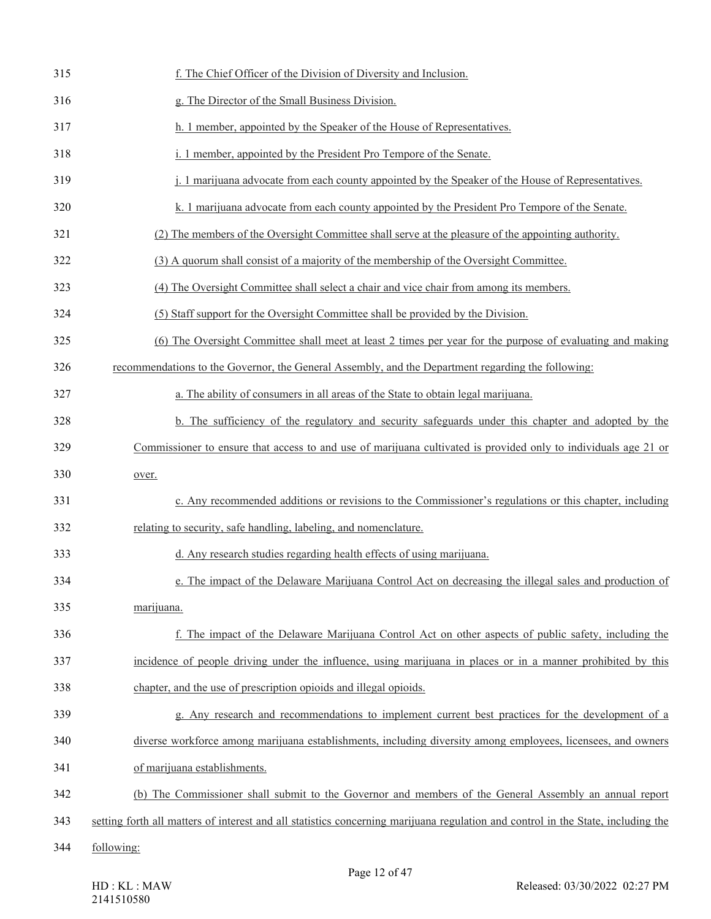f. The Chief Officer of the Division of Diversity and Inclusion.

g. The Director of the Small Business Division.

h. 1 member, appointed by the Speaker of the House of Representatives.

i. 1 member, appointed by the President Pro Tempore of the Senate.

j. 1 marijuana advocate from each county appointed by the Speaker of the House of Representatives.

k. 1 marijuana advocate from each county appointed by the President Pro Tempore of the Senate.

(2) The members of the Oversight Committee shall serve at the pleasure of the appointing authority.

(3) A quorum shall consist of a majority of the membership of the Oversight Committee.

(4) The Oversight Committee shall select a chair and vice chair from among its members.

(5) Staff support for the Oversight Committee shall be provided by the Division.

(6) The Oversight Committee shall meet at least 2 times per year for the purpose of evaluating and making recommendations to the Governor, the General Assembly, and the Department regarding the following:

a. The ability of consumers in all areas of the State to obtain legal marijuana.

b. The sufficiency of the regulatory and security safeguards under this chapter and adopted by the Commissioner to ensure that access to and use of marijuana cultivated is provided only to individuals age 21 or over.

c. Any recommended additions or revisions to the Commissioner's regulations or this chapter, including relating to security, safe handling, labeling, and nomenclature.

d. Any research studies regarding health effects of using marijuana.

e. The impact of the Delaware Marijuana Control Act on decreasing the illegal sales and production of marijuana.

f. The impact of the Delaware Marijuana Control Act on other aspects of public safety, including the incidence of people driving under the influence, using marijuana in places or in a manner prohibited by this chapter, and the use of prescription opioids and illegal opioids.

g. Any research and recommendations to implement current best practices for the development of a diverse workforce among marijuana establishments, including diversity among employees, licensees, and owners of marijuana establishments.

(b) The Commissioner shall submit to the Governor and members of the General Assembly an annual report setting forth all matters of interest and all statistics concerning marijuana regulation and control in the State, including the following: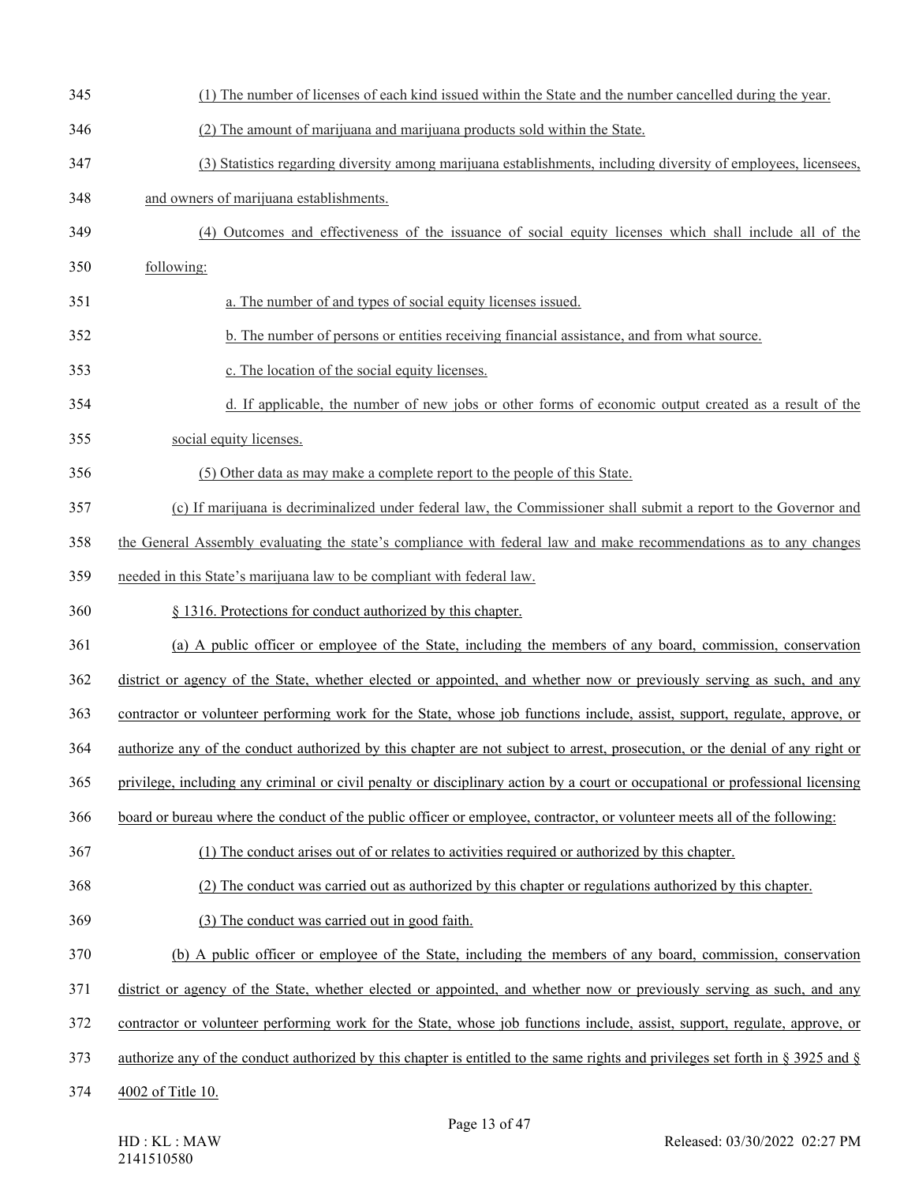(1) The number of licenses of each kind issued within the State and the number cancelled during the year.

(2) The amount of marijuana and marijuana products sold within the State.

(3) Statistics regarding diversity among marijuana establishments, including diversity of employees, licensees, and owners of marijuana establishments.

(4) Outcomes and effectiveness of the issuance of social equity licenses which shall include all of the following:

a. The number of and types of social equity licenses issued.

b. The number of persons or entities receiving financial assistance, and from what source.

c. The location of the social equity licenses.

d. If applicable, the number of new jobs or other forms of economic output created as a result of the social equity licenses.

(5) Other data as may make a complete report to the people of this State.

(c) If marijuana is decriminalized under federal law, the Commissioner shall submit a report to the Governor and the General Assembly evaluating the state's compliance with federal law and make recommendations as to any changes needed in this State's marijuana law to be compliant with federal law.

§ 1316. Protections for conduct authorized by this chapter.

(a) A public officer or employee of the State, including the members of any board, commission, conservation district or agency of the State, whether elected or appointed, and whether now or previously serving as such, and any contractor or volunteer performing work for the State, whose job functions include, assist, support, regulate, approve, or authorize any of the conduct authorized by this chapter are not subject to arrest, prosecution, or the denial of any right or privilege, including any criminal or civil penalty or disciplinary action by a court or occupational or professional licensing board or bureau where the conduct of the public officer or employee, contractor, or volunteer meets all of the following:

(1) The conduct arises out of or relates to activities required or authorized by this chapter.

(2) The conduct was carried out as authorized by this chapter or regulations authorized by this chapter.

(3) The conduct was carried out in good faith.

(b) A public officer or employee of the State, including the members of any board, commission, conservation district or agency of the State, whether elected or appointed, and whether now or previously serving as such, and any contractor or volunteer performing work for the State, whose job functions include, assist, support, regulate, approve, or authorize any of the conduct authorized by this chapter is entitled to the same rights and privileges set forth in § 3925 and § 4002 of Title 10.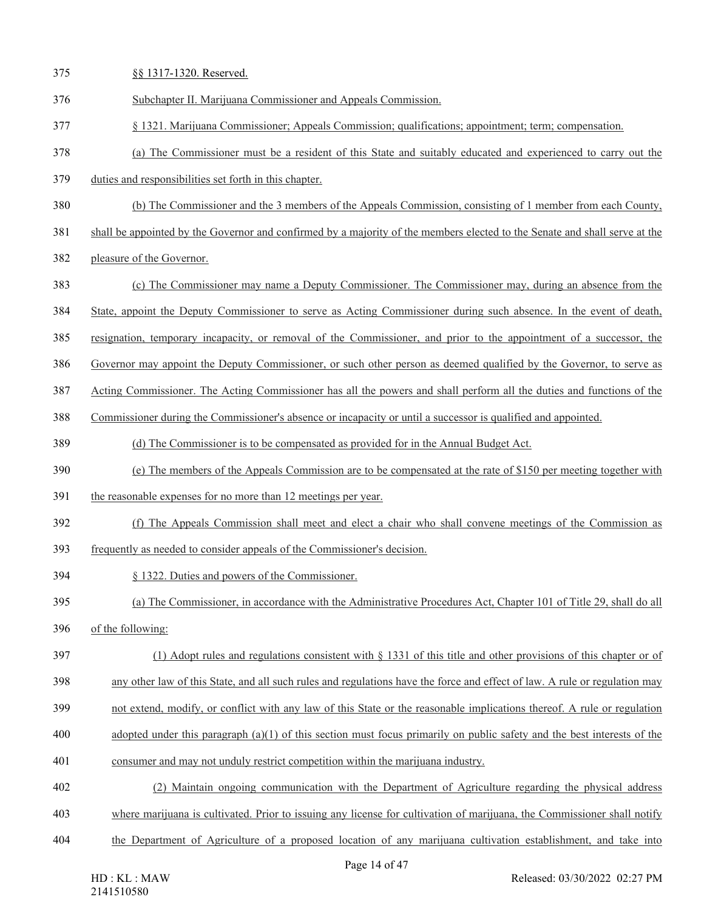§§ 1317-1320. Reserved.

Subchapter II. Marijuana Commissioner and Appeals Commission.

§ 1321. Marijuana Commissioner; Appeals Commission; qualifications; appointment; term; compensation.

(a) The Commissioner must be a resident of this State and suitably educated and experienced to carry out the duties and responsibilities set forth in this chapter.

(b) The Commissioner and the 3 members of the Appeals Commission, consisting of 1 member from each County, shall be appointed by the Governor and confirmed by a majority of the members elected to the Senate and shall serve at the pleasure of the Governor.

(c) The Commissioner may name a Deputy Commissioner. The Commissioner may, during an absence from the State, appoint the Deputy Commissioner to serve as Acting Commissioner during such absence. In the event of death, resignation, temporary incapacity, or removal of the Commissioner, and prior to the appointment of a successor, the Governor may appoint the Deputy Commissioner, or such other person as deemed qualified by the Governor, to serve as Acting Commissioner. The Acting Commissioner has all the powers and shall perform all the duties and functions of the Commissioner during the Commissioner's absence or incapacity or until a successor is qualified and appointed.

(d) The Commissioner is to be compensated as provided for in the Annual Budget Act.

(e) The members of the Appeals Commission are to be compensated at the rate of $150 per meeting together with the reasonable expenses for no more than 12 meetings per year.

(f) The Appeals Commission shall meet and elect a chair who shall convene meetings of the Commission as frequently as needed to consider appeals of the Commissioner's decision.

§ 1322. Duties and powers of the Commissioner.

(a) The Commissioner, in accordance with the Administrative Procedures Act, Chapter 101 of Title 29, shall do all of the following:

(1) Adopt rules and regulations consistent with § 1331 of this title and other provisions of this chapter or of any other law of this State, and all such rules and regulations have the force and effect of law. A rule or regulation may not extend, modify, or conflict with any law of this State or the reasonable implications thereof. A rule or regulation adopted under this paragraph (a)(1) of this section must focus primarily on public safety and the best interests of the consumer and may not unduly restrict competition within the marijuana industry.

(2) Maintain ongoing communication with the Department of Agriculture regarding the physical address where marijuana is cultivated. Prior to issuing any license for cultivation of marijuana, the Commissioner shall notify the Department of Agriculture of a proposed location of any marijuana cultivation establishment, and take into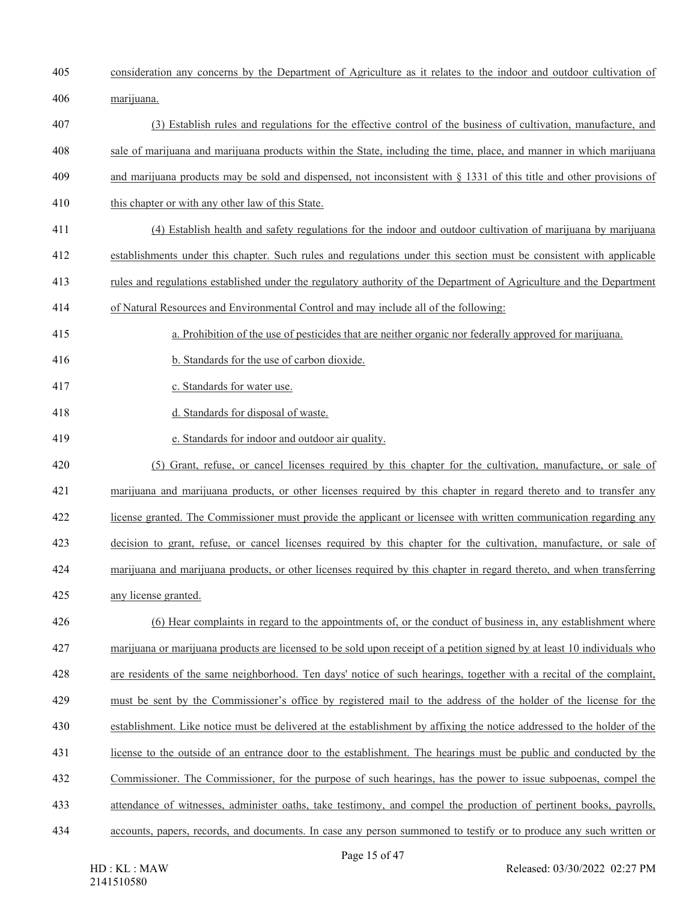consideration any concerns by the Department of Agriculture as it relates to the indoor and outdoor cultivation of marijuana.

(3) Establish rules and regulations for the effective control of the business of cultivation, manufacture, and sale of marijuana and marijuana products within the State, including the time, place, and manner in which marijuana and marijuana products may be sold and dispensed, not inconsistent with § 1331 of this title and other provisions of this chapter or with any other law of this State.

(4) Establish health and safety regulations for the indoor and outdoor cultivation of marijuana by marijuana establishments under this chapter. Such rules and regulations under this section must be consistent with applicable rules and regulations established under the regulatory authority of the Department of Agriculture and the Department of Natural Resources and Environmental Control and may include all of the following:

a. Prohibition of the use of pesticides that are neither organic nor federally approved for marijuana.

b. Standards for the use of carbon dioxide.

c. Standards for water use.

d. Standards for disposal of waste.

e. Standards for indoor and outdoor air quality.

(5) Grant, refuse, or cancel licenses required by this chapter for the cultivation, manufacture, or sale of marijuana and marijuana products, or other licenses required by this chapter in regard thereto and to transfer any license granted. The Commissioner must provide the applicant or licensee with written communication regarding any decision to grant, refuse, or cancel licenses required by this chapter for the cultivation, manufacture, or sale of marijuana and marijuana products, or other licenses required by this chapter in regard thereto, and when transferring any license granted.

(6) Hear complaints in regard to the appointments of, or the conduct of business in, any establishment where marijuana or marijuana products are licensed to be sold upon receipt of a petition signed by at least 10 individuals who are residents of the same neighborhood. Ten days' notice of such hearings, together with a recital of the complaint, must be sent by the Commissioner's office by registered mail to the address of the holder of the license for the establishment. Like notice must be delivered at the establishment by affixing the notice addressed to the holder of the license to the outside of an entrance door to the establishment. The hearings must be public and conducted by the Commissioner. The Commissioner, for the purpose of such hearings, has the power to issue subpoenas, compel the attendance of witnesses, administer oaths, take testimony, and compel the production of pertinent books, payrolls, accounts, papers, records, and documents. In case any person summoned to testify or to produce any such written or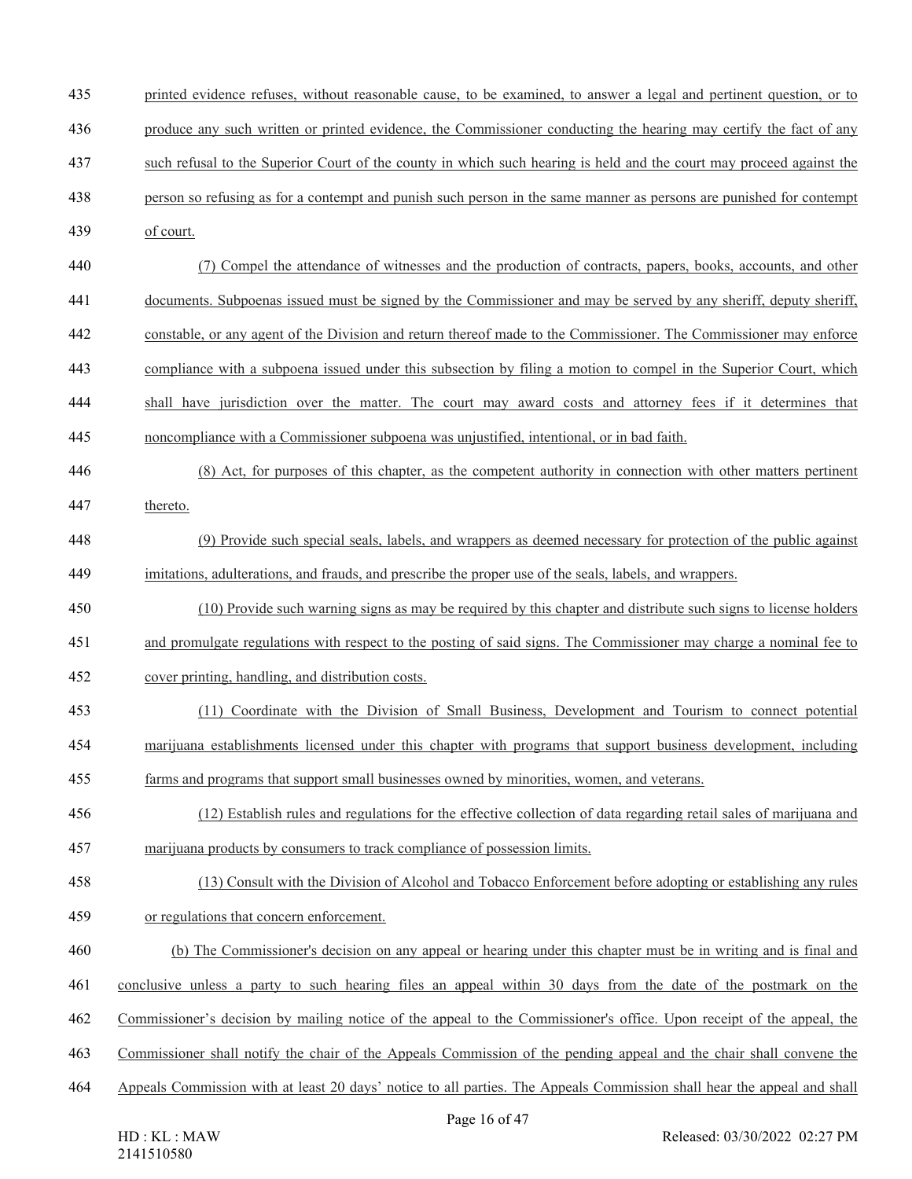printed evidence refuses, without reasonable cause, to be examined, to answer a legal and pertinent question, or to produce any such written or printed evidence, the Commissioner conducting the hearing may certify the fact of any such refusal to the Superior Court of the county in which such hearing is held and the court may proceed against the person so refusing as for a contempt and punish such person in the same manner as persons are punished for contempt of court.

(7) Compel the attendance of witnesses and the production of contracts, papers, books, accounts, and other documents. Subpoenas issued must be signed by the Commissioner and may be served by any sheriff, deputy sheriff, constable, or any agent of the Division and return thereof made to the Commissioner. The Commissioner may enforce compliance with a subpoena issued under this subsection by filing a motion to compel in the Superior Court, which shall have jurisdiction over the matter. The court may award costs and attorney fees if it determines that noncompliance with a Commissioner subpoena was unjustified, intentional, or in bad faith.

(8) Act, for purposes of this chapter, as the competent authority in connection with other matters pertinent thereto.

(9) Provide such special seals, labels, and wrappers as deemed necessary for protection of the public against imitations, adulterations, and frauds, and prescribe the proper use of the seals, labels, and wrappers.

(10) Provide such warning signs as may be required by this chapter and distribute such signs to license holders and promulgate regulations with respect to the posting of said signs. The Commissioner may charge a nominal fee to cover printing, handling, and distribution costs.

(11) Coordinate with the Division of Small Business, Development and Tourism to connect potential marijuana establishments licensed under this chapter with programs that support business development, including farms and programs that support small businesses owned by minorities, women, and veterans.

(12) Establish rules and regulations for the effective collection of data regarding retail sales of marijuana and marijuana products by consumers to track compliance of possession limits.

(13) Consult with the Division of Alcohol and Tobacco Enforcement before adopting or establishing any rules or regulations that concern enforcement.

(b) The Commissioner's decision on any appeal or hearing under this chapter must be in writing and is final and conclusive unless a party to such hearing files an appeal within 30 days from the date of the postmark on the Commissioner's decision by mailing notice of the appeal to the Commissioner's office. Upon receipt of the appeal, the Commissioner shall notify the chair of the Appeals Commission of the pending appeal and the chair shall convene the Appeals Commission with at least 20 days' notice to all parties. The Appeals Commission shall hear the appeal and shall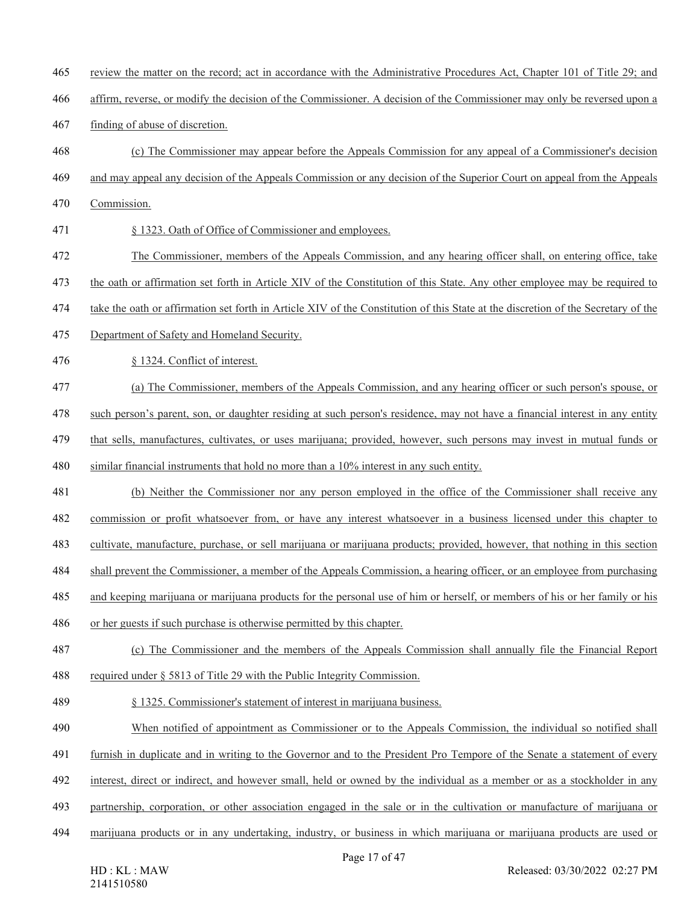review the matter on the record; act in accordance with the Administrative Procedures Act, Chapter 101 of Title 29; and affirm, reverse, or modify the decision of the Commissioner. A decision of the Commissioner may only be reversed upon a finding of abuse of discretion.

(c) The Commissioner may appear before the Appeals Commission for any appeal of a Commissioner's decision and may appeal any decision of the Appeals Commission or any decision of the Superior Court on appeal from the Appeals Commission.

§ 1323. Oath of Office of Commissioner and employees.

The Commissioner, members of the Appeals Commission, and any hearing officer shall, on entering office, take the oath or affirmation set forth in Article XIV of the Constitution of this State. Any other employee may be required to take the oath or affirmation set forth in Article XIV of the Constitution of this State at the discretion of the Secretary of the Department of Safety and Homeland Security.

§ 1324. Conflict of interest.

(a) The Commissioner, members of the Appeals Commission, and any hearing officer or such person's spouse, or such person's parent, son, or daughter residing at such person's residence, may not have a financial interest in any entity that sells, manufactures, cultivates, or uses marijuana; provided, however, such persons may invest in mutual funds or similar financial instruments that hold no more than a 10% interest in any such entity.

(b) Neither the Commissioner nor any person employed in the office of the Commissioner shall receive any commission or profit whatsoever from, or have any interest whatsoever in a business licensed under this chapter to cultivate, manufacture, purchase, or sell marijuana or marijuana products; provided, however, that nothing in this section shall prevent the Commissioner, a member of the Appeals Commission, a hearing officer, or an employee from purchasing and keeping marijuana or marijuana products for the personal use of him or herself, or members of his or her family or his or her guests if such purchase is otherwise permitted by this chapter.

(c) The Commissioner and the members of the Appeals Commission shall annually file the Financial Report required under § 5813 of Title 29 with the Public Integrity Commission.

§ 1325. Commissioner's statement of interest in marijuana business.

When notified of appointment as Commissioner or to the Appeals Commission, the individual so notified shall furnish in duplicate and in writing to the Governor and to the President Pro Tempore of the Senate a statement of every interest, direct or indirect, and however small, held or owned by the individual as a member or as a stockholder in any partnership, corporation, or other association engaged in the sale or in the cultivation or manufacture of marijuana or marijuana products or in any undertaking, industry, or business in which marijuana or marijuana products are used or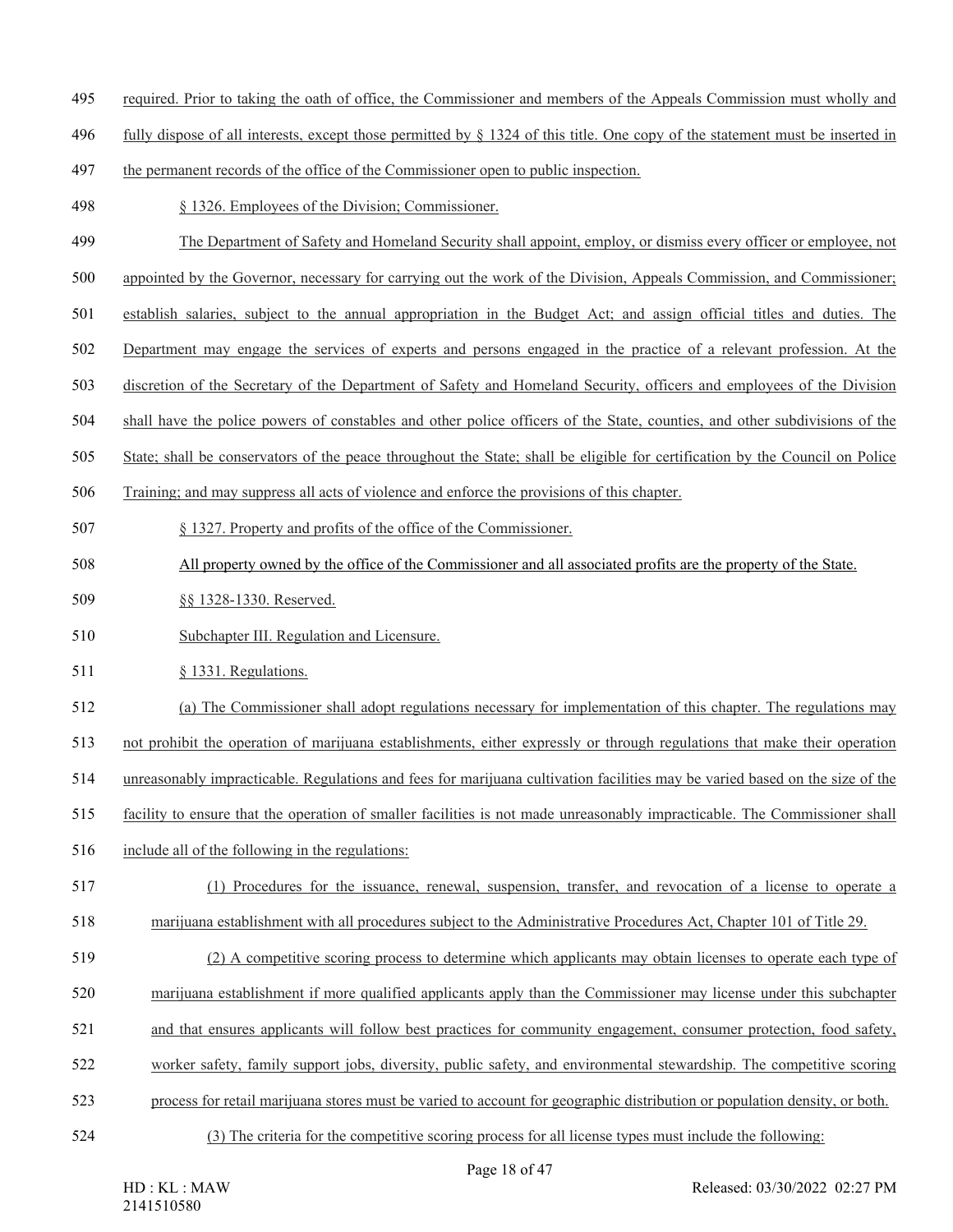required. Prior to taking the oath of office, the Commissioner and members of the Appeals Commission must wholly and fully dispose of all interests, except those permitted by § 1324 of this title. One copy of the statement must be inserted in the permanent records of the office of the Commissioner open to public inspection.

§ 1326. Employees of the Division; Commissioner.

The Department of Safety and Homeland Security shall appoint, employ, or dismiss every officer or employee, not appointed by the Governor, necessary for carrying out the work of the Division, Appeals Commission, and Commissioner; establish salaries, subject to the annual appropriation in the Budget Act; and assign official titles and duties. The Department may engage the services of experts and persons engaged in the practice of a relevant profession. At the discretion of the Secretary of the Department of Safety and Homeland Security, officers and employees of the Division shall have the police powers of constables and other police officers of the State, counties, and other subdivisions of the State; shall be conservators of the peace throughout the State; shall be eligible for certification by the Council on Police Training; and may suppress all acts of violence and enforce the provisions of this chapter.

§ 1327. Property and profits of the office of the Commissioner.

All property owned by the office of the Commissioner and all associated profits are the property of the State.

§§ 1328-1330. Reserved.

Subchapter III. Regulation and Licensure.

§ 1331. Regulations.

(a) The Commissioner shall adopt regulations necessary for implementation of this chapter. The regulations may not prohibit the operation of marijuana establishments, either expressly or through regulations that make their operation unreasonably impracticable. Regulations and fees for marijuana cultivation facilities may be varied based on the size of the facility to ensure that the operation of smaller facilities is not made unreasonably impracticable. The Commissioner shall include all of the following in the regulations:

(1) Procedures for the issuance, renewal, suspension, transfer, and revocation of a license to operate a marijuana establishment with all procedures subject to the Administrative Procedures Act, Chapter 101 of Title 29.

(2) A competitive scoring process to determine which applicants may obtain licenses to operate each type of marijuana establishment if more qualified applicants apply than the Commissioner may license under this subchapter and that ensures applicants will follow best practices for community engagement, consumer protection, food safety, worker safety, family support jobs, diversity, public safety, and environmental stewardship. The competitive scoring process for retail marijuana stores must be varied to account for geographic distribution or population density, or both.

(3) The criteria for the competitive scoring process for all license types must include the following: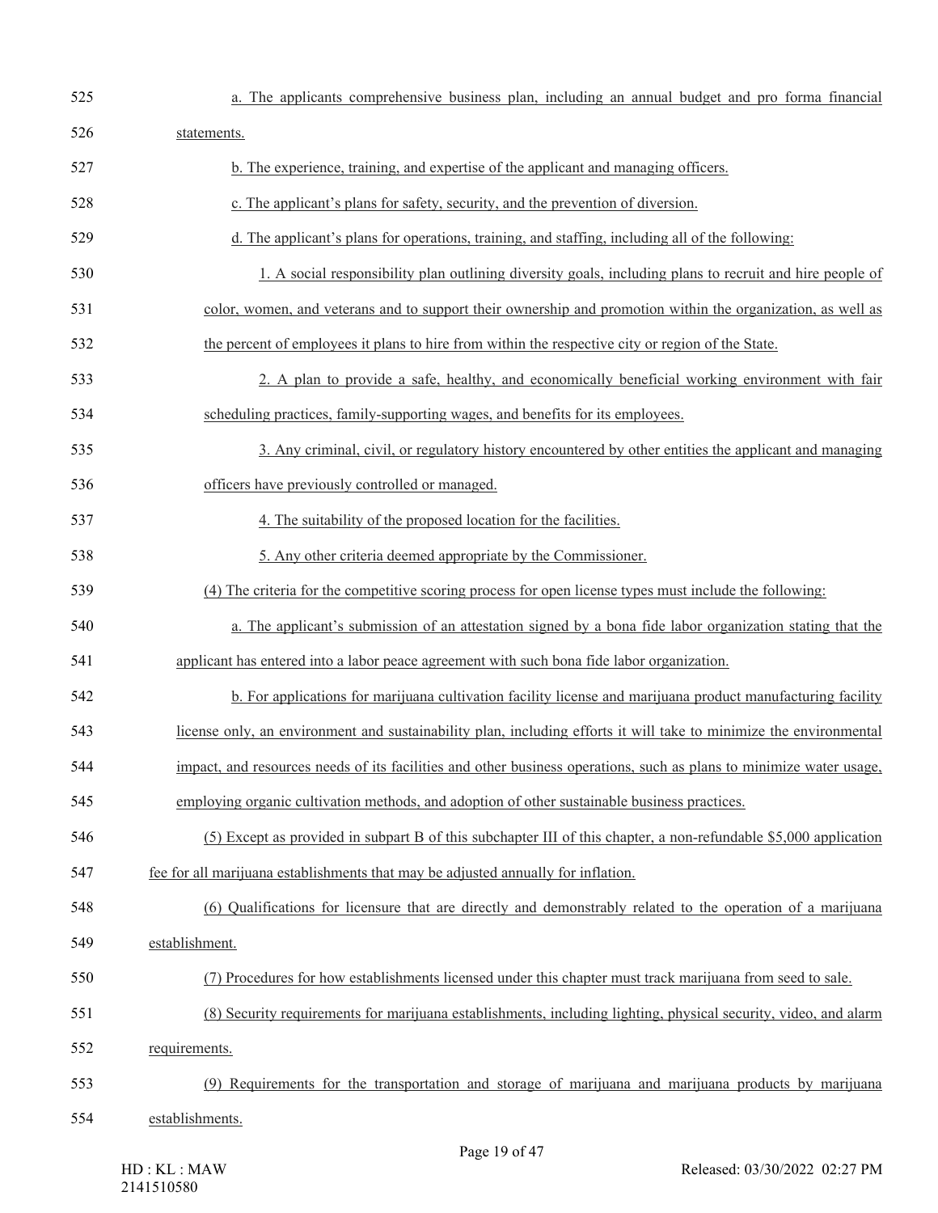a. The applicants comprehensive business plan, including an annual budget and pro forma financial statements.

b. The experience, training, and expertise of the applicant and managing officers.

c. The applicant's plans for safety, security, and the prevention of diversion.

d. The applicant's plans for operations, training, and staffing, including all of the following:

1. A social responsibility plan outlining diversity goals, including plans to recruit and hire people of color, women, and veterans and to support their ownership and promotion within the organization, as well as the percent of employees it plans to hire from within the respective city or region of the State.

2. A plan to provide a safe, healthy, and economically beneficial working environment with fair scheduling practices, family-supporting wages, and benefits for its employees.

3. Any criminal, civil, or regulatory history encountered by other entities the applicant and managing officers have previously controlled or managed.

4. The suitability of the proposed location for the facilities.

5. Any other criteria deemed appropriate by the Commissioner.

(4) The criteria for the competitive scoring process for open license types must include the following:

a. The applicant's submission of an attestation signed by a bona fide labor organization stating that the applicant has entered into a labor peace agreement with such bona fide labor organization.

b. For applications for marijuana cultivation facility license and marijuana product manufacturing facility license only, an environment and sustainability plan, including efforts it will take to minimize the environmental impact, and resources needs of its facilities and other business operations, such as plans to minimize water usage, employing organic cultivation methods, and adoption of other sustainable business practices.

(5) Except as provided in subpart B of this subchapter III of this chapter, a non-refundable $5,000 application fee for all marijuana establishments that may be adjusted annually for inflation.

(6) Qualifications for licensure that are directly and demonstrably related to the operation of a marijuana establishment.

(7) Procedures for how establishments licensed under this chapter must track marijuana from seed to sale.

(8) Security requirements for marijuana establishments, including lighting, physical security, video, and alarm requirements.

(9) Requirements for the transportation and storage of marijuana and marijuana products by marijuana establishments.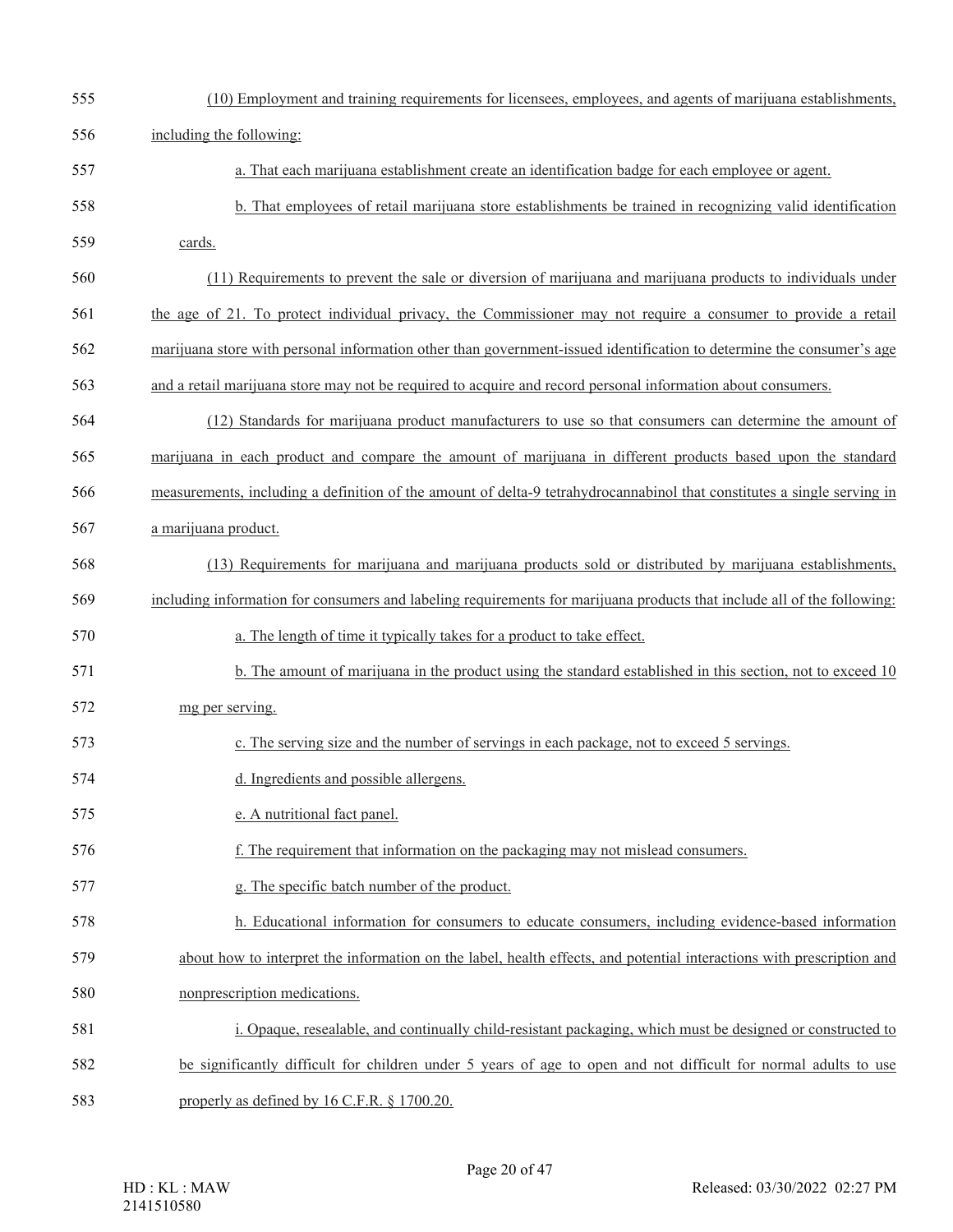(10) Employment and training requirements for licensees, employees, and agents of marijuana establishments, including the following:

a. That each marijuana establishment create an identification badge for each employee or agent.

b. That employees of retail marijuana store establishments be trained in recognizing valid identification cards.

(11) Requirements to prevent the sale or diversion of marijuana and marijuana products to individuals under the age of 21. To protect individual privacy, the Commissioner may not require a consumer to provide a retail marijuana store with personal information other than government-issued identification to determine the consumer's age and a retail marijuana store may not be required to acquire and record personal information about consumers.

(12) Standards for marijuana product manufacturers to use so that consumers can determine the amount of marijuana in each product and compare the amount of marijuana in different products based upon the standard measurements, including a definition of the amount of delta-9 tetrahydrocannabinol that constitutes a single serving in a marijuana product.

(13) Requirements for marijuana and marijuana products sold or distributed by marijuana establishments, including information for consumers and labeling requirements for marijuana products that include all of the following:

a. The length of time it typically takes for a product to take effect.

b. The amount of marijuana in the product using the standard established in this section, not to exceed 10 mg per serving.

c. The serving size and the number of servings in each package, not to exceed 5 servings.

d. Ingredients and possible allergens.

e. A nutritional fact panel.

f. The requirement that information on the packaging may not mislead consumers.

g. The specific batch number of the product.

h. Educational information for consumers to educate consumers, including evidence-based information about how to interpret the information on the label, health effects, and potential interactions with prescription and nonprescription medications.

i. Opaque, resealable, and continually child-resistant packaging, which must be designed or constructed to be significantly difficult for children under 5 years of age to open and not difficult for normal adults to use properly as defined by 16 C.F.R. § 1700.20.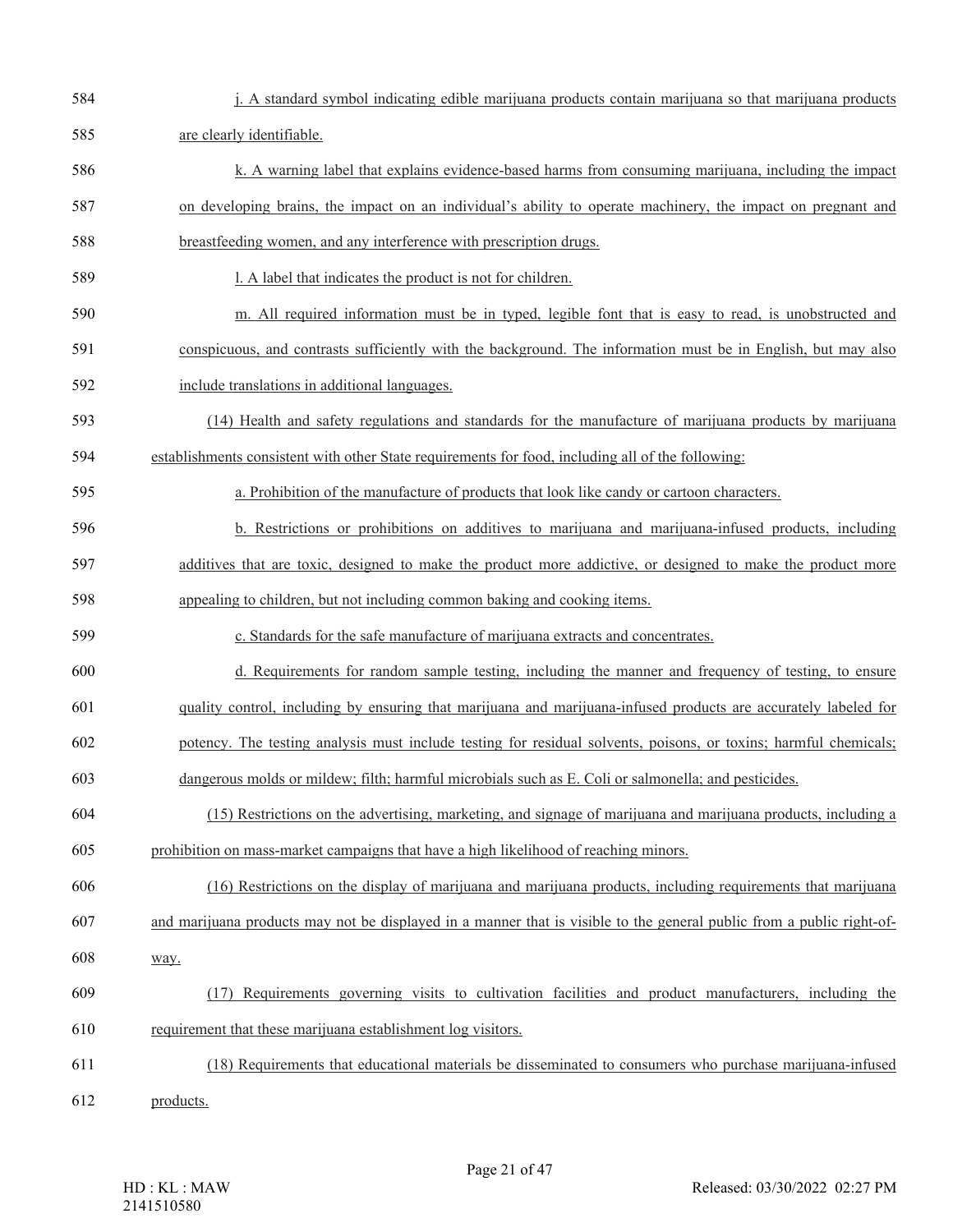j. A standard symbol indicating edible marijuana products contain marijuana so that marijuana products are clearly identifiable.

k. A warning label that explains evidence-based harms from consuming marijuana, including the impact on developing brains, the impact on an individual's ability to operate machinery, the impact on pregnant and breastfeeding women, and any interference with prescription drugs.

l. A label that indicates the product is not for children.

m. All required information must be in typed, legible font that is easy to read, is unobstructed and conspicuous, and contrasts sufficiently with the background. The information must be in English, but may also include translations in additional languages.

(14) Health and safety regulations and standards for the manufacture of marijuana products by marijuana establishments consistent with other State requirements for food, including all of the following:

a. Prohibition of the manufacture of products that look like candy or cartoon characters.

b. Restrictions or prohibitions on additives to marijuana and marijuana-infused products, including additives that are toxic, designed to make the product more addictive, or designed to make the product more appealing to children, but not including common baking and cooking items.

c. Standards for the safe manufacture of marijuana extracts and concentrates.

d. Requirements for random sample testing, including the manner and frequency of testing, to ensure quality control, including by ensuring that marijuana and marijuana-infused products are accurately labeled for potency. The testing analysis must include testing for residual solvents, poisons, or toxins; harmful chemicals; dangerous molds or mildew; filth; harmful microbials such as E. Coli or salmonella; and pesticides.

(15) Restrictions on the advertising, marketing, and signage of marijuana and marijuana products, including a prohibition on mass-market campaigns that have a high likelihood of reaching minors.

(16) Restrictions on the display of marijuana and marijuana products, including requirements that marijuana and marijuana products may not be displayed in a manner that is visible to the general public from a public right-of-way.

(17) Requirements governing visits to cultivation facilities and product manufacturers, including the requirement that these marijuana establishment log visitors.

(18) Requirements that educational materials be disseminated to consumers who purchase marijuana-infused products.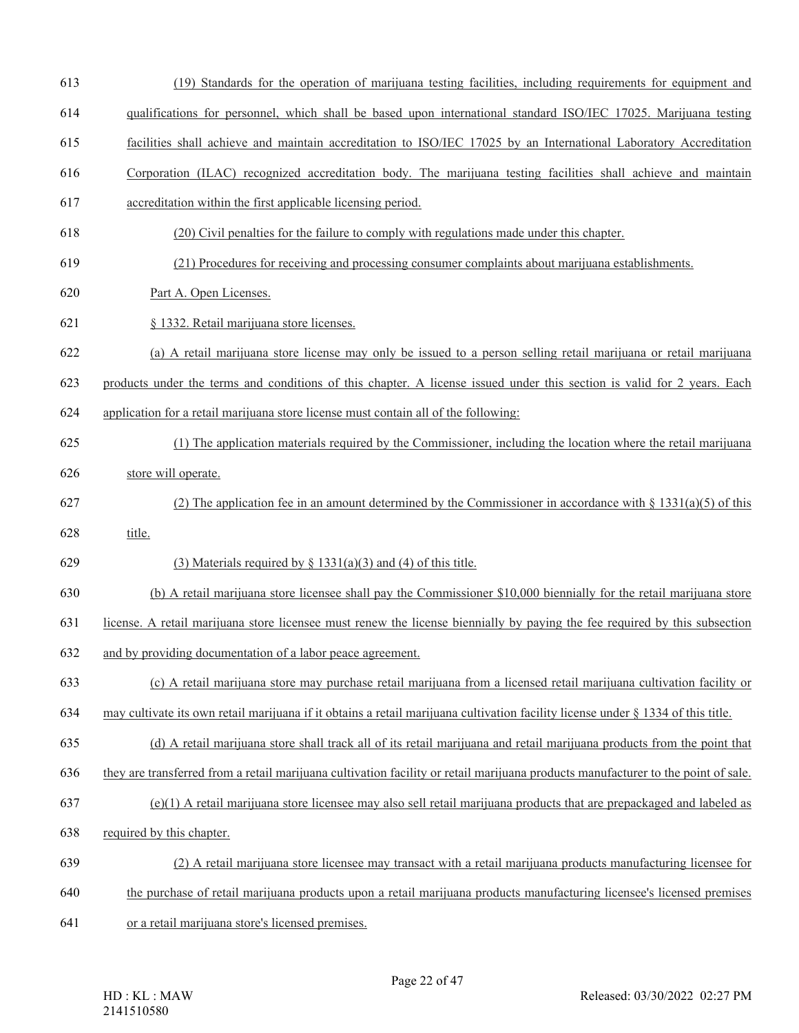(19) Standards for the operation of marijuana testing facilities, including requirements for equipment and qualifications for personnel, which shall be based upon international standard ISO/IEC 17025. Marijuana testing facilities shall achieve and maintain accreditation to ISO/IEC 17025 by an International Laboratory Accreditation Corporation (ILAC) recognized accreditation body. The marijuana testing facilities shall achieve and maintain accreditation within the first applicable licensing period.

(20) Civil penalties for the failure to comply with regulations made under this chapter.

(21) Procedures for receiving and processing consumer complaints about marijuana establishments.

Part A. Open Licenses.

§ 1332. Retail marijuana store licenses.

(a) A retail marijuana store license may only be issued to a person selling retail marijuana or retail marijuana products under the terms and conditions of this chapter. A license issued under this section is valid for 2 years. Each application for a retail marijuana store license must contain all of the following:

(1) The application materials required by the Commissioner, including the location where the retail marijuana store will operate.

(2) The application fee in an amount determined by the Commissioner in accordance with § 1331(a)(5) of this title.

(3) Materials required by § 1331(a)(3) and (4) of this title.

(b) A retail marijuana store licensee shall pay the Commissioner $10,000 biennially for the retail marijuana store license. A retail marijuana store licensee must renew the license biennially by paying the fee required by this subsection and by providing documentation of a labor peace agreement.

(c) A retail marijuana store may purchase retail marijuana from a licensed retail marijuana cultivation facility or may cultivate its own retail marijuana if it obtains a retail marijuana cultivation facility license under § 1334 of this title.

(d) A retail marijuana store shall track all of its retail marijuana and retail marijuana products from the point that they are transferred from a retail marijuana cultivation facility or retail marijuana products manufacturer to the point of sale.

(e)(1) A retail marijuana store licensee may also sell retail marijuana products that are prepackaged and labeled as required by this chapter.

(2) A retail marijuana store licensee may transact with a retail marijuana products manufacturing licensee for the purchase of retail marijuana products upon a retail marijuana products manufacturing licensee's licensed premises or a retail marijuana store's licensed premises.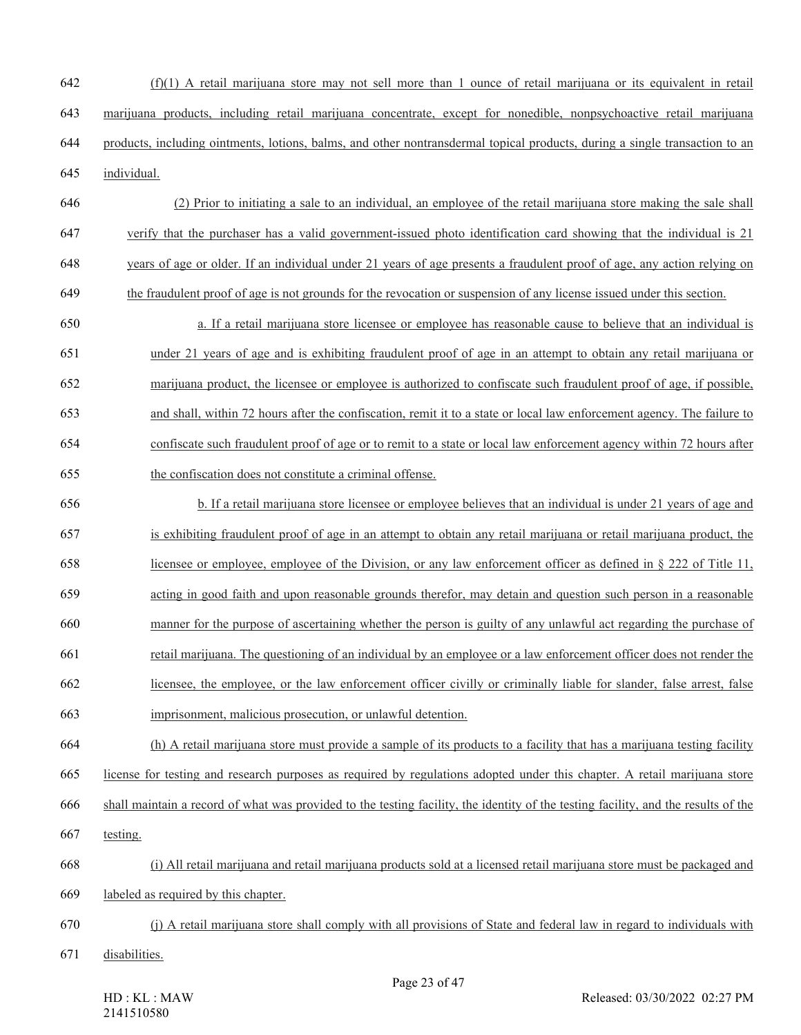(f)(1) A retail marijuana store may not sell more than 1 ounce of retail marijuana or its equivalent in retail marijuana products, including retail marijuana concentrate, except for nonedible, nonpsychoactive retail marijuana products, including ointments, lotions, balms, and other nontransdermal topical products, during a single transaction to an individual.

(2) Prior to initiating a sale to an individual, an employee of the retail marijuana store making the sale shall verify that the purchaser has a valid government-issued photo identification card showing that the individual is 21 years of age or older. If an individual under 21 years of age presents a fraudulent proof of age, any action relying on the fraudulent proof of age is not grounds for the revocation or suspension of any license issued under this section.

a. If a retail marijuana store licensee or employee has reasonable cause to believe that an individual is under 21 years of age and is exhibiting fraudulent proof of age in an attempt to obtain any retail marijuana or marijuana product, the licensee or employee is authorized to confiscate such fraudulent proof of age, if possible, and shall, within 72 hours after the confiscation, remit it to a state or local law enforcement agency. The failure to confiscate such fraudulent proof of age or to remit to a state or local law enforcement agency within 72 hours after the confiscation does not constitute a criminal offense.

b. If a retail marijuana store licensee or employee believes that an individual is under 21 years of age and is exhibiting fraudulent proof of age in an attempt to obtain any retail marijuana or retail marijuana product, the licensee or employee, employee of the Division, or any law enforcement officer as defined in § 222 of Title 11, acting in good faith and upon reasonable grounds therefor, may detain and question such person in a reasonable manner for the purpose of ascertaining whether the person is guilty of any unlawful act regarding the purchase of retail marijuana. The questioning of an individual by an employee or a law enforcement officer does not render the licensee, the employee, or the law enforcement officer civilly or criminally liable for slander, false arrest, false imprisonment, malicious prosecution, or unlawful detention.

(h) A retail marijuana store must provide a sample of its products to a facility that has a marijuana testing facility license for testing and research purposes as required by regulations adopted under this chapter. A retail marijuana store shall maintain a record of what was provided to the testing facility, the identity of the testing facility, and the results of the testing.

(i) All retail marijuana and retail marijuana products sold at a licensed retail marijuana store must be packaged and labeled as required by this chapter.

(j) A retail marijuana store shall comply with all provisions of State and federal law in regard to individuals with disabilities.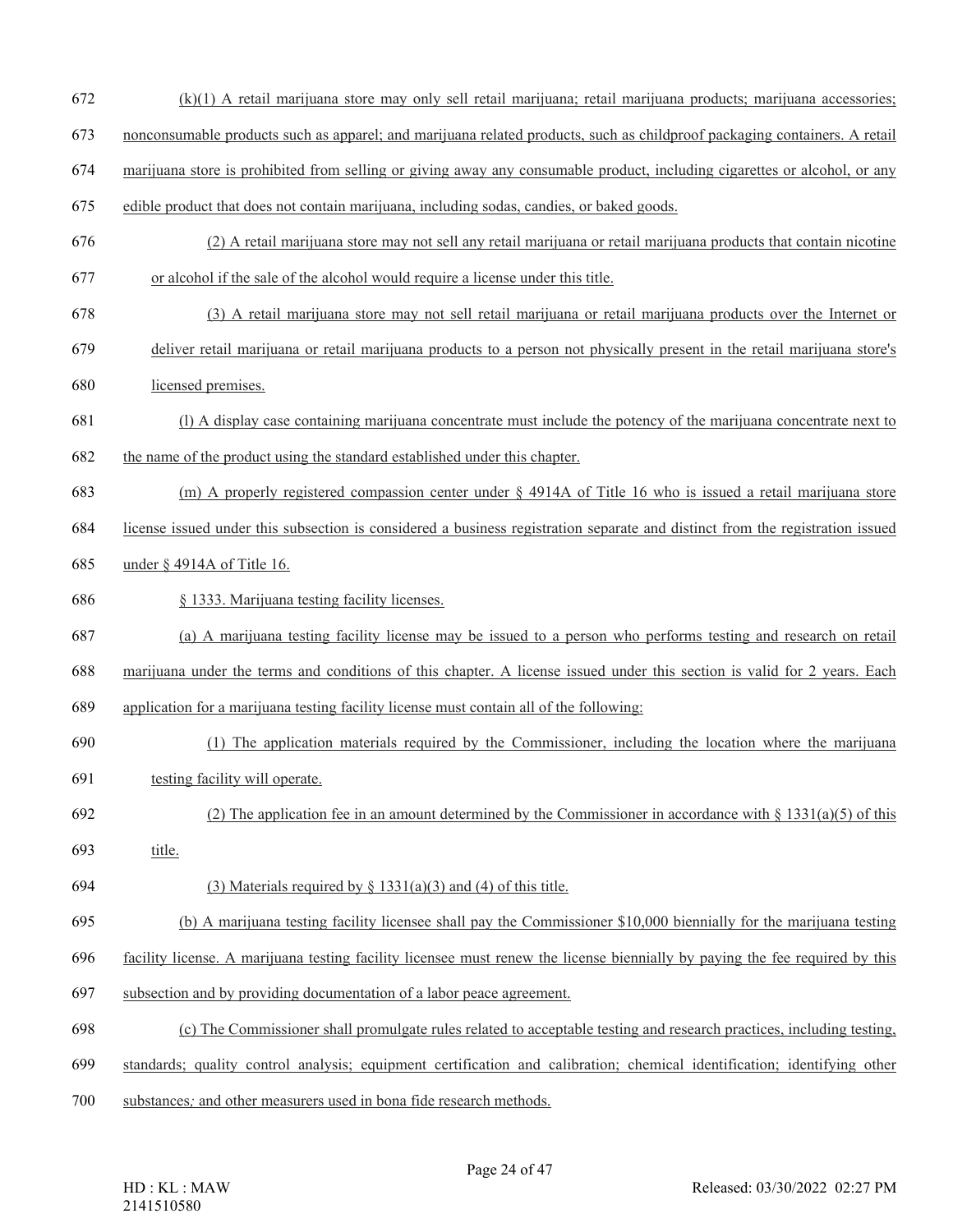(k)(1) A retail marijuana store may only sell retail marijuana; retail marijuana products; marijuana accessories; nonconsumable products such as apparel; and marijuana related products, such as childproof packaging containers. A retail marijuana store is prohibited from selling or giving away any consumable product, including cigarettes or alcohol, or any edible product that does not contain marijuana, including sodas, candies, or baked goods.

(2) A retail marijuana store may not sell any retail marijuana or retail marijuana products that contain nicotine or alcohol if the sale of the alcohol would require a license under this title.

(3) A retail marijuana store may not sell retail marijuana or retail marijuana products over the Internet or deliver retail marijuana or retail marijuana products to a person not physically present in the retail marijuana store's licensed premises.

(l) A display case containing marijuana concentrate must include the potency of the marijuana concentrate next to the name of the product using the standard established under this chapter.

(m) A properly registered compassion center under § 4914A of Title 16 who is issued a retail marijuana store license issued under this subsection is considered a business registration separate and distinct from the registration issued under § 4914A of Title 16.

§ 1333. Marijuana testing facility licenses.

(a) A marijuana testing facility license may be issued to a person who performs testing and research on retail marijuana under the terms and conditions of this chapter. A license issued under this section is valid for 2 years. Each application for a marijuana testing facility license must contain all of the following:

(1) The application materials required by the Commissioner, including the location where the marijuana testing facility will operate.

(2) The application fee in an amount determined by the Commissioner in accordance with § 1331(a)(5) of this title.

(3) Materials required by § 1331(a)(3) and (4) of this title.

(b) A marijuana testing facility licensee shall pay the Commissioner $10,000 biennially for the marijuana testing facility license. A marijuana testing facility licensee must renew the license biennially by paying the fee required by this subsection and by providing documentation of a labor peace agreement.

(c) The Commissioner shall promulgate rules related to acceptable testing and research practices, including testing, standards; quality control analysis; equipment certification and calibration; chemical identification; identifying other substances*;* and other measurers used in bona fide research methods.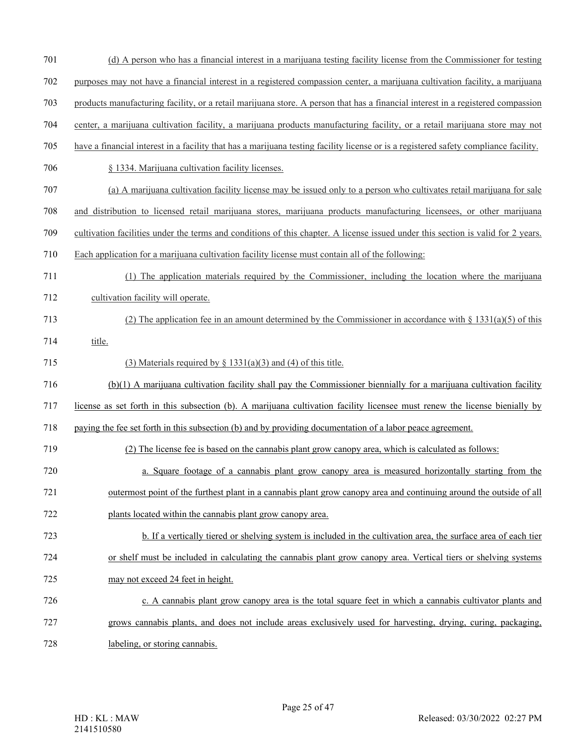(d) A person who has a financial interest in a marijuana testing facility license from the Commissioner for testing purposes may not have a financial interest in a registered compassion center, a marijuana cultivation facility, a marijuana products manufacturing facility, or a retail marijuana store. A person that has a financial interest in a registered compassion center, a marijuana cultivation facility, a marijuana products manufacturing facility, or a retail marijuana store may not have a financial interest in a facility that has a marijuana testing facility license or is a registered safety compliance facility.

§ 1334. Marijuana cultivation facility licenses.

(a) A marijuana cultivation facility license may be issued only to a person who cultivates retail marijuana for sale and distribution to licensed retail marijuana stores, marijuana products manufacturing licensees, or other marijuana cultivation facilities under the terms and conditions of this chapter. A license issued under this section is valid for 2 years. Each application for a marijuana cultivation facility license must contain all of the following:

(1) The application materials required by the Commissioner, including the location where the marijuana cultivation facility will operate.

(2) The application fee in an amount determined by the Commissioner in accordance with § 1331(a)(5) of this title.

(3) Materials required by § 1331(a)(3) and (4) of this title.

(b)(1) A marijuana cultivation facility shall pay the Commissioner biennially for a marijuana cultivation facility license as set forth in this subsection (b). A marijuana cultivation facility licensee must renew the license bienially by paying the fee set forth in this subsection (b) and by providing documentation of a labor peace agreement.

(2) The license fee is based on the cannabis plant grow canopy area, which is calculated as follows:

a. Square footage of a cannabis plant grow canopy area is measured horizontally starting from the outermost point of the furthest plant in a cannabis plant grow canopy area and continuing around the outside of all plants located within the cannabis plant grow canopy area.

b. If a vertically tiered or shelving system is included in the cultivation area, the surface area of each tier or shelf must be included in calculating the cannabis plant grow canopy area. Vertical tiers or shelving systems may not exceed 24 feet in height.

c. A cannabis plant grow canopy area is the total square feet in which a cannabis cultivator plants and grows cannabis plants, and does not include areas exclusively used for harvesting, drying, curing, packaging, labeling, or storing cannabis.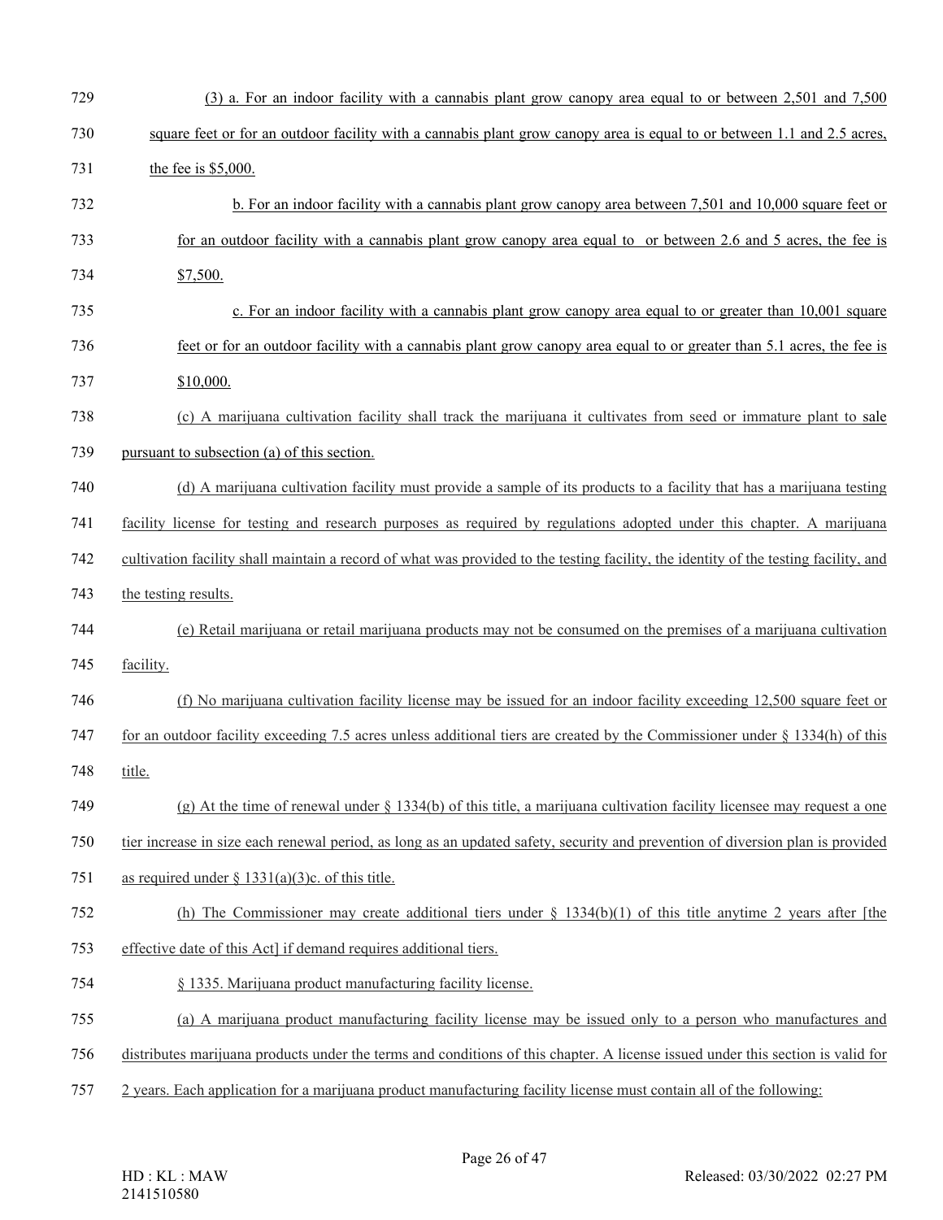(3) a. For an indoor facility with a cannabis plant grow canopy area equal to or between 2,501 and 7,500 square feet or for an outdoor facility with a cannabis plant grow canopy area is equal to or between 1.1 and 2.5 acres, the fee is $5,000.

b. For an indoor facility with a cannabis plant grow canopy area between 7,501 and 10,000 square feet or for an outdoor facility with a cannabis plant grow canopy area equal to or between 2.6 and 5 acres, the fee is $7,500.

c. For an indoor facility with a cannabis plant grow canopy area equal to or greater than 10,001 square feet or for an outdoor facility with a cannabis plant grow canopy area equal to or greater than 5.1 acres, the fee is $10,000.

(c) A marijuana cultivation facility shall track the marijuana it cultivates from seed or immature plant to sale pursuant to subsection (a) of this section.

(d) A marijuana cultivation facility must provide a sample of its products to a facility that has a marijuana testing facility license for testing and research purposes as required by regulations adopted under this chapter. A marijuana cultivation facility shall maintain a record of what was provided to the testing facility, the identity of the testing facility, and the testing results.

(e) Retail marijuana or retail marijuana products may not be consumed on the premises of a marijuana cultivation facility.

(f) No marijuana cultivation facility license may be issued for an indoor facility exceeding 12,500 square feet or for an outdoor facility exceeding 7.5 acres unless additional tiers are created by the Commissioner under § 1334(h) of this title.

(g) At the time of renewal under § 1334(b) of this title, a marijuana cultivation facility licensee may request a one tier increase in size each renewal period, as long as an updated safety, security and prevention of diversion plan is provided as required under § 1331(a)(3)c. of this title.

(h) The Commissioner may create additional tiers under § 1334(b)(1) of this title anytime 2 years after [the effective date of this Act] if demand requires additional tiers.

§ 1335. Marijuana product manufacturing facility license.

(a) A marijuana product manufacturing facility license may be issued only to a person who manufactures and distributes marijuana products under the terms and conditions of this chapter. A license issued under this section is valid for 2 years. Each application for a marijuana product manufacturing facility license must contain all of the following: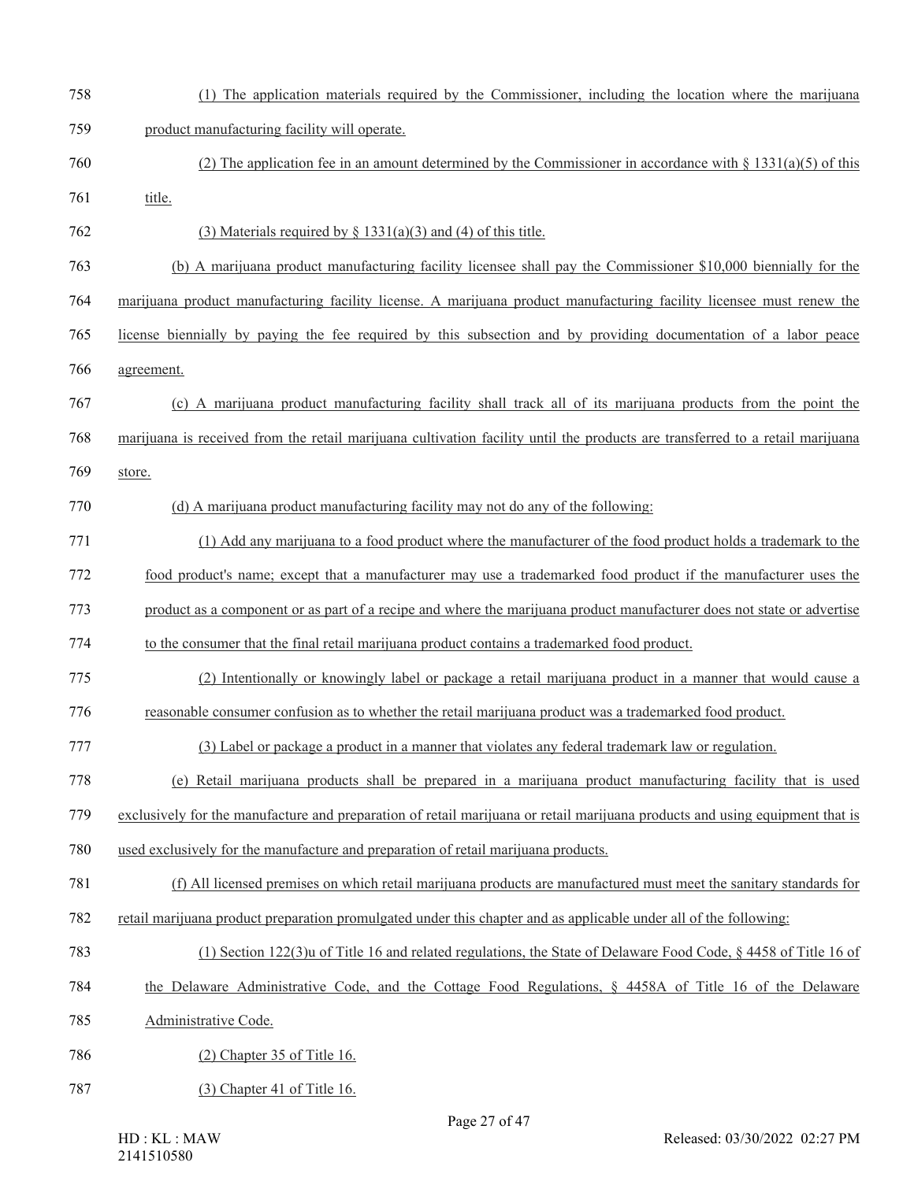(1) The application materials required by the Commissioner, including the location where the marijuana product manufacturing facility will operate.

(2) The application fee in an amount determined by the Commissioner in accordance with § 1331(a)(5) of this title.

(3) Materials required by § 1331(a)(3) and (4) of this title.

(b) A marijuana product manufacturing facility licensee shall pay the Commissioner $10,000 biennially for the marijuana product manufacturing facility license. A marijuana product manufacturing facility licensee must renew the license biennially by paying the fee required by this subsection and by providing documentation of a labor peace agreement.

(c) A marijuana product manufacturing facility shall track all of its marijuana products from the point the marijuana is received from the retail marijuana cultivation facility until the products are transferred to a retail marijuana store.

(d) A marijuana product manufacturing facility may not do any of the following:

(1) Add any marijuana to a food product where the manufacturer of the food product holds a trademark to the food product's name; except that a manufacturer may use a trademarked food product if the manufacturer uses the product as a component or as part of a recipe and where the marijuana product manufacturer does not state or advertise to the consumer that the final retail marijuana product contains a trademarked food product.

(2) Intentionally or knowingly label or package a retail marijuana product in a manner that would cause a reasonable consumer confusion as to whether the retail marijuana product was a trademarked food product.

(3) Label or package a product in a manner that violates any federal trademark law or regulation.

(e) Retail marijuana products shall be prepared in a marijuana product manufacturing facility that is used exclusively for the manufacture and preparation of retail marijuana or retail marijuana products and using equipment that is used exclusively for the manufacture and preparation of retail marijuana products.

(f) All licensed premises on which retail marijuana products are manufactured must meet the sanitary standards for retail marijuana product preparation promulgated under this chapter and as applicable under all of the following:

(1) Section 122(3)u of Title 16 and related regulations, the State of Delaware Food Code, § 4458 of Title 16 of the Delaware Administrative Code, and the Cottage Food Regulations, § 4458A of Title 16 of the Delaware Administrative Code.

(2) Chapter 35 of Title 16.

(3) Chapter 41 of Title 16.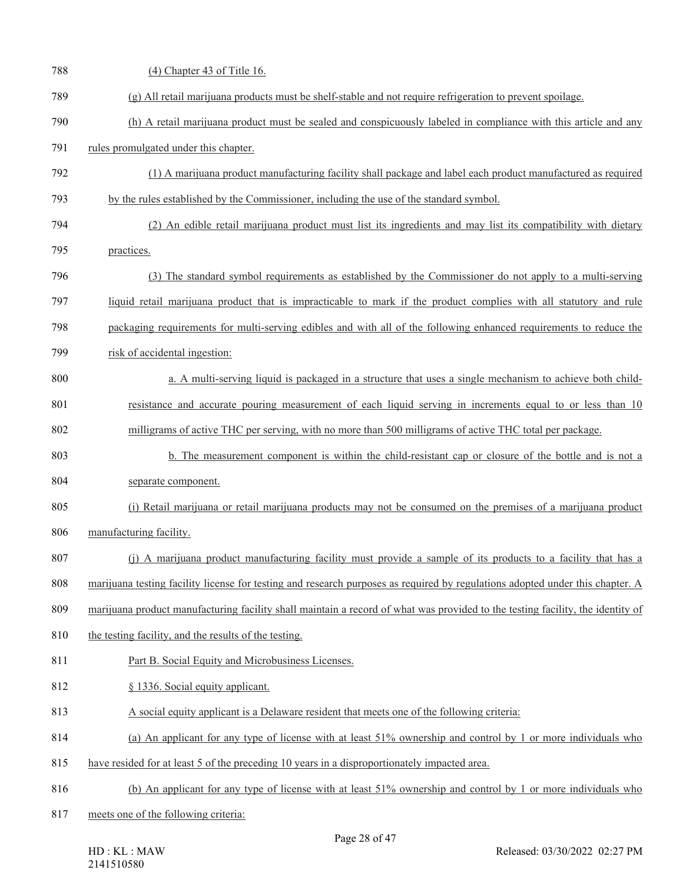(4) Chapter 43 of Title 16.

(g) All retail marijuana products must be shelf-stable and not require refrigeration to prevent spoilage.

(h) A retail marijuana product must be sealed and conspicuously labeled in compliance with this article and any rules promulgated under this chapter.

(1) A marijuana product manufacturing facility shall package and label each product manufactured as required by the rules established by the Commissioner, including the use of the standard symbol.

(2) An edible retail marijuana product must list its ingredients and may list its compatibility with dietary practices.

(3) The standard symbol requirements as established by the Commissioner do not apply to a multi-serving liquid retail marijuana product that is impracticable to mark if the product complies with all statutory and rule packaging requirements for multi-serving edibles and with all of the following enhanced requirements to reduce the risk of accidental ingestion:

a. A multi-serving liquid is packaged in a structure that uses a single mechanism to achieve both child-resistance and accurate pouring measurement of each liquid serving in increments equal to or less than 10 milligrams of active THC per serving, with no more than 500 milligrams of active THC total per package.

b. The measurement component is within the child-resistant cap or closure of the bottle and is not a separate component.

(i) Retail marijuana or retail marijuana products may not be consumed on the premises of a marijuana product manufacturing facility.

(j) A marijuana product manufacturing facility must provide a sample of its products to a facility that has a marijuana testing facility license for testing and research purposes as required by regulations adopted under this chapter. A marijuana product manufacturing facility shall maintain a record of what was provided to the testing facility, the identity of the testing facility, and the results of the testing.

Part B. Social Equity and Microbusiness Licenses.

§ 1336. Social equity applicant.

A social equity applicant is a Delaware resident that meets one of the following criteria:

(a) An applicant for any type of license with at least 51% ownership and control by 1 or more individuals who have resided for at least 5 of the preceding 10 years in a disproportionately impacted area.

(b) An applicant for any type of license with at least 51% ownership and control by 1 or more individuals who meets one of the following criteria: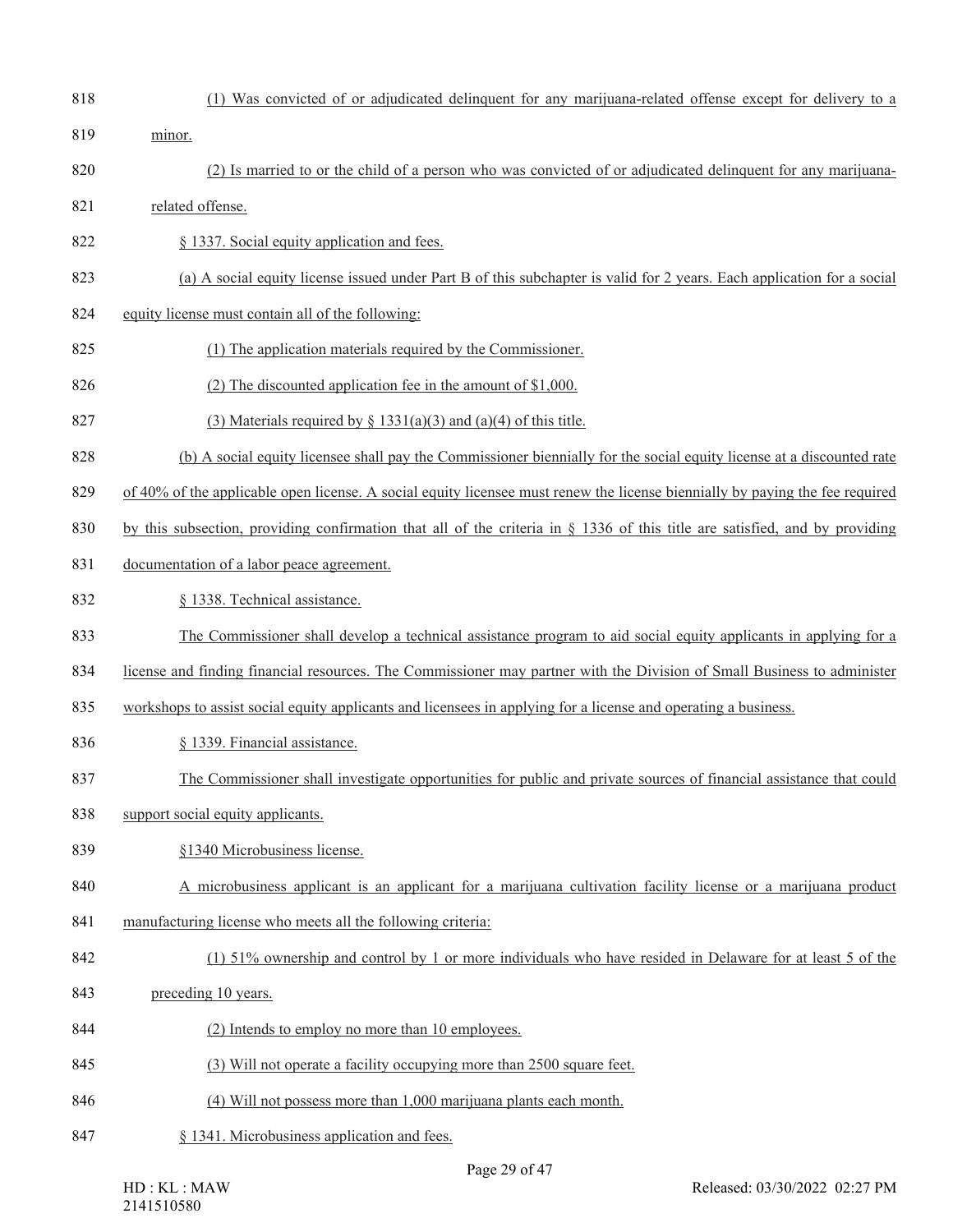(1) Was convicted of or adjudicated delinquent for any marijuana-related offense except for delivery to a minor.

(2) Is married to or the child of a person who was convicted of or adjudicated delinquent for any marijuana-related offense.

§ 1337. Social equity application and fees.

(a) A social equity license issued under Part B of this subchapter is valid for 2 years. Each application for a social equity license must contain all of the following:

(1) The application materials required by the Commissioner.

(2) The discounted application fee in the amount of $1,000.

(3) Materials required by § 1331(a)(3) and (a)(4) of this title.

(b) A social equity licensee shall pay the Commissioner biennially for the social equity license at a discounted rate of 40% of the applicable open license. A social equity licensee must renew the license biennially by paying the fee required by this subsection, providing confirmation that all of the criteria in § 1336 of this title are satisfied, and by providing documentation of a labor peace agreement.

§ 1338. Technical assistance.

The Commissioner shall develop a technical assistance program to aid social equity applicants in applying for a license and finding financial resources. The Commissioner may partner with the Division of Small Business to administer workshops to assist social equity applicants and licensees in applying for a license and operating a business.

§ 1339. Financial assistance.

The Commissioner shall investigate opportunities for public and private sources of financial assistance that could support social equity applicants.

§1340 Microbusiness license.

A microbusiness applicant is an applicant for a marijuana cultivation facility license or a marijuana product manufacturing license who meets all the following criteria:

(1) 51% ownership and control by 1 or more individuals who have resided in Delaware for at least 5 of the preceding 10 years.

(2) Intends to employ no more than 10 employees.

(3) Will not operate a facility occupying more than 2500 square feet.

(4) Will not possess more than 1,000 marijuana plants each month.

§ 1341. Microbusiness application and fees.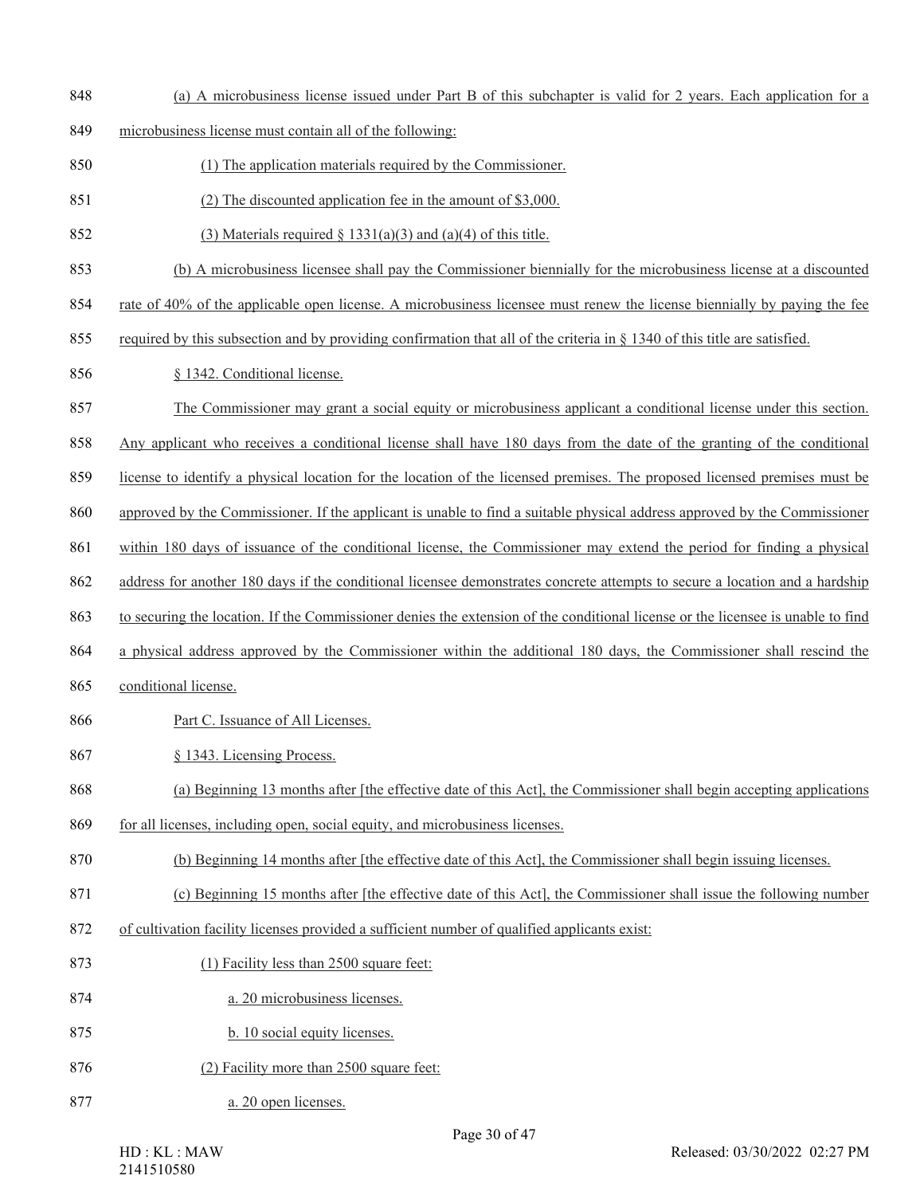(a) A microbusiness license issued under Part B of this subchapter is valid for 2 years. Each application for a microbusiness license must contain all of the following:

(1) The application materials required by the Commissioner.

(2) The discounted application fee in the amount of $3,000.

(3) Materials required § 1331(a)(3) and (a)(4) of this title.

(b) A microbusiness licensee shall pay the Commissioner biennially for the microbusiness license at a discounted rate of 40% of the applicable open license. A microbusiness licensee must renew the license biennially by paying the fee required by this subsection and by providing confirmation that all of the criteria in § 1340 of this title are satisfied.

§ 1342. Conditional license.

The Commissioner may grant a social equity or microbusiness applicant a conditional license under this section. Any applicant who receives a conditional license shall have 180 days from the date of the granting of the conditional license to identify a physical location for the location of the licensed premises. The proposed licensed premises must be approved by the Commissioner. If the applicant is unable to find a suitable physical address approved by the Commissioner within 180 days of issuance of the conditional license, the Commissioner may extend the period for finding a physical address for another 180 days if the conditional licensee demonstrates concrete attempts to secure a location and a hardship to securing the location. If the Commissioner denies the extension of the conditional license or the licensee is unable to find a physical address approved by the Commissioner within the additional 180 days, the Commissioner shall rescind the conditional license.

Part C. Issuance of All Licenses.

§ 1343. Licensing Process.

(a) Beginning 13 months after [the effective date of this Act], the Commissioner shall begin accepting applications for all licenses, including open, social equity, and microbusiness licenses.

(b) Beginning 14 months after [the effective date of this Act], the Commissioner shall begin issuing licenses.

(c) Beginning 15 months after [the effective date of this Act], the Commissioner shall issue the following number of cultivation facility licenses provided a sufficient number of qualified applicants exist:

(1) Facility less than 2500 square feet:

a. 20 microbusiness licenses.

b. 10 social equity licenses.

(2) Facility more than 2500 square feet:

a. 20 open licenses.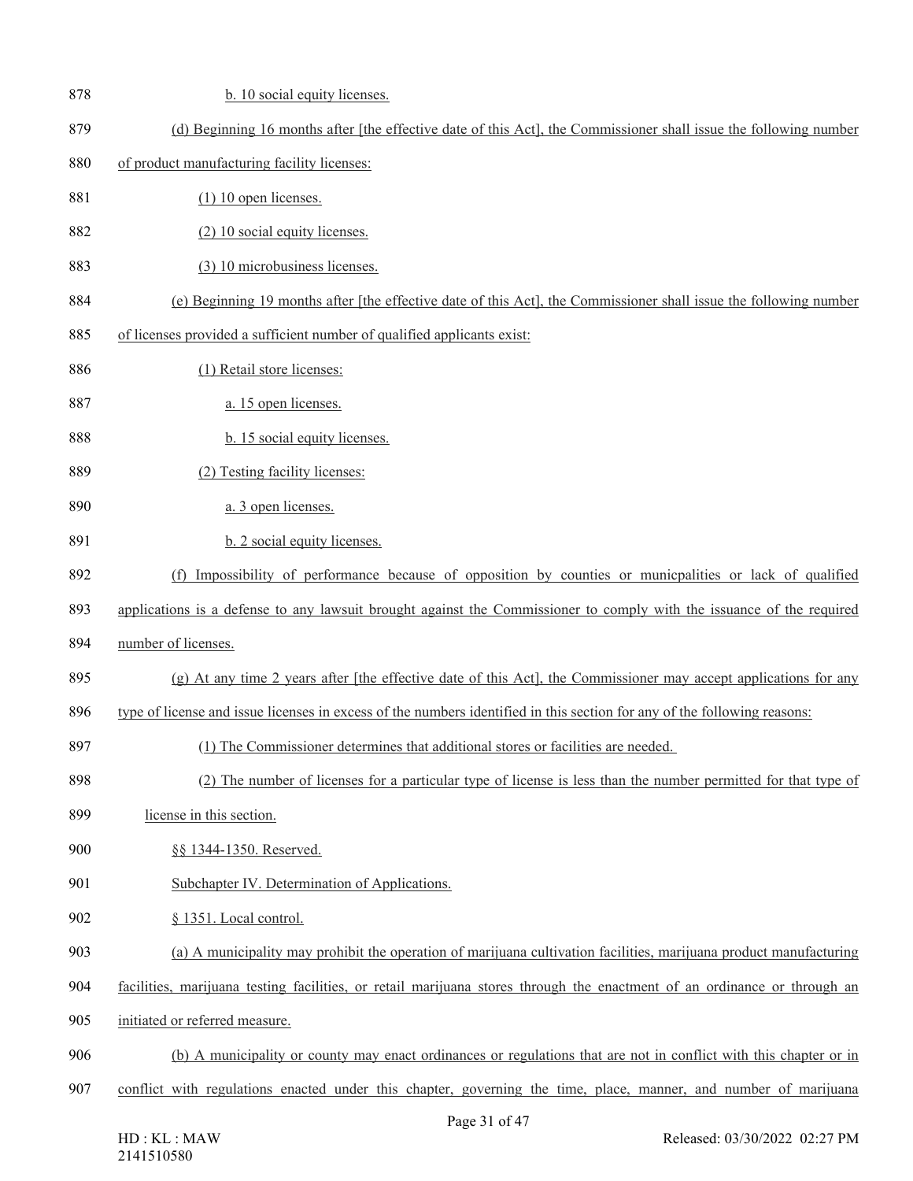b. 10 social equity licenses.

(d) Beginning 16 months after [the effective date of this Act], the Commissioner shall issue the following number of product manufacturing facility licenses:

(1) 10 open licenses.

(2) 10 social equity licenses.

(3) 10 microbusiness licenses.

(e) Beginning 19 months after [the effective date of this Act], the Commissioner shall issue the following number of licenses provided a sufficient number of qualified applicants exist:

(1) Retail store licenses:

a. 15 open licenses.

b. 15 social equity licenses.

(2) Testing facility licenses:

a. 3 open licenses.

b. 2 social equity licenses.

(f) Impossibility of performance because of opposition by counties or municpalities or lack of qualified applications is a defense to any lawsuit brought against the Commissioner to comply with the issuance of the required number of licenses.

(g) At any time 2 years after [the effective date of this Act], the Commissioner may accept applications for any type of license and issue licenses in excess of the numbers identified in this section for any of the following reasons:

(1) The Commissioner determines that additional stores or facilities are needed.

(2) The number of licenses for a particular type of license is less than the number permitted for that type of license in this section.

§§ 1344-1350. Reserved.

Subchapter IV. Determination of Applications.

§ 1351. Local control.

(a) A municipality may prohibit the operation of marijuana cultivation facilities, marijuana product manufacturing facilities, marijuana testing facilities, or retail marijuana stores through the enactment of an ordinance or through an initiated or referred measure.

(b) A municipality or county may enact ordinances or regulations that are not in conflict with this chapter or in conflict with regulations enacted under this chapter, governing the time, place, manner, and number of marijuana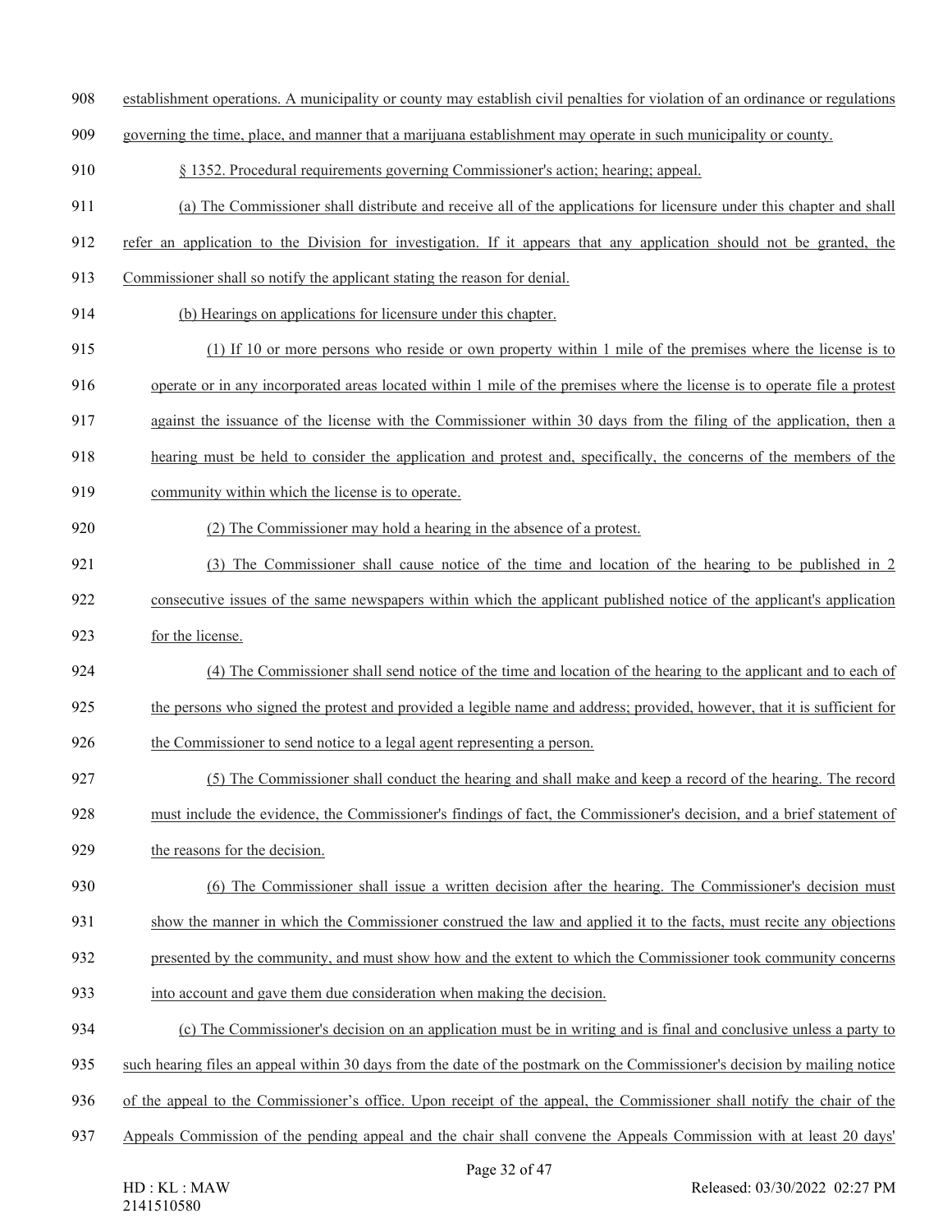establishment operations. A municipality or county may establish civil penalties for violation of an ordinance or regulations governing the time, place, and manner that a marijuana establishment may operate in such municipality or county.

§ 1352. Procedural requirements governing Commissioner's action; hearing; appeal.

(a) The Commissioner shall distribute and receive all of the applications for licensure under this chapter and shall refer an application to the Division for investigation. If it appears that any application should not be granted, the Commissioner shall so notify the applicant stating the reason for denial.

(b) Hearings on applications for licensure under this chapter.

(1) If 10 or more persons who reside or own property within 1 mile of the premises where the license is to operate or in any incorporated areas located within 1 mile of the premises where the license is to operate file a protest against the issuance of the license with the Commissioner within 30 days from the filing of the application, then a hearing must be held to consider the application and protest and, specifically, the concerns of the members of the community within which the license is to operate.

(2) The Commissioner may hold a hearing in the absence of a protest.

(3) The Commissioner shall cause notice of the time and location of the hearing to be published in 2 consecutive issues of the same newspapers within which the applicant published notice of the applicant's application for the license.

(4) The Commissioner shall send notice of the time and location of the hearing to the applicant and to each of the persons who signed the protest and provided a legible name and address; provided, however, that it is sufficient for the Commissioner to send notice to a legal agent representing a person.

(5) The Commissioner shall conduct the hearing and shall make and keep a record of the hearing. The record must include the evidence, the Commissioner's findings of fact, the Commissioner's decision, and a brief statement of the reasons for the decision.

(6) The Commissioner shall issue a written decision after the hearing. The Commissioner's decision must show the manner in which the Commissioner construed the law and applied it to the facts, must recite any objections presented by the community, and must show how and the extent to which the Commissioner took community concerns into account and gave them due consideration when making the decision.

(c) The Commissioner's decision on an application must be in writing and is final and conclusive unless a party to such hearing files an appeal within 30 days from the date of the postmark on the Commissioner's decision by mailing notice of the appeal to the Commissioner's office. Upon receipt of the appeal, the Commissioner shall notify the chair of the Appeals Commission of the pending appeal and the chair shall convene the Appeals Commission with at least 20 days'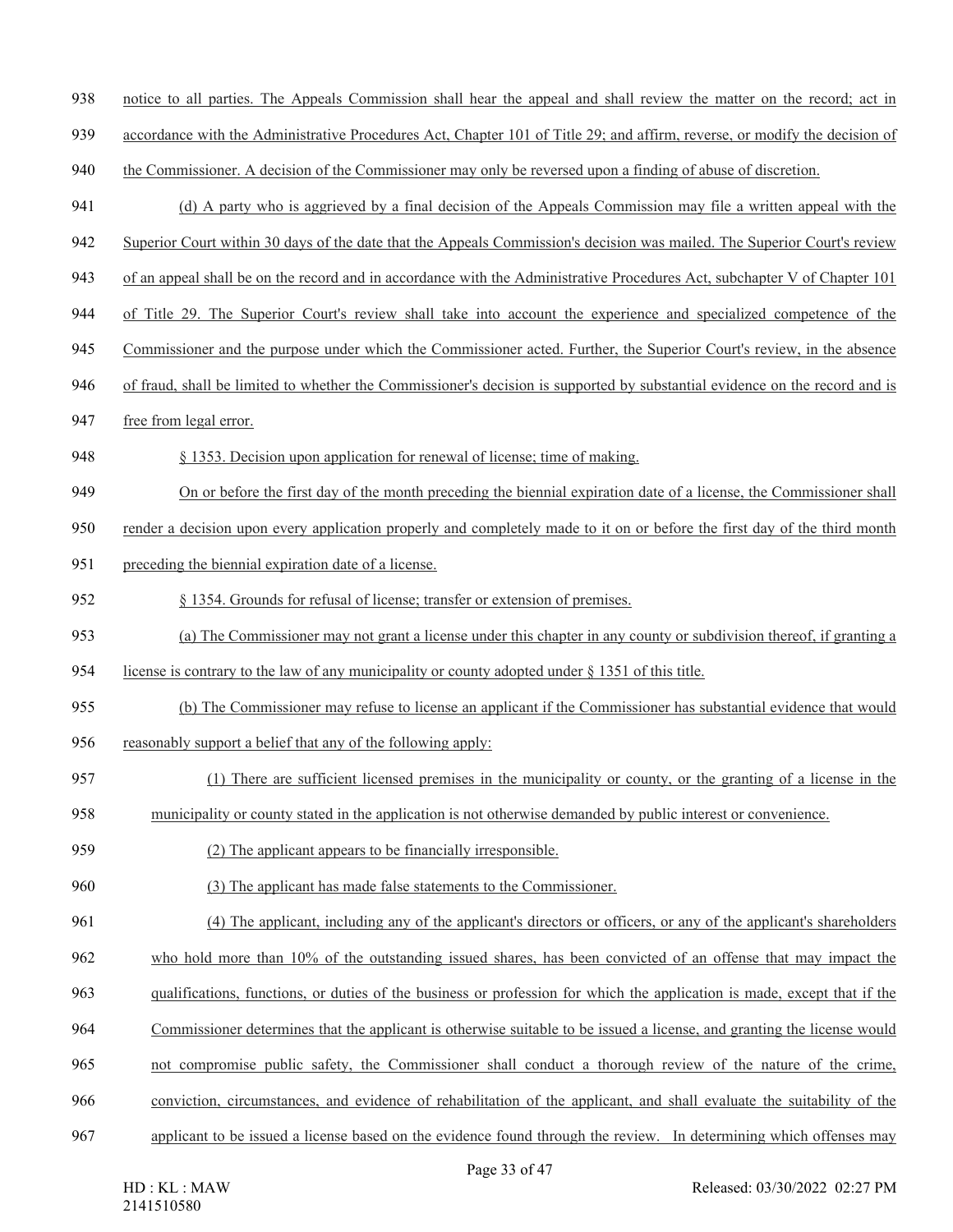notice to all parties. The Appeals Commission shall hear the appeal and shall review the matter on the record; act in accordance with the Administrative Procedures Act, Chapter 101 of Title 29; and affirm, reverse, or modify the decision of the Commissioner. A decision of the Commissioner may only be reversed upon a finding of abuse of discretion.

(d) A party who is aggrieved by a final decision of the Appeals Commission may file a written appeal with the Superior Court within 30 days of the date that the Appeals Commission's decision was mailed. The Superior Court's review of an appeal shall be on the record and in accordance with the Administrative Procedures Act, subchapter V of Chapter 101 of Title 29. The Superior Court's review shall take into account the experience and specialized competence of the Commissioner and the purpose under which the Commissioner acted. Further, the Superior Court's review, in the absence of fraud, shall be limited to whether the Commissioner's decision is supported by substantial evidence on the record and is free from legal error.

§ 1353. Decision upon application for renewal of license; time of making.

On or before the first day of the month preceding the biennial expiration date of a license, the Commissioner shall render a decision upon every application properly and completely made to it on or before the first day of the third month preceding the biennial expiration date of a license.

§ 1354. Grounds for refusal of license; transfer or extension of premises.

(a) The Commissioner may not grant a license under this chapter in any county or subdivision thereof, if granting a license is contrary to the law of any municipality or county adopted under § 1351 of this title.

(b) The Commissioner may refuse to license an applicant if the Commissioner has substantial evidence that would reasonably support a belief that any of the following apply:

(1) There are sufficient licensed premises in the municipality or county, or the granting of a license in the municipality or county stated in the application is not otherwise demanded by public interest or convenience.

(2) The applicant appears to be financially irresponsible.

(3) The applicant has made false statements to the Commissioner.

(4) The applicant, including any of the applicant's directors or officers, or any of the applicant's shareholders who hold more than 10% of the outstanding issued shares, has been convicted of an offense that may impact the qualifications, functions, or duties of the business or profession for which the application is made, except that if the Commissioner determines that the applicant is otherwise suitable to be issued a license, and granting the license would not compromise public safety, the Commissioner shall conduct a thorough review of the nature of the crime, conviction, circumstances, and evidence of rehabilitation of the applicant, and shall evaluate the suitability of the applicant to be issued a license based on the evidence found through the review. In determining which offenses may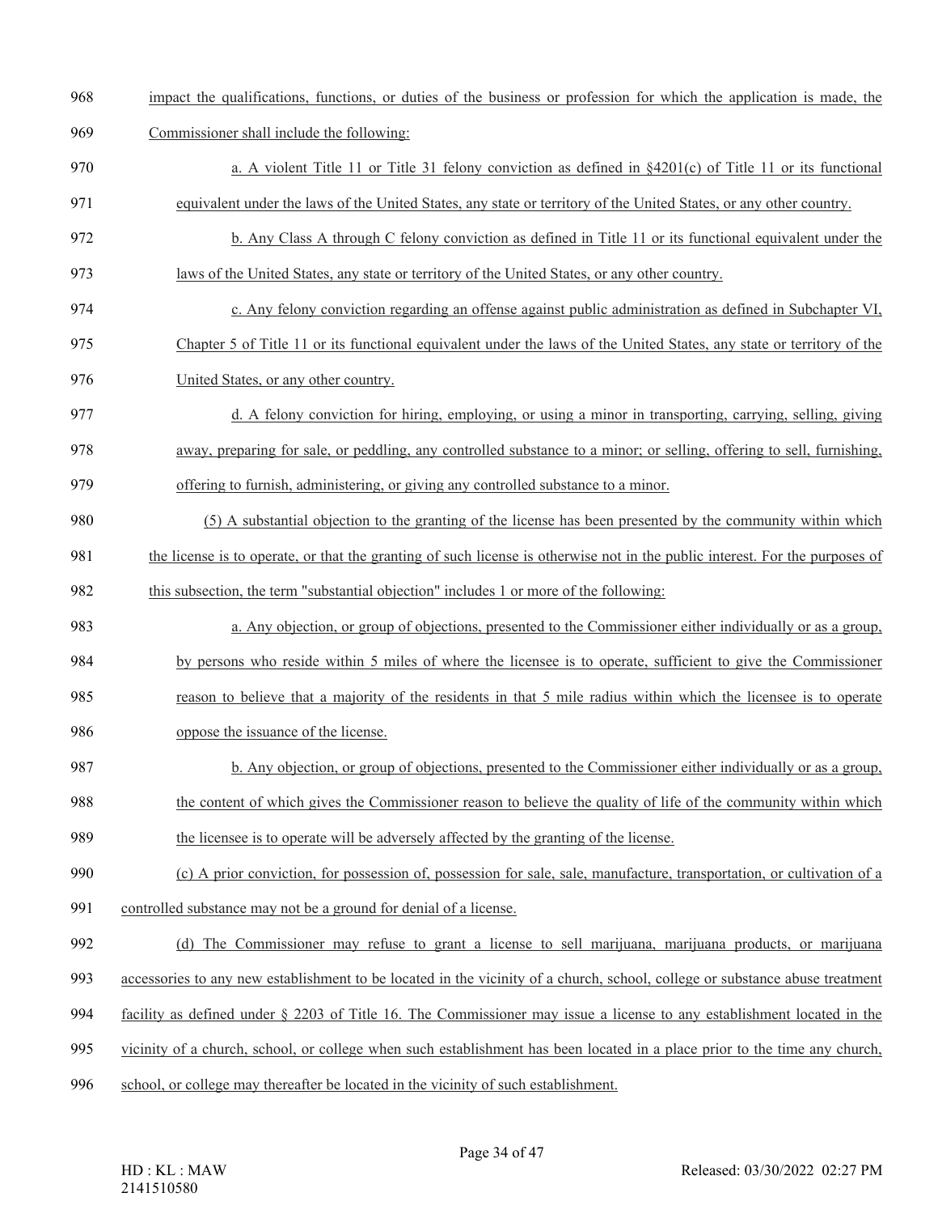impact the qualifications, functions, or duties of the business or profession for which the application is made, the Commissioner shall include the following:

a. A violent Title 11 or Title 31 felony conviction as defined in §4201(c) of Title 11 or its functional equivalent under the laws of the United States, any state or territory of the United States, or any other country.

b. Any Class A through C felony conviction as defined in Title 11 or its functional equivalent under the laws of the United States, any state or territory of the United States, or any other country.

c. Any felony conviction regarding an offense against public administration as defined in Subchapter VI, Chapter 5 of Title 11 or its functional equivalent under the laws of the United States, any state or territory of the United States, or any other country.

d. A felony conviction for hiring, employing, or using a minor in transporting, carrying, selling, giving away, preparing for sale, or peddling, any controlled substance to a minor; or selling, offering to sell, furnishing, offering to furnish, administering, or giving any controlled substance to a minor.

(5) A substantial objection to the granting of the license has been presented by the community within which the license is to operate, or that the granting of such license is otherwise not in the public interest. For the purposes of this subsection, the term "substantial objection" includes 1 or more of the following:

a. Any objection, or group of objections, presented to the Commissioner either individually or as a group, by persons who reside within 5 miles of where the licensee is to operate, sufficient to give the Commissioner reason to believe that a majority of the residents in that 5 mile radius within which the licensee is to operate oppose the issuance of the license.

b. Any objection, or group of objections, presented to the Commissioner either individually or as a group, the content of which gives the Commissioner reason to believe the quality of life of the community within which the licensee is to operate will be adversely affected by the granting of the license.

(c) A prior conviction, for possession of, possession for sale, sale, manufacture, transportation, or cultivation of a controlled substance may not be a ground for denial of a license.

(d) The Commissioner may refuse to grant a license to sell marijuana, marijuana products, or marijuana accessories to any new establishment to be located in the vicinity of a church, school, college or substance abuse treatment facility as defined under § 2203 of Title 16. The Commissioner may issue a license to any establishment located in the vicinity of a church, school, or college when such establishment has been located in a place prior to the time any church, school, or college may thereafter be located in the vicinity of such establishment.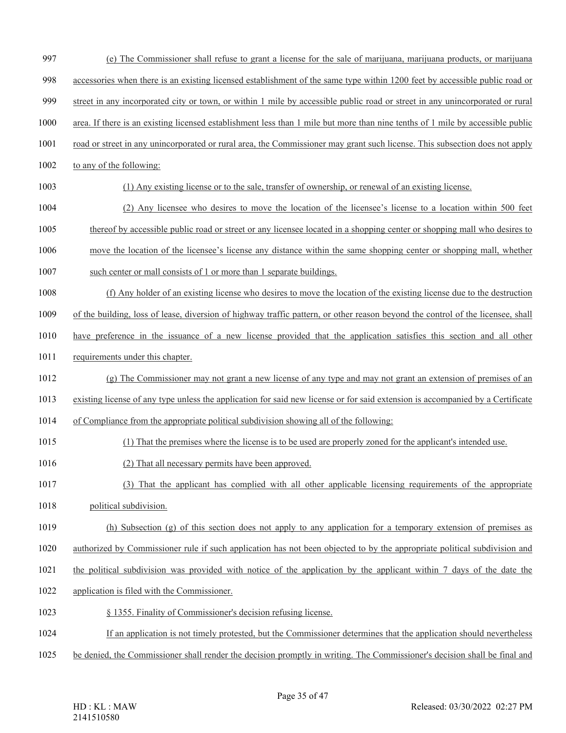(e) The Commissioner shall refuse to grant a license for the sale of marijuana, marijuana products, or marijuana accessories when there is an existing licensed establishment of the same type within 1200 feet by accessible public road or street in any incorporated city or town, or within 1 mile by accessible public road or street in any unincorporated or rural area. If there is an existing licensed establishment less than 1 mile but more than nine tenths of 1 mile by accessible public road or street in any unincorporated or rural area, the Commissioner may grant such license. This subsection does not apply to any of the following:

(1) Any existing license or to the sale, transfer of ownership, or renewal of an existing license.

(2) Any licensee who desires to move the location of the licensee's license to a location within 500 feet thereof by accessible public road or street or any licensee located in a shopping center or shopping mall who desires to move the location of the licensee's license any distance within the same shopping center or shopping mall, whether such center or mall consists of 1 or more than 1 separate buildings.

(f) Any holder of an existing license who desires to move the location of the existing license due to the destruction of the building, loss of lease, diversion of highway traffic pattern, or other reason beyond the control of the licensee, shall have preference in the issuance of a new license provided that the application satisfies this section and all other requirements under this chapter.

(g) The Commissioner may not grant a new license of any type and may not grant an extension of premises of an existing license of any type unless the application for said new license or for said extension is accompanied by a Certificate of Compliance from the appropriate political subdivision showing all of the following:

(1) That the premises where the license is to be used are properly zoned for the applicant's intended use.

(2) That all necessary permits have been approved.

(3) That the applicant has complied with all other applicable licensing requirements of the appropriate political subdivision.

(h) Subsection (g) of this section does not apply to any application for a temporary extension of premises as authorized by Commissioner rule if such application has not been objected to by the appropriate political subdivision and the political subdivision was provided with notice of the application by the applicant within 7 days of the date the application is filed with the Commissioner.

§ 1355. Finality of Commissioner's decision refusing license.

If an application is not timely protested, but the Commissioner determines that the application should nevertheless be denied, the Commissioner shall render the decision promptly in writing. The Commissioner's decision shall be final and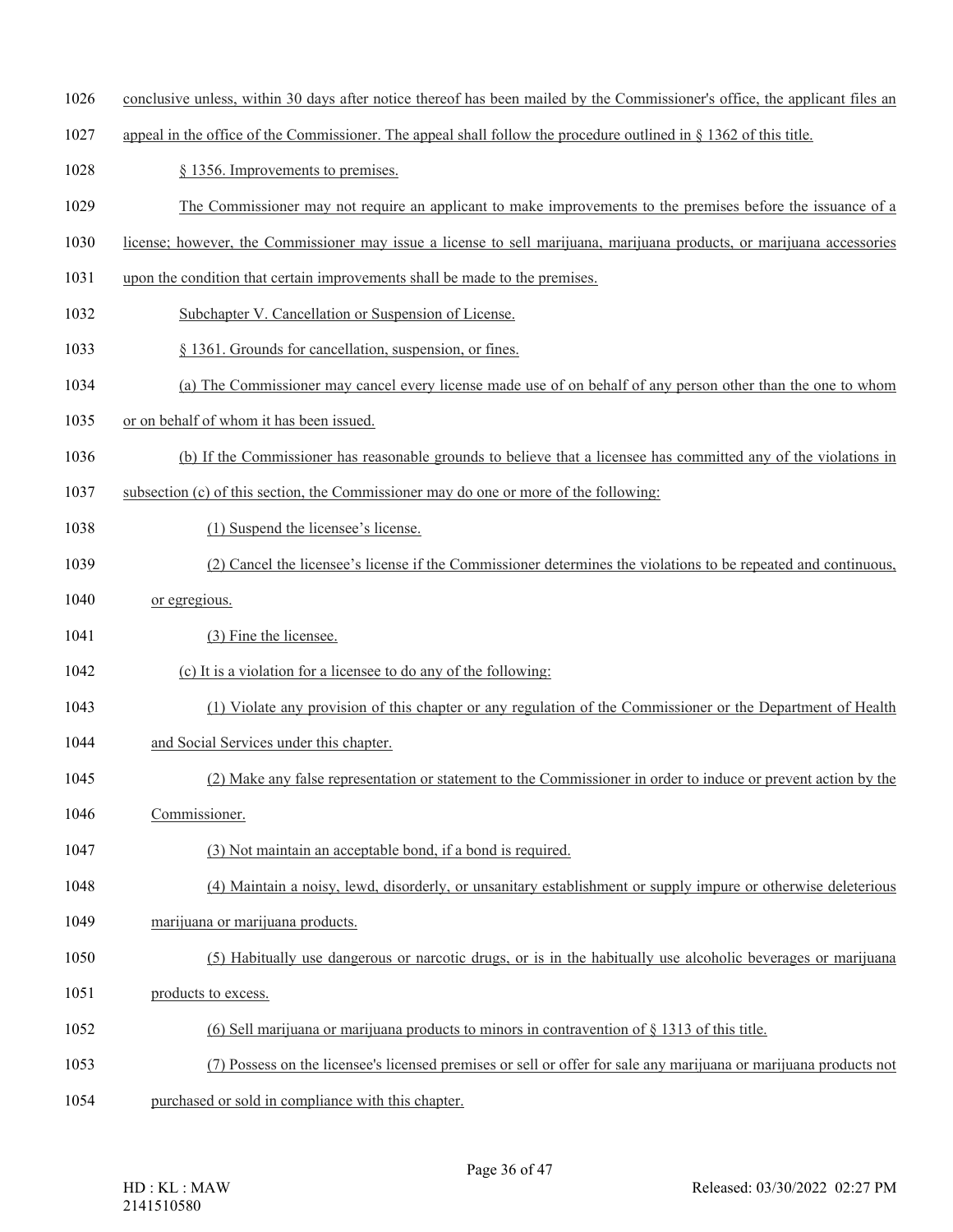conclusive unless, within 30 days after notice thereof has been mailed by the Commissioner's office, the applicant files an appeal in the office of the Commissioner. The appeal shall follow the procedure outlined in § 1362 of this title.

§ 1356. Improvements to premises.

The Commissioner may not require an applicant to make improvements to the premises before the issuance of a license; however, the Commissioner may issue a license to sell marijuana, marijuana products, or marijuana accessories upon the condition that certain improvements shall be made to the premises.

Subchapter V. Cancellation or Suspension of License.

§ 1361. Grounds for cancellation, suspension, or fines.

(a) The Commissioner may cancel every license made use of on behalf of any person other than the one to whom or on behalf of whom it has been issued.

(b) If the Commissioner has reasonable grounds to believe that a licensee has committed any of the violations in subsection (c) of this section, the Commissioner may do one or more of the following:

(1) Suspend the licensee's license.

(2) Cancel the licensee's license if the Commissioner determines the violations to be repeated and continuous, or egregious.

(3) Fine the licensee.

(c) It is a violation for a licensee to do any of the following:

(1) Violate any provision of this chapter or any regulation of the Commissioner or the Department of Health and Social Services under this chapter.

(2) Make any false representation or statement to the Commissioner in order to induce or prevent action by the Commissioner.

(3) Not maintain an acceptable bond, if a bond is required.

(4) Maintain a noisy, lewd, disorderly, or unsanitary establishment or supply impure or otherwise deleterious marijuana or marijuana products.

(5) Habitually use dangerous or narcotic drugs, or is in the habitually use alcoholic beverages or marijuana products to excess.

(6) Sell marijuana or marijuana products to minors in contravention of § 1313 of this title.

(7) Possess on the licensee's licensed premises or sell or offer for sale any marijuana or marijuana products not purchased or sold in compliance with this chapter.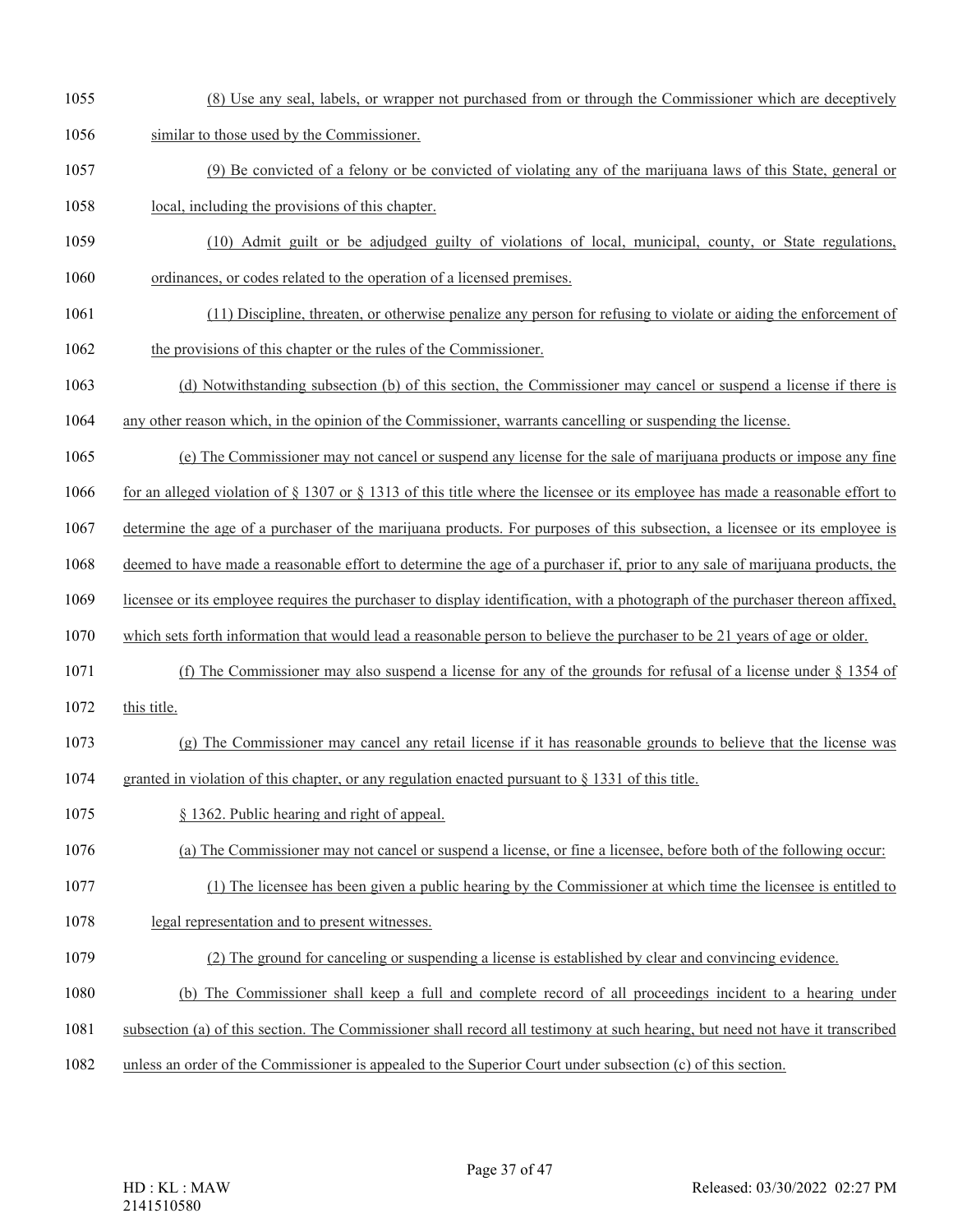(8) Use any seal, labels, or wrapper not purchased from or through the Commissioner which are deceptively similar to those used by the Commissioner.

(9) Be convicted of a felony or be convicted of violating any of the marijuana laws of this State, general or local, including the provisions of this chapter.

(10) Admit guilt or be adjudged guilty of violations of local, municipal, county, or State regulations, ordinances, or codes related to the operation of a licensed premises.

(11) Discipline, threaten, or otherwise penalize any person for refusing to violate or aiding the enforcement of the provisions of this chapter or the rules of the Commissioner.

(d) Notwithstanding subsection (b) of this section, the Commissioner may cancel or suspend a license if there is any other reason which, in the opinion of the Commissioner, warrants cancelling or suspending the license.

(e) The Commissioner may not cancel or suspend any license for the sale of marijuana products or impose any fine for an alleged violation of § 1307 or § 1313 of this title where the licensee or its employee has made a reasonable effort to determine the age of a purchaser of the marijuana products. For purposes of this subsection, a licensee or its employee is deemed to have made a reasonable effort to determine the age of a purchaser if, prior to any sale of marijuana products, the licensee or its employee requires the purchaser to display identification, with a photograph of the purchaser thereon affixed, which sets forth information that would lead a reasonable person to believe the purchaser to be 21 years of age or older.

(f) The Commissioner may also suspend a license for any of the grounds for refusal of a license under § 1354 of this title.

(g) The Commissioner may cancel any retail license if it has reasonable grounds to believe that the license was granted in violation of this chapter, or any regulation enacted pursuant to § 1331 of this title.

§ 1362. Public hearing and right of appeal.

(a) The Commissioner may not cancel or suspend a license, or fine a licensee, before both of the following occur:

(1) The licensee has been given a public hearing by the Commissioner at which time the licensee is entitled to legal representation and to present witnesses.

(2) The ground for canceling or suspending a license is established by clear and convincing evidence.

(b) The Commissioner shall keep a full and complete record of all proceedings incident to a hearing under subsection (a) of this section. The Commissioner shall record all testimony at such hearing, but need not have it transcribed unless an order of the Commissioner is appealed to the Superior Court under subsection (c) of this section.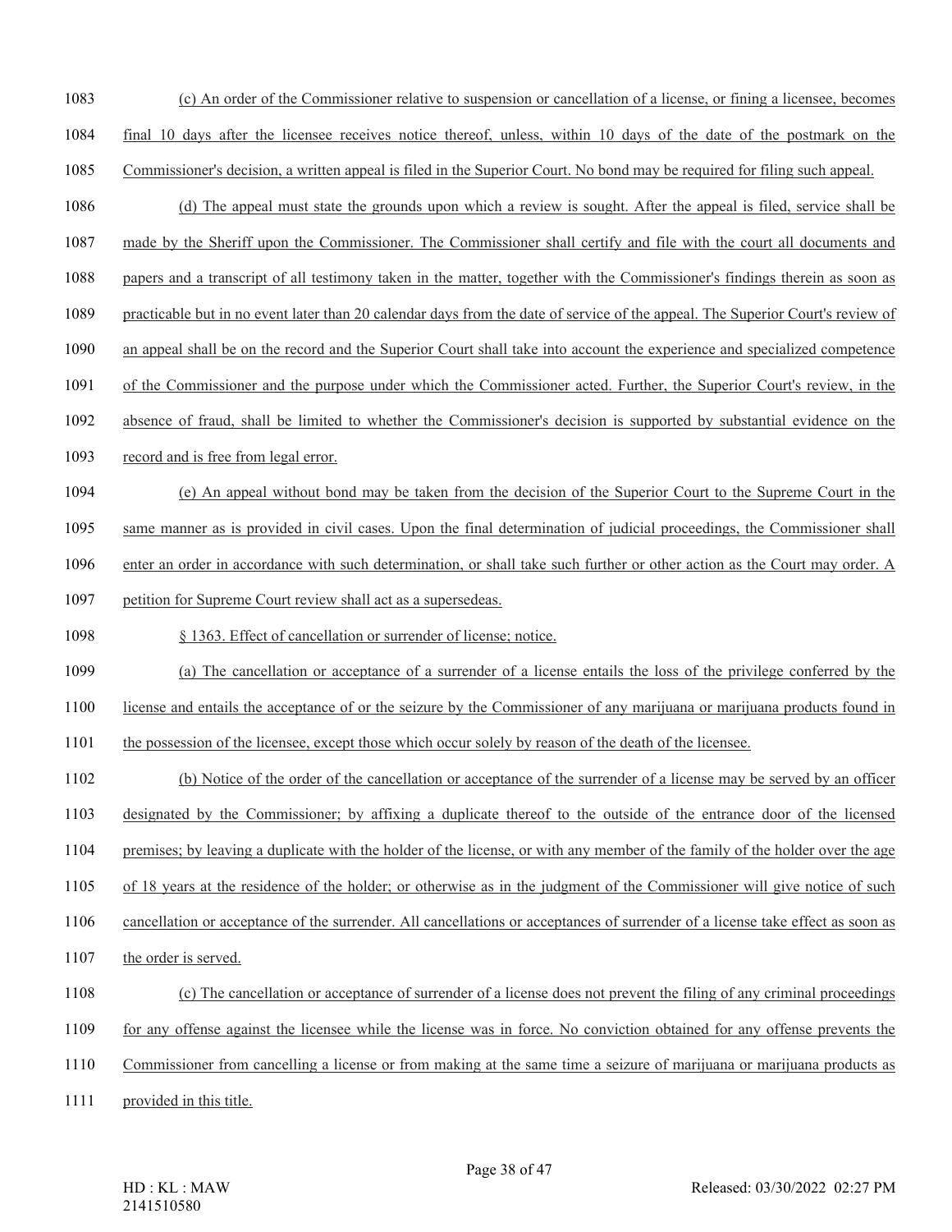(c) An order of the Commissioner relative to suspension or cancellation of a license, or fining a licensee, becomes final 10 days after the licensee receives notice thereof, unless, within 10 days of the date of the postmark on the Commissioner's decision, a written appeal is filed in the Superior Court. No bond may be required for filing such appeal.

(d) The appeal must state the grounds upon which a review is sought. After the appeal is filed, service shall be made by the Sheriff upon the Commissioner. The Commissioner shall certify and file with the court all documents and papers and a transcript of all testimony taken in the matter, together with the Commissioner's findings therein as soon as practicable but in no event later than 20 calendar days from the date of service of the appeal. The Superior Court's review of an appeal shall be on the record and the Superior Court shall take into account the experience and specialized competence of the Commissioner and the purpose under which the Commissioner acted. Further, the Superior Court's review, in the absence of fraud, shall be limited to whether the Commissioner's decision is supported by substantial evidence on the record and is free from legal error.

(e) An appeal without bond may be taken from the decision of the Superior Court to the Supreme Court in the same manner as is provided in civil cases. Upon the final determination of judicial proceedings, the Commissioner shall enter an order in accordance with such determination, or shall take such further or other action as the Court may order. A petition for Supreme Court review shall act as a supersedeas.

§ 1363. Effect of cancellation or surrender of license; notice.

(a) The cancellation or acceptance of a surrender of a license entails the loss of the privilege conferred by the license and entails the acceptance of or the seizure by the Commissioner of any marijuana or marijuana products found in the possession of the licensee, except those which occur solely by reason of the death of the licensee.

(b) Notice of the order of the cancellation or acceptance of the surrender of a license may be served by an officer designated by the Commissioner; by affixing a duplicate thereof to the outside of the entrance door of the licensed premises; by leaving a duplicate with the holder of the license, or with any member of the family of the holder over the age of 18 years at the residence of the holder; or otherwise as in the judgment of the Commissioner will give notice of such cancellation or acceptance of the surrender. All cancellations or acceptances of surrender of a license take effect as soon as the order is served.

(c) The cancellation or acceptance of surrender of a license does not prevent the filing of any criminal proceedings for any offense against the licensee while the license was in force. No conviction obtained for any offense prevents the Commissioner from cancelling a license or from making at the same time a seizure of marijuana or marijuana products as provided in this title.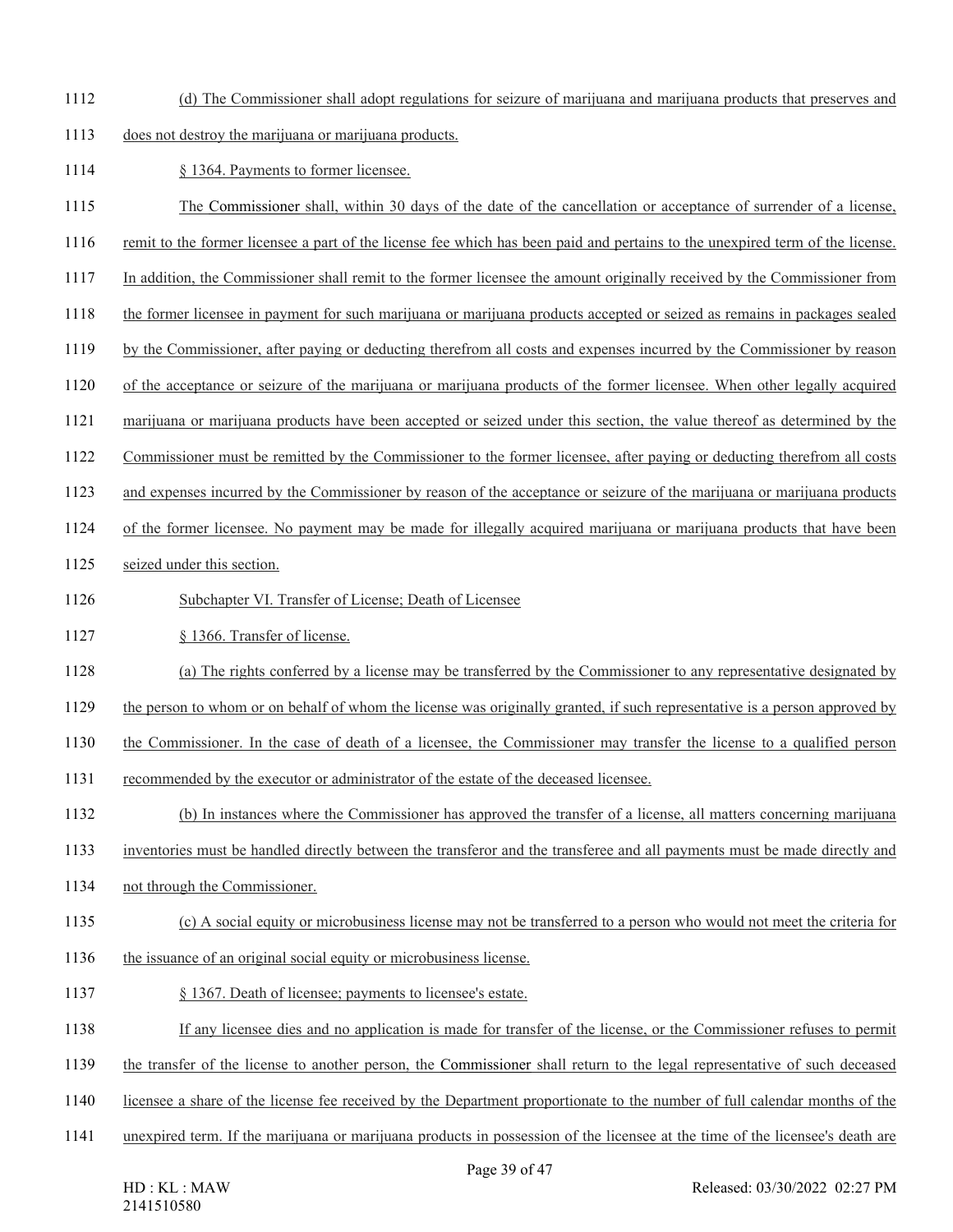(d) The Commissioner shall adopt regulations for seizure of marijuana and marijuana products that preserves and does not destroy the marijuana or marijuana products.

§ 1364. Payments to former licensee.

The Commissioner shall, within 30 days of the date of the cancellation or acceptance of surrender of a license, remit to the former licensee a part of the license fee which has been paid and pertains to the unexpired term of the license. In addition, the Commissioner shall remit to the former licensee the amount originally received by the Commissioner from the former licensee in payment for such marijuana or marijuana products accepted or seized as remains in packages sealed by the Commissioner, after paying or deducting therefrom all costs and expenses incurred by the Commissioner by reason of the acceptance or seizure of the marijuana or marijuana products of the former licensee. When other legally acquired marijuana or marijuana products have been accepted or seized under this section, the value thereof as determined by the Commissioner must be remitted by the Commissioner to the former licensee, after paying or deducting therefrom all costs and expenses incurred by the Commissioner by reason of the acceptance or seizure of the marijuana or marijuana products of the former licensee. No payment may be made for illegally acquired marijuana or marijuana products that have been seized under this section.

Subchapter VI. Transfer of License; Death of Licensee

§ 1366. Transfer of license.

(a) The rights conferred by a license may be transferred by the Commissioner to any representative designated by the person to whom or on behalf of whom the license was originally granted, if such representative is a person approved by the Commissioner. In the case of death of a licensee, the Commissioner may transfer the license to a qualified person recommended by the executor or administrator of the estate of the deceased licensee.

(b) In instances where the Commissioner has approved the transfer of a license, all matters concerning marijuana inventories must be handled directly between the transferor and the transferee and all payments must be made directly and not through the Commissioner.

(c) A social equity or microbusiness license may not be transferred to a person who would not meet the criteria for the issuance of an original social equity or microbusiness license.

§ 1367. Death of licensee; payments to licensee's estate.

If any licensee dies and no application is made for transfer of the license, or the Commissioner refuses to permit the transfer of the license to another person, the Commissioner shall return to the legal representative of such deceased licensee a share of the license fee received by the Department proportionate to the number of full calendar months of the unexpired term. If the marijuana or marijuana products in possession of the licensee at the time of the licensee's death are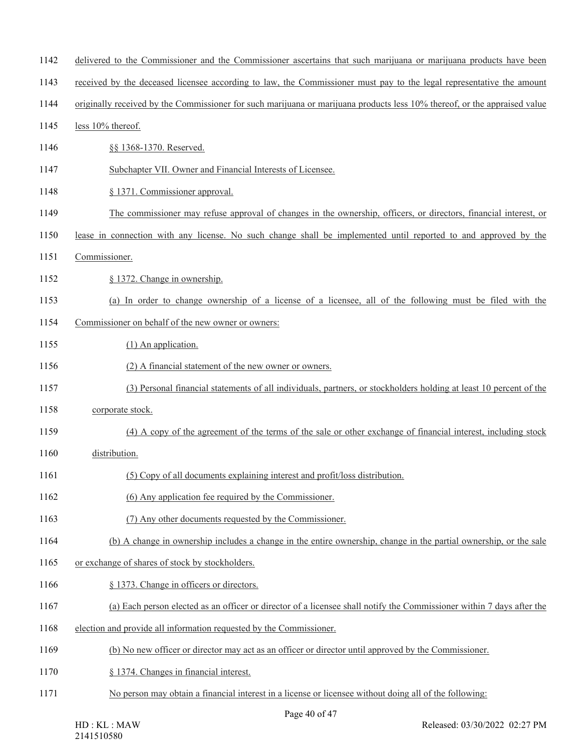delivered to the Commissioner and the Commissioner ascertains that such marijuana or marijuana products have been received by the deceased licensee according to law, the Commissioner must pay to the legal representative the amount originally received by the Commissioner for such marijuana or marijuana products less 10% thereof, or the appraised value less 10% thereof.

§§ 1368-1370. Reserved.

Subchapter VII. Owner and Financial Interests of Licensee.

§ 1371. Commissioner approval.

The commissioner may refuse approval of changes in the ownership, officers, or directors, financial interest, or lease in connection with any license. No such change shall be implemented until reported to and approved by the Commissioner.

§ 1372. Change in ownership.

(a) In order to change ownership of a license of a licensee, all of the following must be filed with the Commissioner on behalf of the new owner or owners:

(1) An application.

(2) A financial statement of the new owner or owners.

(3) Personal financial statements of all individuals, partners, or stockholders holding at least 10 percent of the corporate stock.

(4) A copy of the agreement of the terms of the sale or other exchange of financial interest, including stock distribution.

(5) Copy of all documents explaining interest and profit/loss distribution.

(6) Any application fee required by the Commissioner.

(7) Any other documents requested by the Commissioner.

(b) A change in ownership includes a change in the entire ownership, change in the partial ownership, or the sale or exchange of shares of stock by stockholders.

§ 1373. Change in officers or directors.

(a) Each person elected as an officer or director of a licensee shall notify the Commissioner within 7 days after the election and provide all information requested by the Commissioner.

(b) No new officer or director may act as an officer or director until approved by the Commissioner.

§ 1374. Changes in financial interest.

No person may obtain a financial interest in a license or licensee without doing all of the following: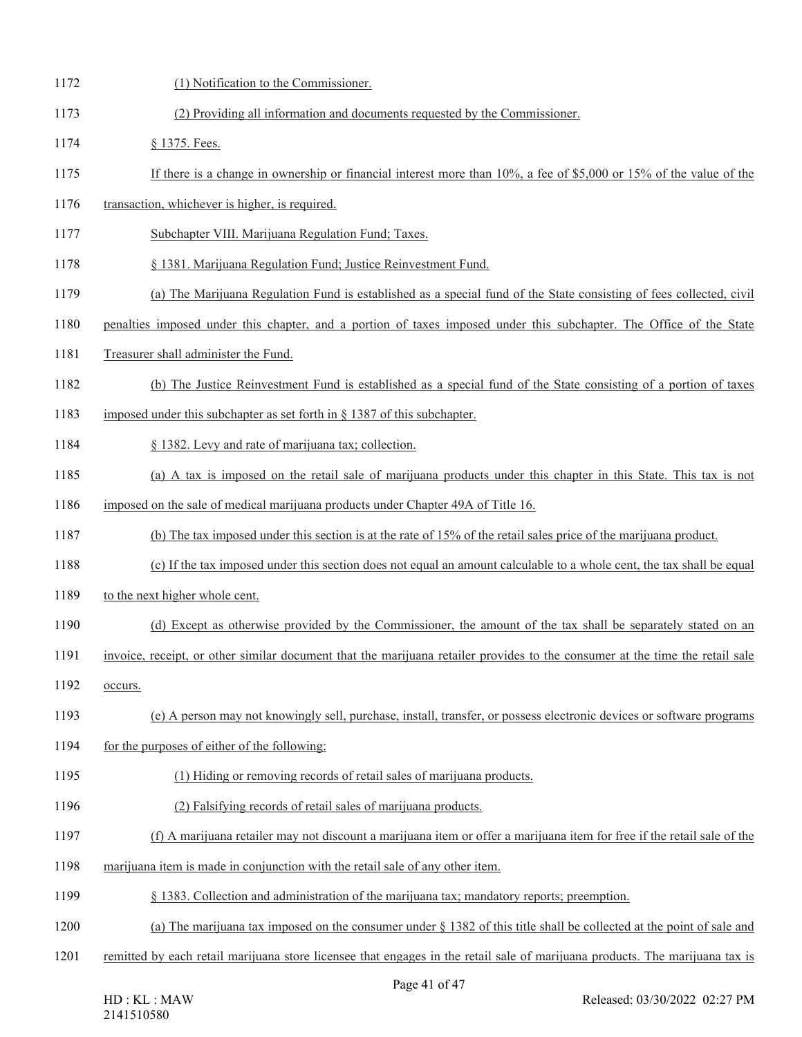(1) Notification to the Commissioner.

(2) Providing all information and documents requested by the Commissioner.

§ 1375. Fees.

If there is a change in ownership or financial interest more than 10%, a fee of $5,000 or 15% of the value of the transaction, whichever is higher, is required.

Subchapter VIII. Marijuana Regulation Fund; Taxes.

§ 1381. Marijuana Regulation Fund; Justice Reinvestment Fund.

(a) The Marijuana Regulation Fund is established as a special fund of the State consisting of fees collected, civil penalties imposed under this chapter, and a portion of taxes imposed under this subchapter. The Office of the State Treasurer shall administer the Fund.

(b) The Justice Reinvestment Fund is established as a special fund of the State consisting of a portion of taxes imposed under this subchapter as set forth in § 1387 of this subchapter.

§ 1382. Levy and rate of marijuana tax; collection.

(a) A tax is imposed on the retail sale of marijuana products under this chapter in this State. This tax is not imposed on the sale of medical marijuana products under Chapter 49A of Title 16.

(b) The tax imposed under this section is at the rate of 15% of the retail sales price of the marijuana product.

(c) If the tax imposed under this section does not equal an amount calculable to a whole cent, the tax shall be equal to the next higher whole cent.

(d) Except as otherwise provided by the Commissioner, the amount of the tax shall be separately stated on an invoice, receipt, or other similar document that the marijuana retailer provides to the consumer at the time the retail sale occurs.

(e) A person may not knowingly sell, purchase, install, transfer, or possess electronic devices or software programs for the purposes of either of the following:

(1) Hiding or removing records of retail sales of marijuana products.

(2) Falsifying records of retail sales of marijuana products.

(f) A marijuana retailer may not discount a marijuana item or offer a marijuana item for free if the retail sale of the marijuana item is made in conjunction with the retail sale of any other item.

§ 1383. Collection and administration of the marijuana tax; mandatory reports; preemption.

(a) The marijuana tax imposed on the consumer under § 1382 of this title shall be collected at the point of sale and remitted by each retail marijuana store licensee that engages in the retail sale of marijuana products. The marijuana tax is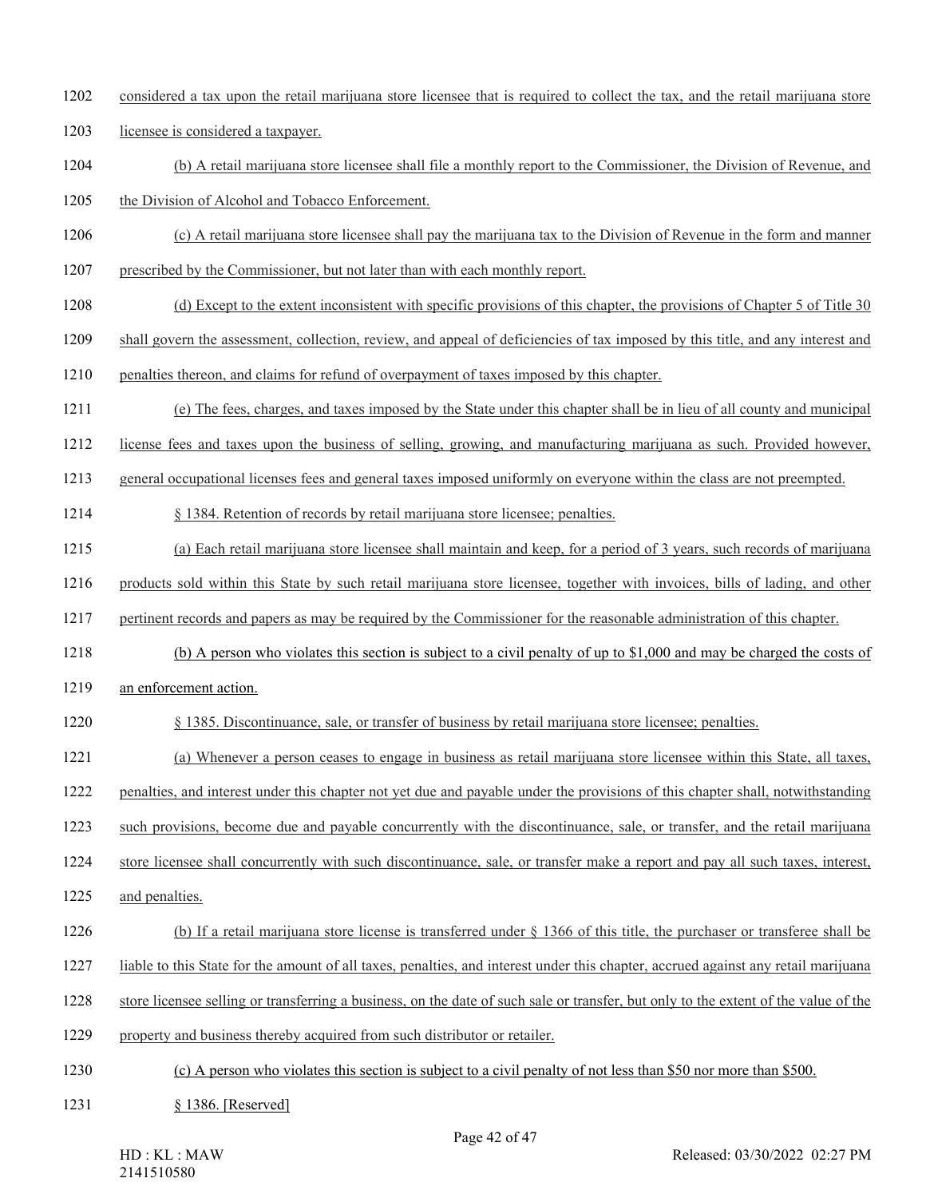considered a tax upon the retail marijuana store licensee that is required to collect the tax, and the retail marijuana store licensee is considered a taxpayer.

(b) A retail marijuana store licensee shall file a monthly report to the Commissioner, the Division of Revenue, and the Division of Alcohol and Tobacco Enforcement.

(c) A retail marijuana store licensee shall pay the marijuana tax to the Division of Revenue in the form and manner prescribed by the Commissioner, but not later than with each monthly report.

(d) Except to the extent inconsistent with specific provisions of this chapter, the provisions of Chapter 5 of Title 30 shall govern the assessment, collection, review, and appeal of deficiencies of tax imposed by this title, and any interest and penalties thereon, and claims for refund of overpayment of taxes imposed by this chapter.

(e) The fees, charges, and taxes imposed by the State under this chapter shall be in lieu of all county and municipal license fees and taxes upon the business of selling, growing, and manufacturing marijuana as such. Provided however, general occupational licenses fees and general taxes imposed uniformly on everyone within the class are not preempted.

§ 1384. Retention of records by retail marijuana store licensee; penalties.

(a) Each retail marijuana store licensee shall maintain and keep, for a period of 3 years, such records of marijuana products sold within this State by such retail marijuana store licensee, together with invoices, bills of lading, and other pertinent records and papers as may be required by the Commissioner for the reasonable administration of this chapter.

(b) A person who violates this section is subject to a civil penalty of up to $1,000 and may be charged the costs of an enforcement action.

§ 1385. Discontinuance, sale, or transfer of business by retail marijuana store licensee; penalties.

(a) Whenever a person ceases to engage in business as retail marijuana store licensee within this State, all taxes, penalties, and interest under this chapter not yet due and payable under the provisions of this chapter shall, notwithstanding such provisions, become due and payable concurrently with the discontinuance, sale, or transfer, and the retail marijuana store licensee shall concurrently with such discontinuance, sale, or transfer make a report and pay all such taxes, interest, and penalties.

(b) If a retail marijuana store license is transferred under § 1366 of this title, the purchaser or transferee shall be liable to this State for the amount of all taxes, penalties, and interest under this chapter, accrued against any retail marijuana store licensee selling or transferring a business, on the date of such sale or transfer, but only to the extent of the value of the property and business thereby acquired from such distributor or retailer.

(c) A person who violates this section is subject to a civil penalty of not less than $50 nor more than $500.

§ 1386. [Reserved]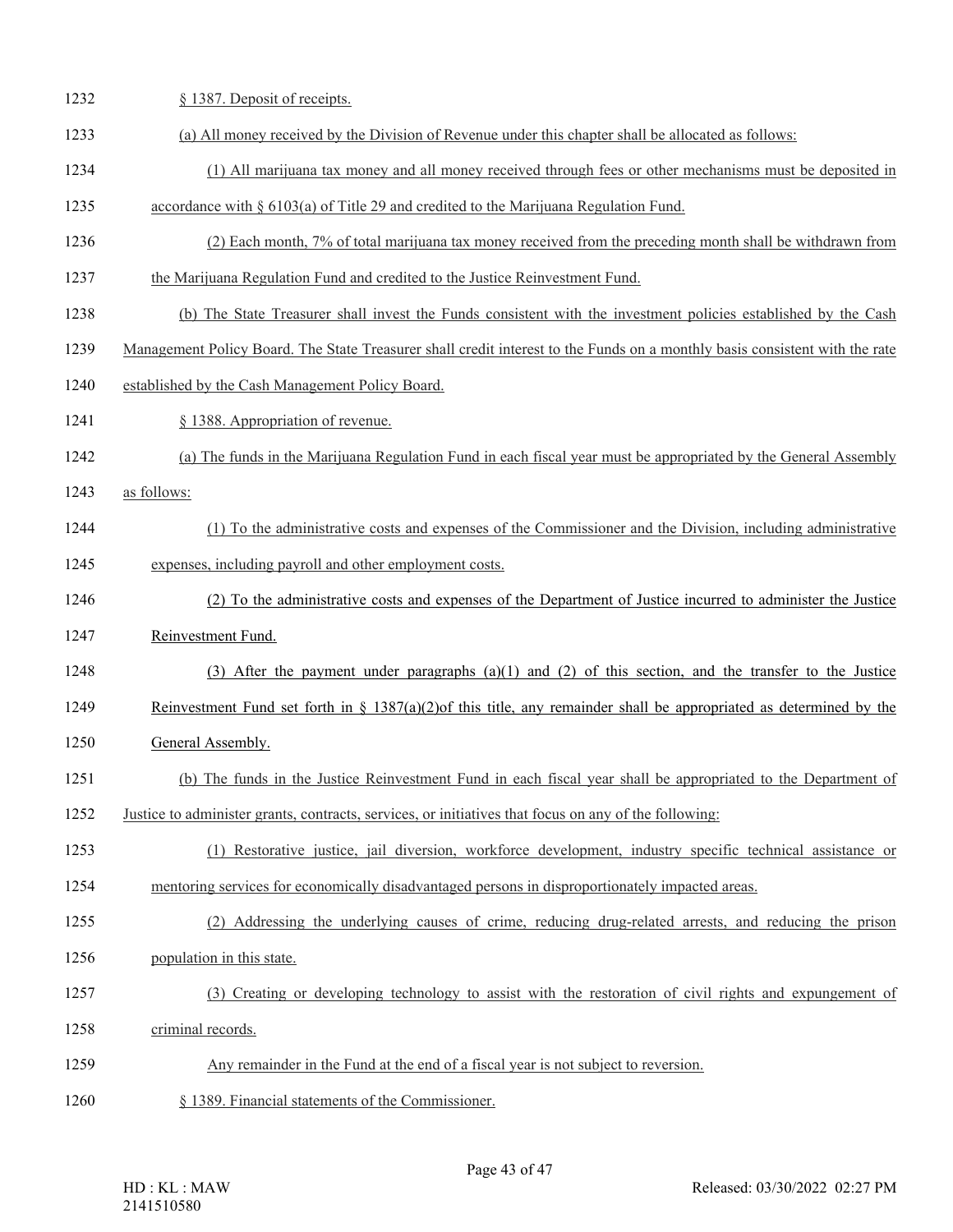§ 1387. Deposit of receipts.

(a) All money received by the Division of Revenue under this chapter shall be allocated as follows:

(1) All marijuana tax money and all money received through fees or other mechanisms must be deposited in accordance with § 6103(a) of Title 29 and credited to the Marijuana Regulation Fund.

(2) Each month, 7% of total marijuana tax money received from the preceding month shall be withdrawn from the Marijuana Regulation Fund and credited to the Justice Reinvestment Fund.

(b) The State Treasurer shall invest the Funds consistent with the investment policies established by the Cash Management Policy Board. The State Treasurer shall credit interest to the Funds on a monthly basis consistent with the rate established by the Cash Management Policy Board.

§ 1388. Appropriation of revenue.

(a) The funds in the Marijuana Regulation Fund in each fiscal year must be appropriated by the General Assembly as follows:

(1) To the administrative costs and expenses of the Commissioner and the Division, including administrative expenses, including payroll and other employment costs.

(2) To the administrative costs and expenses of the Department of Justice incurred to administer the Justice Reinvestment Fund.

(3) After the payment under paragraphs (a)(1) and (2) of this section, and the transfer to the Justice Reinvestment Fund set forth in § 1387(a)(2)of this title, any remainder shall be appropriated as determined by the General Assembly.

(b) The funds in the Justice Reinvestment Fund in each fiscal year shall be appropriated to the Department of Justice to administer grants, contracts, services, or initiatives that focus on any of the following:

(1) Restorative justice, jail diversion, workforce development, industry specific technical assistance or mentoring services for economically disadvantaged persons in disproportionately impacted areas.

(2) Addressing the underlying causes of crime, reducing drug-related arrests, and reducing the prison population in this state.

(3) Creating or developing technology to assist with the restoration of civil rights and expungement of criminal records.

Any remainder in the Fund at the end of a fiscal year is not subject to reversion.

§ 1389. Financial statements of the Commissioner.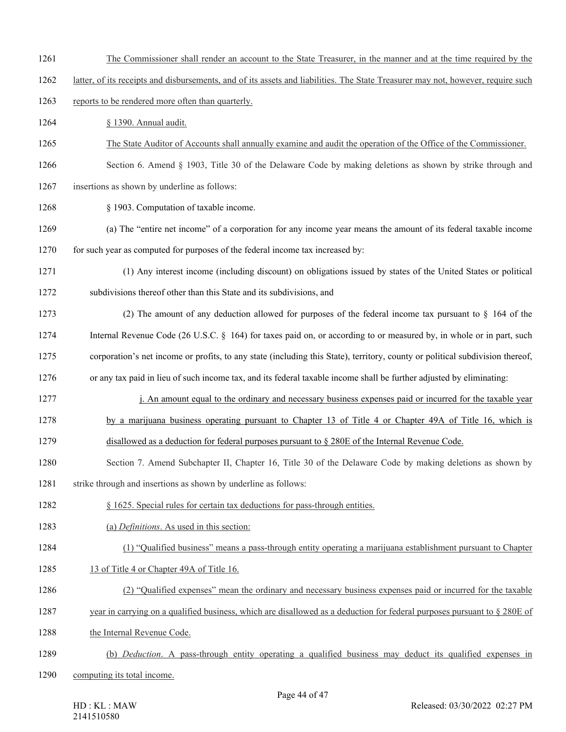The Commissioner shall render an account to the State Treasurer, in the manner and at the time required by the latter, of its receipts and disbursements, and of its assets and liabilities. The State Treasurer may not, however, require such reports to be rendered more often than quarterly.

§ 1390. Annual audit.

The State Auditor of Accounts shall annually examine and audit the operation of the Office of the Commissioner.

Section 6. Amend § 1903, Title 30 of the Delaware Code by making deletions as shown by strike through and insertions as shown by underline as follows:

§ 1903. Computation of taxable income.

(a) The "entire net income" of a corporation for any income year means the amount of its federal taxable income for such year as computed for purposes of the federal income tax increased by:

(1) Any interest income (including discount) on obligations issued by states of the United States or political subdivisions thereof other than this State and its subdivisions, and

(2) The amount of any deduction allowed for purposes of the federal income tax pursuant to § 164 of the Internal Revenue Code (26 U.S.C. § 164) for taxes paid on, or according to or measured by, in whole or in part, such corporation's net income or profits, to any state (including this State), territory, county or political subdivision thereof, or any tax paid in lieu of such income tax, and its federal taxable income shall be further adjusted by eliminating:

j. An amount equal to the ordinary and necessary business expenses paid or incurred for the taxable year by a marijuana business operating pursuant to Chapter 13 of Title 4 or Chapter 49A of Title 16, which is disallowed as a deduction for federal purposes pursuant to § 280E of the Internal Revenue Code.

Section 7. Amend Subchapter II, Chapter 16, Title 30 of the Delaware Code by making deletions as shown by strike through and insertions as shown by underline as follows:

§ 1625. Special rules for certain tax deductions for pass-through entities.

(a) *Definitions*. As used in this section:

(1) "Qualified business" means a pass-through entity operating a marijuana establishment pursuant to Chapter 13 of Title 4 or Chapter 49A of Title 16.

(2) "Qualified expenses" mean the ordinary and necessary business expenses paid or incurred for the taxable year in carrying on a qualified business, which are disallowed as a deduction for federal purposes pursuant to § 280E of the Internal Revenue Code.

(b) *Deduction*. A pass-through entity operating a qualified business may deduct its qualified expenses in computing its total income.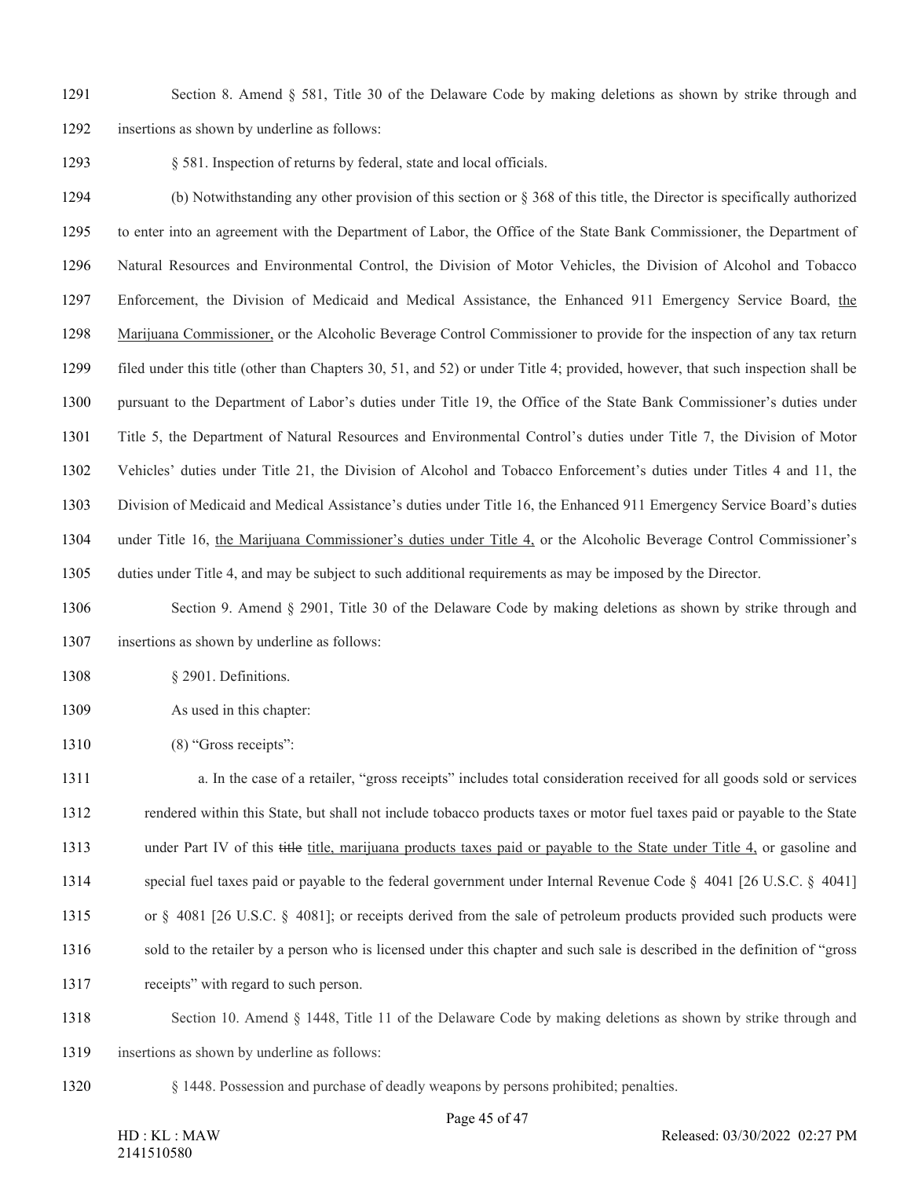Section 8. Amend § 581, Title 30 of the Delaware Code by making deletions as shown by strike through and insertions as shown by underline as follows:

§ 581. Inspection of returns by federal, state and local officials.

(b) Notwithstanding any other provision of this section or § 368 of this title, the Director is specifically authorized to enter into an agreement with the Department of Labor, the Office of the State Bank Commissioner, the Department of Natural Resources and Environmental Control, the Division of Motor Vehicles, the Division of Alcohol and Tobacco Enforcement, the Division of Medicaid and Medical Assistance, the Enhanced 911 Emergency Service Board, <u>the Marijuana Commissioner,</u> or the Alcoholic Beverage Control Commissioner to provide for the inspection of any tax return filed under this title (other than Chapters 30, 51, and 52) or under Title 4; provided, however, that such inspection shall be pursuant to the Department of Labor's duties under Title 19, the Office of the State Bank Commissioner's duties under Title 5, the Department of Natural Resources and Environmental Control's duties under Title 7, the Division of Motor Vehicles' duties under Title 21, the Division of Alcohol and Tobacco Enforcement's duties under Titles 4 and 11, the Division of Medicaid and Medical Assistance's duties under Title 16, the Enhanced 911 Emergency Service Board's duties under Title 16, <u>the Marijuana Commissioner's duties under Title 4,</u> or the Alcoholic Beverage Control Commissioner's duties under Title 4, and may be subject to such additional requirements as may be imposed by the Director.

Section 9. Amend § 2901, Title 30 of the Delaware Code by making deletions as shown by strike through and insertions as shown by underline as follows:

§ 2901. Definitions.

As used in this chapter:

(8) "Gross receipts":

a. In the case of a retailer, "gross receipts" includes total consideration received for all goods sold or services rendered within this State, but shall not include tobacco products taxes or motor fuel taxes paid or payable to the State under Part IV of this ~~title~~ <u>title, marijuana products taxes paid or payable to the State under Title 4,</u> or gasoline and special fuel taxes paid or payable to the federal government under Internal Revenue Code § 4041 [26 U.S.C. § 4041] or § 4081 [26 U.S.C. § 4081]; or receipts derived from the sale of petroleum products provided such products were sold to the retailer by a person who is licensed under this chapter and such sale is described in the definition of "gross receipts" with regard to such person.

Section 10. Amend § 1448, Title 11 of the Delaware Code by making deletions as shown by strike through and insertions as shown by underline as follows:

§ 1448. Possession and purchase of deadly weapons by persons prohibited; penalties.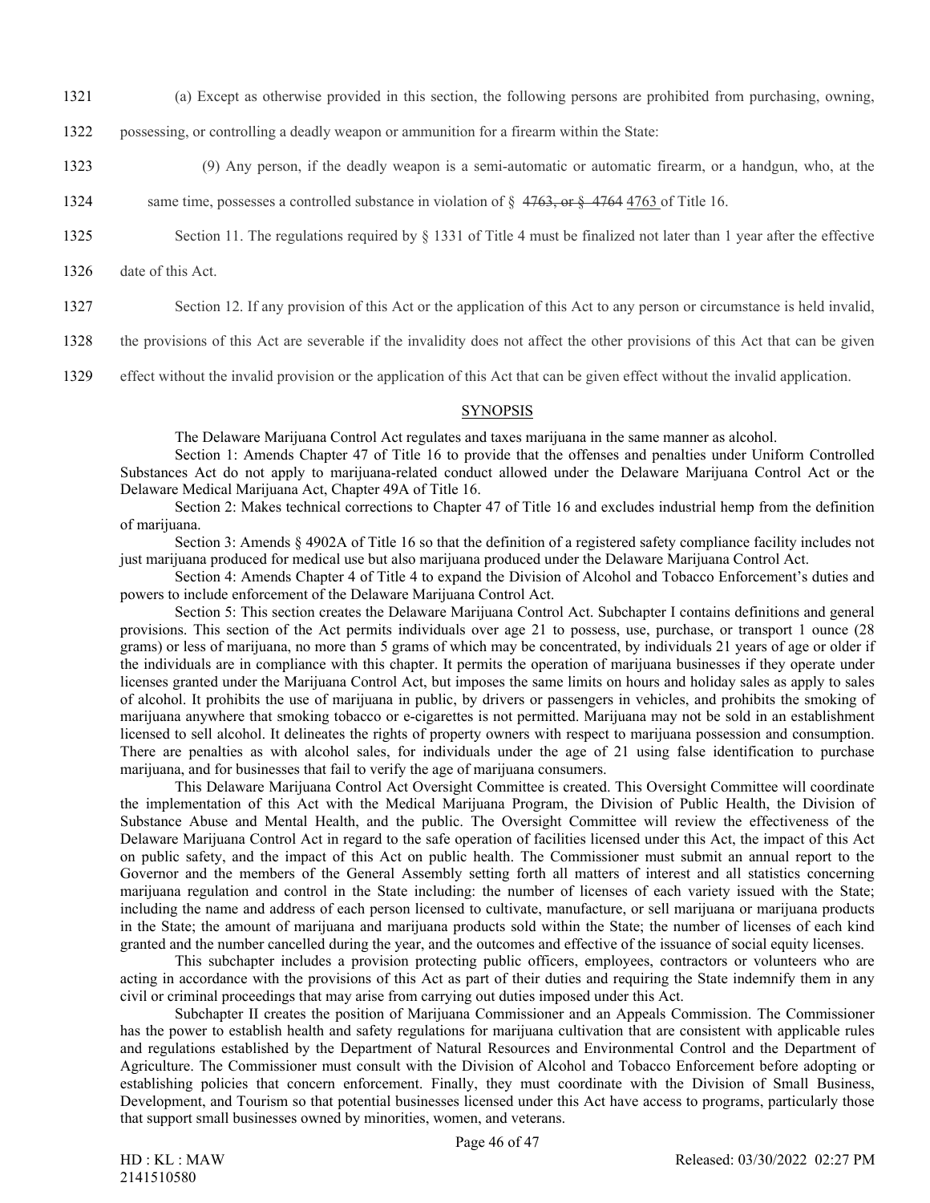1321 (a) Except as otherwise provided in this section, the following persons are prohibited from purchasing, owning,

1322 possessing, or controlling a deadly weapon or ammunition for a firearm within the State:

1323 (9) Any person, if the deadly weapon is a semi-automatic or automatic firearm, or a handgun, who, at the

1324 same time, possesses a controlled substance in violation of § ~~4763, or § 4764~~ 4763 of Title 16.

1325 Section 11. The regulations required by § 1331 of Title 4 must be finalized not later than 1 year after the effective

1326 date of this Act.

1327 Section 12. If any provision of this Act or the application of this Act to any person or circumstance is held invalid,

1328 the provisions of this Act are severable if the invalidity does not affect the other provisions of this Act that can be given

1329 effect without the invalid provision or the application of this Act that can be given effect without the invalid application.

## SYNOPSIS

The Delaware Marijuana Control Act regulates and taxes marijuana in the same manner as alcohol.

Section 1: Amends Chapter 47 of Title 16 to provide that the offenses and penalties under Uniform Controlled Substances Act do not apply to marijuana-related conduct allowed under the Delaware Marijuana Control Act or the Delaware Medical Marijuana Act, Chapter 49A of Title 16.

Section 2: Makes technical corrections to Chapter 47 of Title 16 and excludes industrial hemp from the definition of marijuana.

Section 3: Amends § 4902A of Title 16 so that the definition of a registered safety compliance facility includes not just marijuana produced for medical use but also marijuana produced under the Delaware Marijuana Control Act.

Section 4: Amends Chapter 4 of Title 4 to expand the Division of Alcohol and Tobacco Enforcement's duties and powers to include enforcement of the Delaware Marijuana Control Act.

Section 5: This section creates the Delaware Marijuana Control Act. Subchapter I contains definitions and general provisions. This section of the Act permits individuals over age 21 to possess, use, purchase, or transport 1 ounce (28 grams) or less of marijuana, no more than 5 grams of which may be concentrated, by individuals 21 years of age or older if the individuals are in compliance with this chapter. It permits the operation of marijuana businesses if they operate under licenses granted under the Marijuana Control Act, but imposes the same limits on hours and holiday sales as apply to sales of alcohol. It prohibits the use of marijuana in public, by drivers or passengers in vehicles, and prohibits the smoking of marijuana anywhere that smoking tobacco or e-cigarettes is not permitted. Marijuana may not be sold in an establishment licensed to sell alcohol. It delineates the rights of property owners with respect to marijuana possession and consumption. There are penalties as with alcohol sales, for individuals under the age of 21 using false identification to purchase marijuana, and for businesses that fail to verify the age of marijuana consumers.

This Delaware Marijuana Control Act Oversight Committee is created. This Oversight Committee will coordinate the implementation of this Act with the Medical Marijuana Program, the Division of Public Health, the Division of Substance Abuse and Mental Health, and the public. The Oversight Committee will review the effectiveness of the Delaware Marijuana Control Act in regard to the safe operation of facilities licensed under this Act, the impact of this Act on public safety, and the impact of this Act on public health. The Commissioner must submit an annual report to the Governor and the members of the General Assembly setting forth all matters of interest and all statistics concerning marijuana regulation and control in the State including: the number of licenses of each variety issued with the State; including the name and address of each person licensed to cultivate, manufacture, or sell marijuana or marijuana products in the State; the amount of marijuana and marijuana products sold within the State; the number of licenses of each kind granted and the number cancelled during the year, and the outcomes and effective of the issuance of social equity licenses.

This subchapter includes a provision protecting public officers, employees, contractors or volunteers who are acting in accordance with the provisions of this Act as part of their duties and requiring the State indemnify them in any civil or criminal proceedings that may arise from carrying out duties imposed under this Act.

Subchapter II creates the position of Marijuana Commissioner and an Appeals Commission. The Commissioner has the power to establish health and safety regulations for marijuana cultivation that are consistent with applicable rules and regulations established by the Department of Natural Resources and Environmental Control and the Department of Agriculture. The Commissioner must consult with the Division of Alcohol and Tobacco Enforcement before adopting or establishing policies that concern enforcement. Finally, they must coordinate with the Division of Small Business, Development, and Tourism so that potential businesses licensed under this Act have access to programs, particularly those that support small businesses owned by minorities, women, and veterans.

HD : KL : MAW
2141510580

Released: 03/30/2022 02:27 PM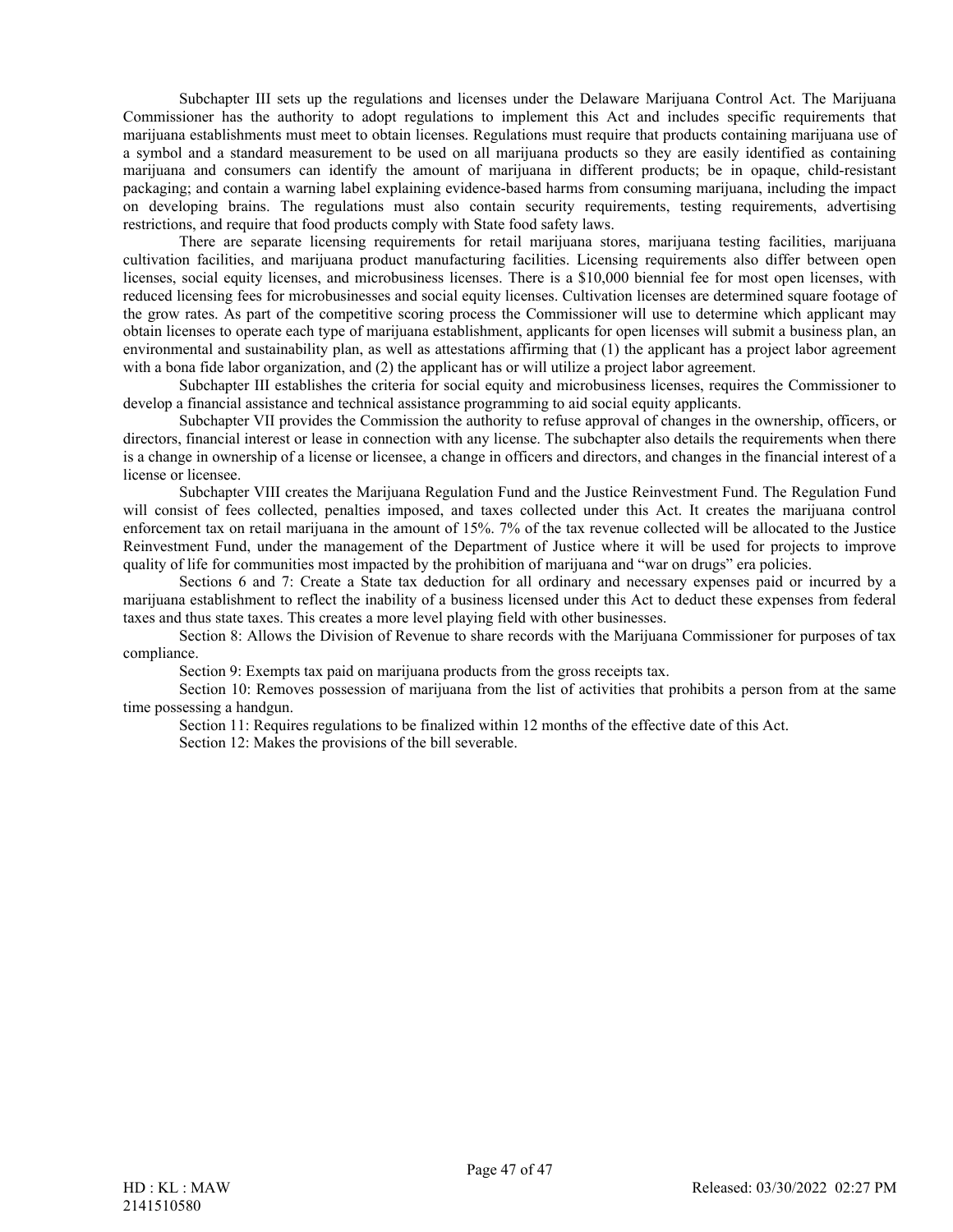Subchapter III sets up the regulations and licenses under the Delaware Marijuana Control Act. The Marijuana Commissioner has the authority to adopt regulations to implement this Act and includes specific requirements that marijuana establishments must meet to obtain licenses. Regulations must require that products containing marijuana use of a symbol and a standard measurement to be used on all marijuana products so they are easily identified as containing marijuana and consumers can identify the amount of marijuana in different products; be in opaque, child-resistant packaging; and contain a warning label explaining evidence-based harms from consuming marijuana, including the impact on developing brains. The regulations must also contain security requirements, testing requirements, advertising restrictions, and require that food products comply with State food safety laws.

There are separate licensing requirements for retail marijuana stores, marijuana testing facilities, marijuana cultivation facilities, and marijuana product manufacturing facilities. Licensing requirements also differ between open licenses, social equity licenses, and microbusiness licenses. There is a $10,000 biennial fee for most open licenses, with reduced licensing fees for microbusinesses and social equity licenses. Cultivation licenses are determined square footage of the grow rates. As part of the competitive scoring process the Commissioner will use to determine which applicant may obtain licenses to operate each type of marijuana establishment, applicants for open licenses will submit a business plan, an environmental and sustainability plan, as well as attestations affirming that (1) the applicant has a project labor agreement with a bona fide labor organization, and (2) the applicant has or will utilize a project labor agreement.

Subchapter III establishes the criteria for social equity and microbusiness licenses, requires the Commissioner to develop a financial assistance and technical assistance programming to aid social equity applicants.

Subchapter VII provides the Commission the authority to refuse approval of changes in the ownership, officers, or directors, financial interest or lease in connection with any license. The subchapter also details the requirements when there is a change in ownership of a license or licensee, a change in officers and directors, and changes in the financial interest of a license or licensee.

Subchapter VIII creates the Marijuana Regulation Fund and the Justice Reinvestment Fund. The Regulation Fund will consist of fees collected, penalties imposed, and taxes collected under this Act. It creates the marijuana control enforcement tax on retail marijuana in the amount of 15%. 7% of the tax revenue collected will be allocated to the Justice Reinvestment Fund, under the management of the Department of Justice where it will be used for projects to improve quality of life for communities most impacted by the prohibition of marijuana and "war on drugs" era policies.

Sections 6 and 7: Create a State tax deduction for all ordinary and necessary expenses paid or incurred by a marijuana establishment to reflect the inability of a business licensed under this Act to deduct these expenses from federal taxes and thus state taxes. This creates a more level playing field with other businesses.

Section 8: Allows the Division of Revenue to share records with the Marijuana Commissioner for purposes of tax compliance.

Section 9: Exempts tax paid on marijuana products from the gross receipts tax.

Section 10: Removes possession of marijuana from the list of activities that prohibits a person from at the same time possessing a handgun.

Section 11: Requires regulations to be finalized within 12 months of the effective date of this Act.

Section 12: Makes the provisions of the bill severable.

HD : KL : MAW
2141510580

Released: 03/30/2022 02:27 PM